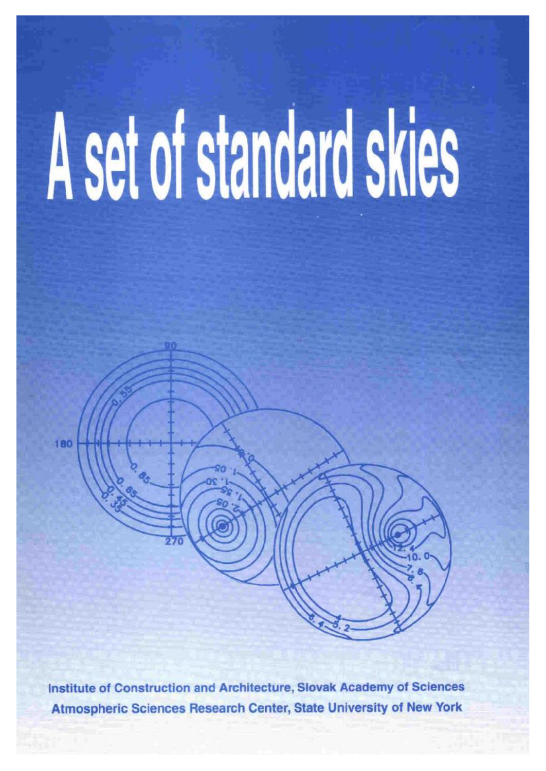# A set of standard skies

Institute of Construction and Architecture, Slovak Academy of Sciences

Atmospheric Sciences Research Center, State University of New York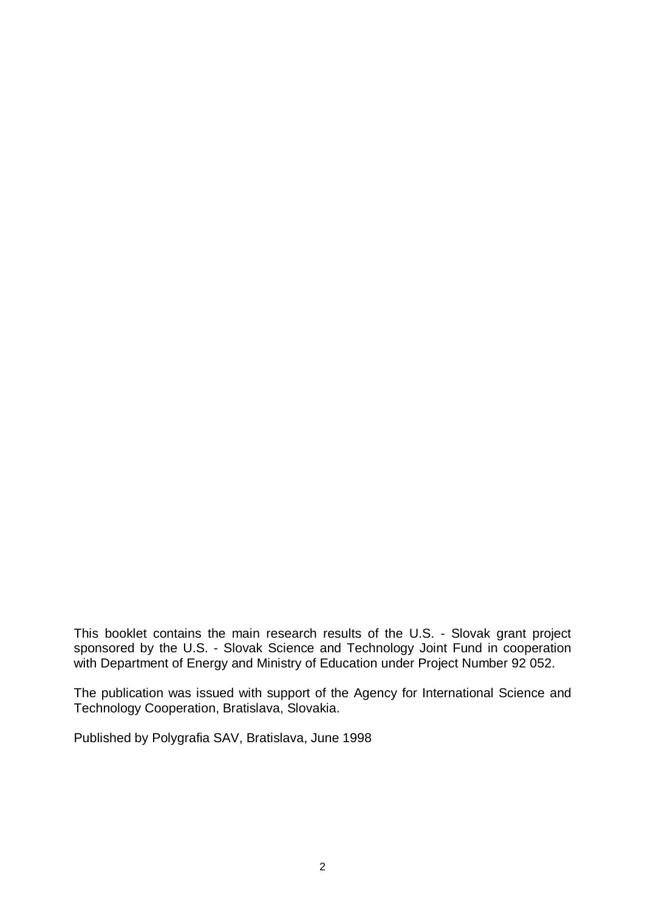This booklet contains the main research results of the U.S. - Slovak grant project sponsored by the U.S. - Slovak Science and Technology Joint Fund in cooperation with Department of Energy and Ministry of Education under Project Number 92 052.

The publication was issued with support of the Agency for International Science and Technology Cooperation, Bratislava, Slovakia.

Published by Polygrafia SAV, Bratislava, June 1998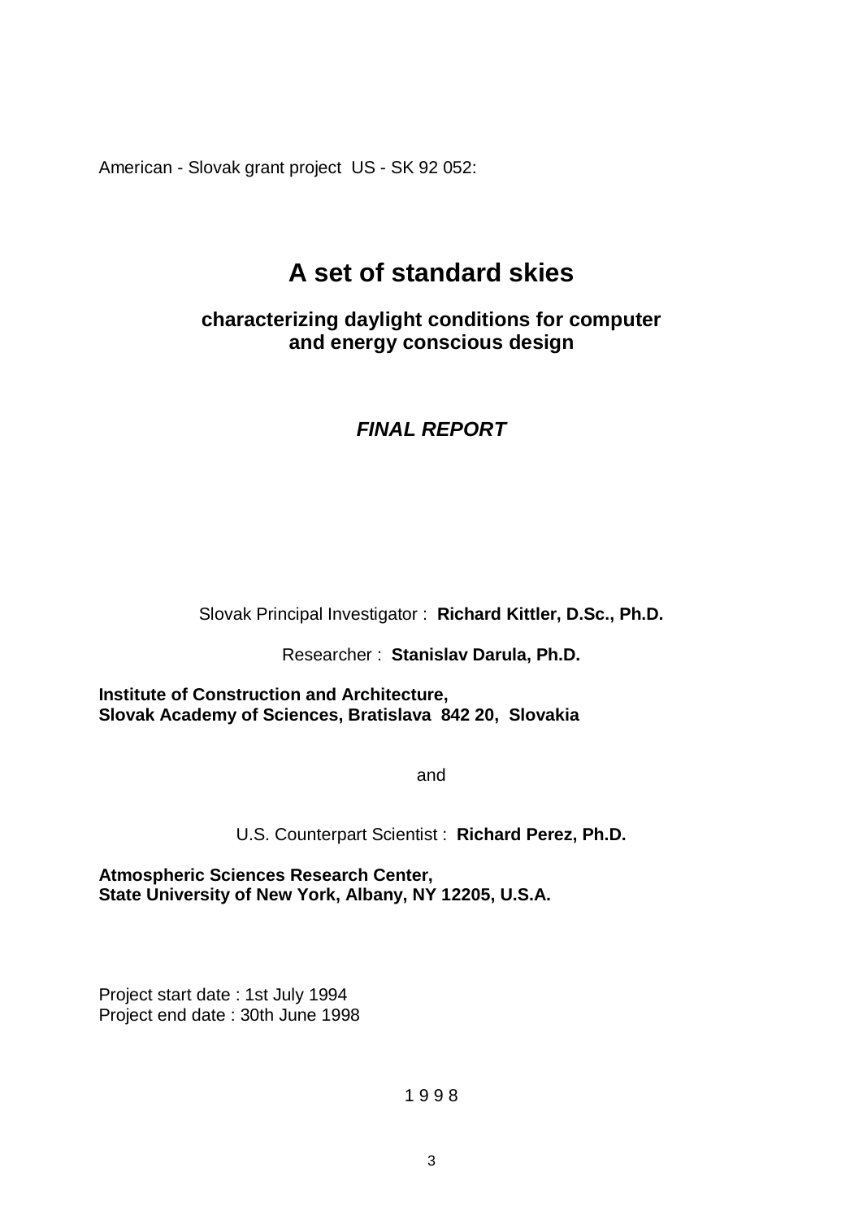American - Slovak grant project US - SK 92 052:

# A set of standard skies

## characterizing daylight conditions for computer and energy conscious design

***FINAL REPORT***

Slovak Principal Investigator : **Richard Kittler, D.Sc., Ph.D.**

Researcher : **Stanislav Darula, Ph.D.**

**Institute of Construction and Architecture,**
**Slovak Academy of Sciences, Bratislava 842 20, Slovakia**

and

U.S. Counterpart Scientist : **Richard Perez, Ph.D.**

**Atmospheric Sciences Research Center,**
**State University of New York, Albany, NY 12205, U.S.A.**

Project start date : 1st July 1994
Project end date : 30th June 1998

1 9 9 8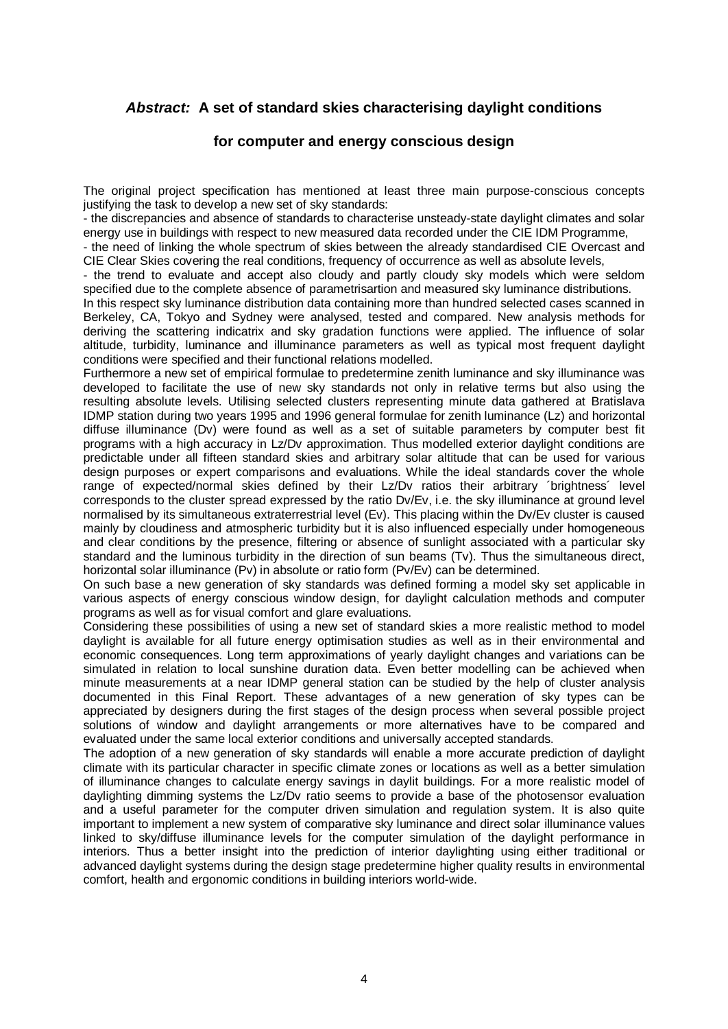## *Abstract:* A set of standard skies characterising daylight conditions for computer and energy conscious design

The original project specification has mentioned at least three main purpose-conscious concepts justifying the task to develop a new set of sky standards:

- the discrepancies and absence of standards to characterise unsteady-state daylight climates and solar energy use in buildings with respect to new measured data recorded under the CIE IDM Programme,
- the need of linking the whole spectrum of skies between the already standardised CIE Overcast and CIE Clear Skies covering the real conditions, frequency of occurrence as well as absolute levels,
- the trend to evaluate and accept also cloudy and partly cloudy sky models which were seldom specified due to the complete absence of parametrisartion and measured sky luminance distributions.

In this respect sky luminance distribution data containing more than hundred selected cases scanned in Berkeley, CA, Tokyo and Sydney were analysed, tested and compared. New analysis methods for deriving the scattering indicatrix and sky gradation functions were applied. The influence of solar altitude, turbidity, luminance and illuminance parameters as well as typical most frequent daylight conditions were specified and their functional relations modelled.

Furthermore a new set of empirical formulae to predetermine zenith luminance and sky illuminance was developed to facilitate the use of new sky standards not only in relative terms but also using the resulting absolute levels. Utilising selected clusters representing minute data gathered at Bratislava IDMP station during two years 1995 and 1996 general formulae for zenith luminance (Lz) and horizontal diffuse illuminance (Dv) were found as well as a set of suitable parameters by computer best fit programs with a high accuracy in Lz/Dv approximation. Thus modelled exterior daylight conditions are predictable under all fifteen standard skies and arbitrary solar altitude that can be used for various design purposes or expert comparisons and evaluations. While the ideal standards cover the whole range of expected/normal skies defined by their Lz/Dv ratios their arbitrary ´brightness´ level corresponds to the cluster spread expressed by the ratio Dv/Ev, i.e. the sky illuminance at ground level normalised by its simultaneous extraterrestrial level (Ev). This placing within the Dv/Ev cluster is caused mainly by cloudiness and atmospheric turbidity but it is also influenced especially under homogeneous and clear conditions by the presence, filtering or absence of sunlight associated with a particular sky standard and the luminous turbidity in the direction of sun beams (Tv). Thus the simultaneous direct, horizontal solar illuminance (Pv) in absolute or ratio form (Pv/Ev) can be determined.

On such base a new generation of sky standards was defined forming a model sky set applicable in various aspects of energy conscious window design, for daylight calculation methods and computer programs as well as for visual comfort and glare evaluations.

Considering these possibilities of using a new set of standard skies a more realistic method to model daylight is available for all future energy optimisation studies as well as in their environmental and economic consequences. Long term approximations of yearly daylight changes and variations can be simulated in relation to local sunshine duration data. Even better modelling can be achieved when minute measurements at a near IDMP general station can be studied by the help of cluster analysis documented in this Final Report. These advantages of a new generation of sky types can be appreciated by designers during the first stages of the design process when several possible project solutions of window and daylight arrangements or more alternatives have to be compared and evaluated under the same local exterior conditions and universally accepted standards.

The adoption of a new generation of sky standards will enable a more accurate prediction of daylight climate with its particular character in specific climate zones or locations as well as a better simulation of illuminance changes to calculate energy savings in daylit buildings. For a more realistic model of daylighting dimming systems the Lz/Dv ratio seems to provide a base of the photosensor evaluation and a useful parameter for the computer driven simulation and regulation system. It is also quite important to implement a new system of comparative sky luminance and direct solar illuminance values linked to sky/diffuse illuminance levels for the computer simulation of the daylight performance in interiors. Thus a better insight into the prediction of interior daylighting using either traditional or advanced daylight systems during the design stage predetermine higher quality results in environmental comfort, health and ergonomic conditions in building interiors world-wide.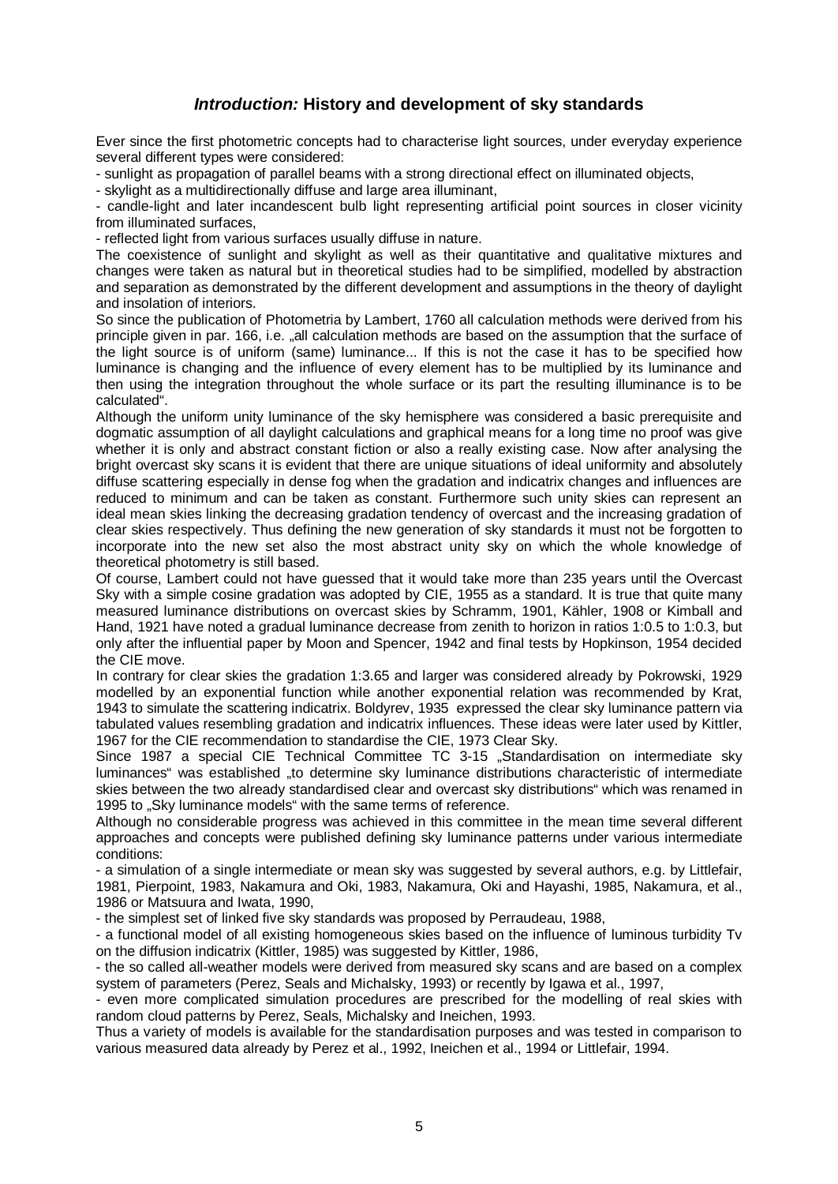## *Introduction:* History and development of sky standards

Ever since the first photometric concepts had to characterise light sources, under everyday experience several different types were considered:

- sunlight as propagation of parallel beams with a strong directional effect on illuminated objects,
- skylight as a multidirectionally diffuse and large area illuminant,
- candle-light and later incandescent bulb light representing artificial point sources in closer vicinity from illuminated surfaces,
- reflected light from various surfaces usually diffuse in nature.

The coexistence of sunlight and skylight as well as their quantitative and qualitative mixtures and changes were taken as natural but in theoretical studies had to be simplified, modelled by abstraction and separation as demonstrated by the different development and assumptions in the theory of daylight and insolation of interiors.

So since the publication of Photometria by Lambert, 1760 all calculation methods were derived from his principle given in par. 166, i.e. „all calculation methods are based on the assumption that the surface of the light source is of uniform (same) luminance... If this is not the case it has to be specified how luminance is changing and the influence of every element has to be multiplied by its luminance and then using the integration throughout the whole surface or its part the resulting illuminance is to be calculated".

Although the uniform unity luminance of the sky hemisphere was considered a basic prerequisite and dogmatic assumption of all daylight calculations and graphical means for a long time no proof was give whether it is only and abstract constant fiction or also a really existing case. Now after analysing the bright overcast sky scans it is evident that there are unique situations of ideal uniformity and absolutely diffuse scattering especially in dense fog when the gradation and indicatrix changes and influences are reduced to minimum and can be taken as constant. Furthermore such unity skies can represent an ideal mean skies linking the decreasing gradation tendency of overcast and the increasing gradation of clear skies respectively. Thus defining the new generation of sky standards it must not be forgotten to incorporate into the new set also the most abstract unity sky on which the whole knowledge of theoretical photometry is still based.

Of course, Lambert could not have guessed that it would take more than 235 years until the Overcast Sky with a simple cosine gradation was adopted by CIE, 1955 as a standard. It is true that quite many measured luminance distributions on overcast skies by Schramm, 1901, Kähler, 1908 or Kimball and Hand, 1921 have noted a gradual luminance decrease from zenith to horizon in ratios 1:0.5 to 1:0.3, but only after the influential paper by Moon and Spencer, 1942 and final tests by Hopkinson, 1954 decided the CIE move.

In contrary for clear skies the gradation 1:3.65 and larger was considered already by Pokrowski, 1929 modelled by an exponential function while another exponential relation was recommended by Krat, 1943 to simulate the scattering indicatrix. Boldyrev, 1935 expressed the clear sky luminance pattern via tabulated values resembling gradation and indicatrix influences. These ideas were later used by Kittler, 1967 for the CIE recommendation to standardise the CIE, 1973 Clear Sky.

Since 1987 a special CIE Technical Committee TC 3-15 „Standardisation on intermediate sky luminances" was established „to determine sky luminance distributions characteristic of intermediate skies between the two already standardised clear and overcast sky distributions" which was renamed in 1995 to „Sky luminance models" with the same terms of reference.

Although no considerable progress was achieved in this committee in the mean time several different approaches and concepts were published defining sky luminance patterns under various intermediate conditions:

- a simulation of a single intermediate or mean sky was suggested by several authors, e.g. by Littlefair, 1981, Pierpoint, 1983, Nakamura and Oki, 1983, Nakamura, Oki and Hayashi, 1985, Nakamura, et al., 1986 or Matsuura and Iwata, 1990,
- the simplest set of linked five sky standards was proposed by Perraudeau, 1988,
- a functional model of all existing homogeneous skies based on the influence of luminous turbidity $T_v$ on the diffusion indicatrix (Kittler, 1985) was suggested by Kittler, 1986,
- the so called all-weather models were derived from measured sky scans and are based on a complex system of parameters (Perez, Seals and Michalsky, 1993) or recently by Igawa et al., 1997,
- even more complicated simulation procedures are prescribed for the modelling of real skies with random cloud patterns by Perez, Seals, Michalsky and Ineichen, 1993.

Thus a variety of models is available for the standardisation purposes and was tested in comparison to various measured data already by Perez et al., 1992, Ineichen et al., 1994 or Littlefair, 1994.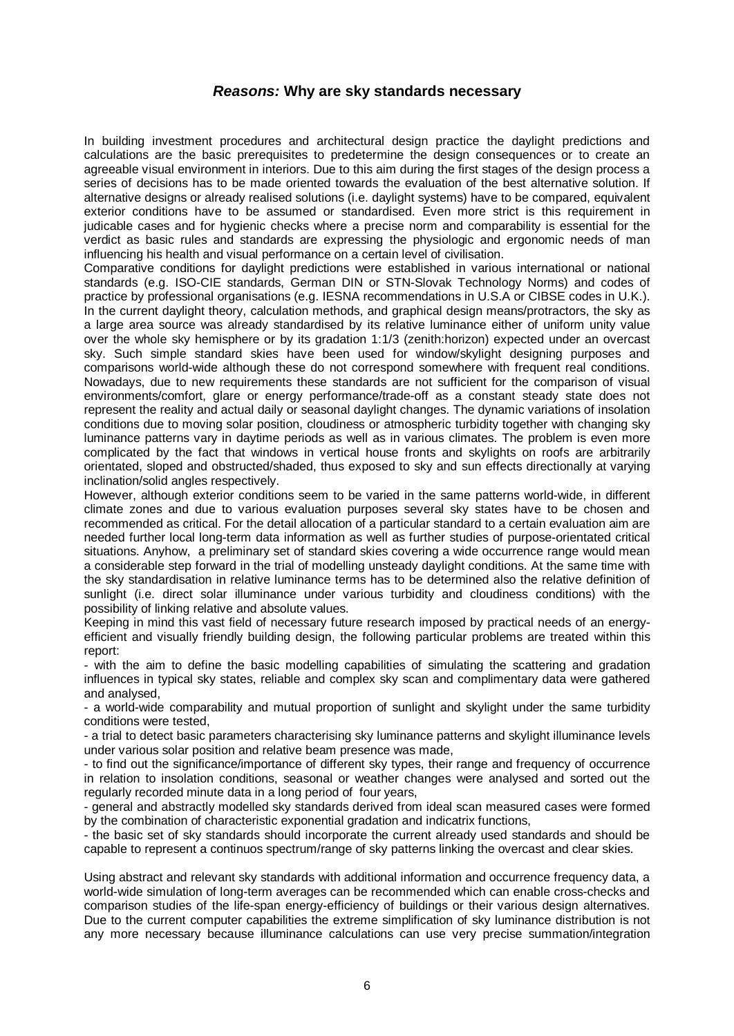## *Reasons:* Why are sky standards necessary

In building investment procedures and architectural design practice the daylight predictions and calculations are the basic prerequisites to predetermine the design consequences or to create an agreeable visual environment in interiors. Due to this aim during the first stages of the design process a series of decisions has to be made oriented towards the evaluation of the best alternative solution. If alternative designs or already realised solutions (i.e. daylight systems) have to be compared, equivalent exterior conditions have to be assumed or standardised. Even more strict is this requirement in judicable cases and for hygienic checks where a precise norm and comparability is essential for the verdict as basic rules and standards are expressing the physiologic and ergonomic needs of man influencing his health and visual performance on a certain level of civilisation.

Comparative conditions for daylight predictions were established in various international or national standards (e.g. ISO-CIE standards, German DIN or STN-Slovak Technology Norms) and codes of practice by professional organisations (e.g. IESNA recommendations in U.S.A or CIBSE codes in U.K.). In the current daylight theory, calculation methods, and graphical design means/protractors, the sky as a large area source was already standardised by its relative luminance either of uniform unity value over the whole sky hemisphere or by its gradation 1:1/3 (zenith:horizon) expected under an overcast sky. Such simple standard skies have been used for window/skylight designing purposes and comparisons world-wide although these do not correspond somewhere with frequent real conditions. Nowadays, due to new requirements these standards are not sufficient for the comparison of visual environments/comfort, glare or energy performance/trade-off as a constant steady state does not represent the reality and actual daily or seasonal daylight changes. The dynamic variations of insolation conditions due to moving solar position, cloudiness or atmospheric turbidity together with changing sky luminance patterns vary in daytime periods as well as in various climates. The problem is even more complicated by the fact that windows in vertical house fronts and skylights on roofs are arbitrarily orientated, sloped and obstructed/shaded, thus exposed to sky and sun effects directionally at varying inclination/solid angles respectively.

However, although exterior conditions seem to be varied in the same patterns world-wide, in different climate zones and due to various evaluation purposes several sky states have to be chosen and recommended as critical. For the detail allocation of a particular standard to a certain evaluation aim are needed further local long-term data information as well as further studies of purpose-orientated critical situations. Anyhow, a preliminary set of standard skies covering a wide occurrence range would mean a considerable step forward in the trial of modelling unsteady daylight conditions. At the same time with the sky standardisation in relative luminance terms has to be determined also the relative definition of sunlight (i.e. direct solar illuminance under various turbidity and cloudiness conditions) with the possibility of linking relative and absolute values.

Keeping in mind this vast field of necessary future research imposed by practical needs of an energy-efficient and visually friendly building design, the following particular problems are treated within this report:

- with the aim to define the basic modelling capabilities of simulating the scattering and gradation influences in typical sky states, reliable and complex sky scan and complimentary data were gathered and analysed,
- a world-wide comparability and mutual proportion of sunlight and skylight under the same turbidity conditions were tested,
- a trial to detect basic parameters characterising sky luminance patterns and skylight illuminance levels under various solar position and relative beam presence was made,
- to find out the significance/importance of different sky types, their range and frequency of occurrence in relation to insolation conditions, seasonal or weather changes were analysed and sorted out the regularly recorded minute data in a long period of four years,
- general and abstractly modelled sky standards derived from ideal scan measured cases were formed by the combination of characteristic exponential gradation and indicatrix functions,
- the basic set of sky standards should incorporate the current already used standards and should be capable to represent a continuos spectrum/range of sky patterns linking the overcast and clear skies.

Using abstract and relevant sky standards with additional information and occurrence frequency data, a world-wide simulation of long-term averages can be recommended which can enable cross-checks and comparison studies of the life-span energy-efficiency of buildings or their various design alternatives. Due to the current computer capabilities the extreme simplification of sky luminance distribution is not any more necessary because illuminance calculations can use very precise summation/integration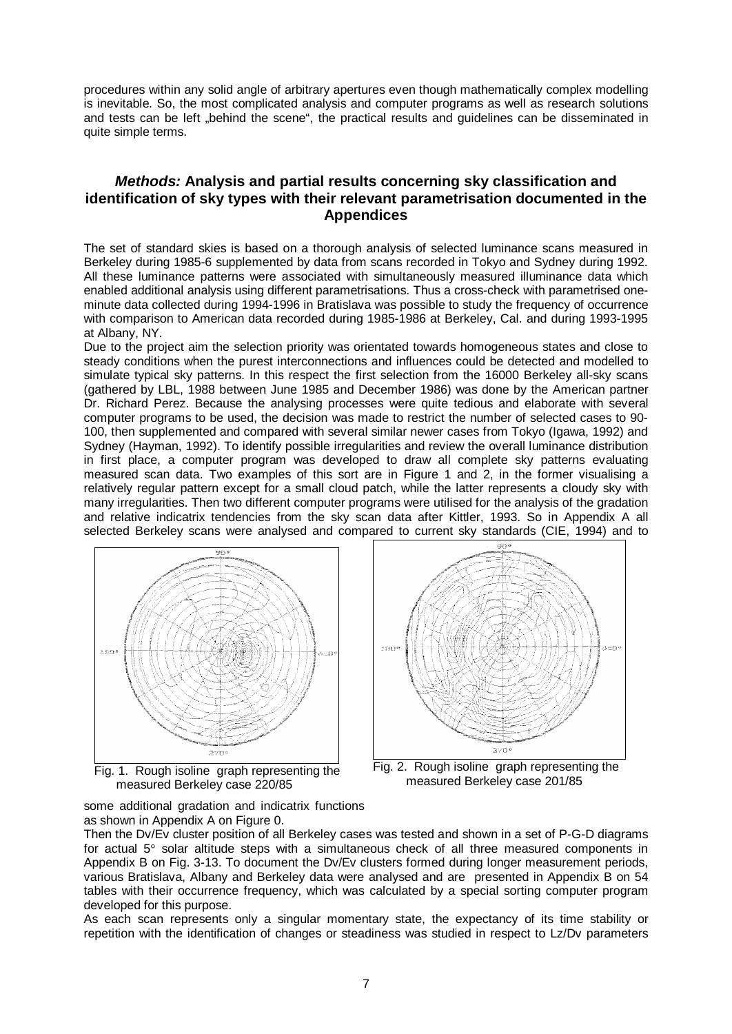procedures within any solid angle of arbitrary apertures even though mathematically complex modelling is inevitable. So, the most complicated analysis and computer programs as well as research solutions and tests can be left „behind the scene", the practical results and guidelines can be disseminated in quite simple terms.

## *Methods:* Analysis and partial results concerning sky classification and identification of sky types with their relevant parametrisation documented in the Appendices

The set of standard skies is based on a thorough analysis of selected luminance scans measured in Berkeley during 1985-6 supplemented by data from scans recorded in Tokyo and Sydney during 1992. All these luminance patterns were associated with simultaneously measured illuminance data which enabled additional analysis using different parametrisations. Thus a cross-check with parametrised one-minute data collected during 1994-1996 in Bratislava was possible to study the frequency of occurrence with comparison to American data recorded during 1985-1986 at Berkeley, Cal. and during 1993-1995 at Albany, NY.

Due to the project aim the selection priority was orientated towards homogeneous states and close to steady conditions when the purest interconnections and influences could be detected and modelled to simulate typical sky patterns. In this respect the first selection from the 16000 Berkeley all-sky scans (gathered by LBL, 1988 between June 1985 and December 1986) was done by the American partner Dr. Richard Perez. Because the analysing processes were quite tedious and elaborate with several computer programs to be used, the decision was made to restrict the number of selected cases to 90-100, then supplemented and compared with several similar newer cases from Tokyo (Igawa, 1992) and Sydney (Hayman, 1992). To identify possible irregularities and review the overall luminance distribution in first place, a computer program was developed to draw all complete sky patterns evaluating measured scan data. Two examples of this sort are in Figure 1 and 2, in the former visualising a relatively regular pattern except for a small cloud patch, while the latter represents a cloudy sky with many irregularities. Then two different computer programs were utilised for the analysis of the gradation and relative indicatrix tendencies from the sky scan data after Kittler, 1993. So in Appendix A all selected Berkeley scans were analysed and compared to current sky standards (CIE, 1994) and to some additional gradation and indicatrix functions as shown in Appendix A on Figure 0.

Fig. 1. Rough isoline graph representing the measured Berkeley case 220/85

Fig. 2. Rough isoline graph representing the measured Berkeley case 201/85

Then the Dv/Ev cluster position of all Berkeley cases was tested and shown in a set of P-G-D diagrams for actual 5° solar altitude steps with a simultaneous check of all three measured components in Appendix B on Fig. 3-13. To document the Dv/Ev clusters formed during longer measurement periods, various Bratislava, Albany and Berkeley data were analysed and are presented in Appendix B on 54 tables with their occurrence frequency, which was calculated by a special sorting computer program developed for this purpose.

As each scan represents only a singular momentary state, the expectancy of its time stability or repetition with the identification of changes or steadiness was studied in respect to Lz/Dv parameters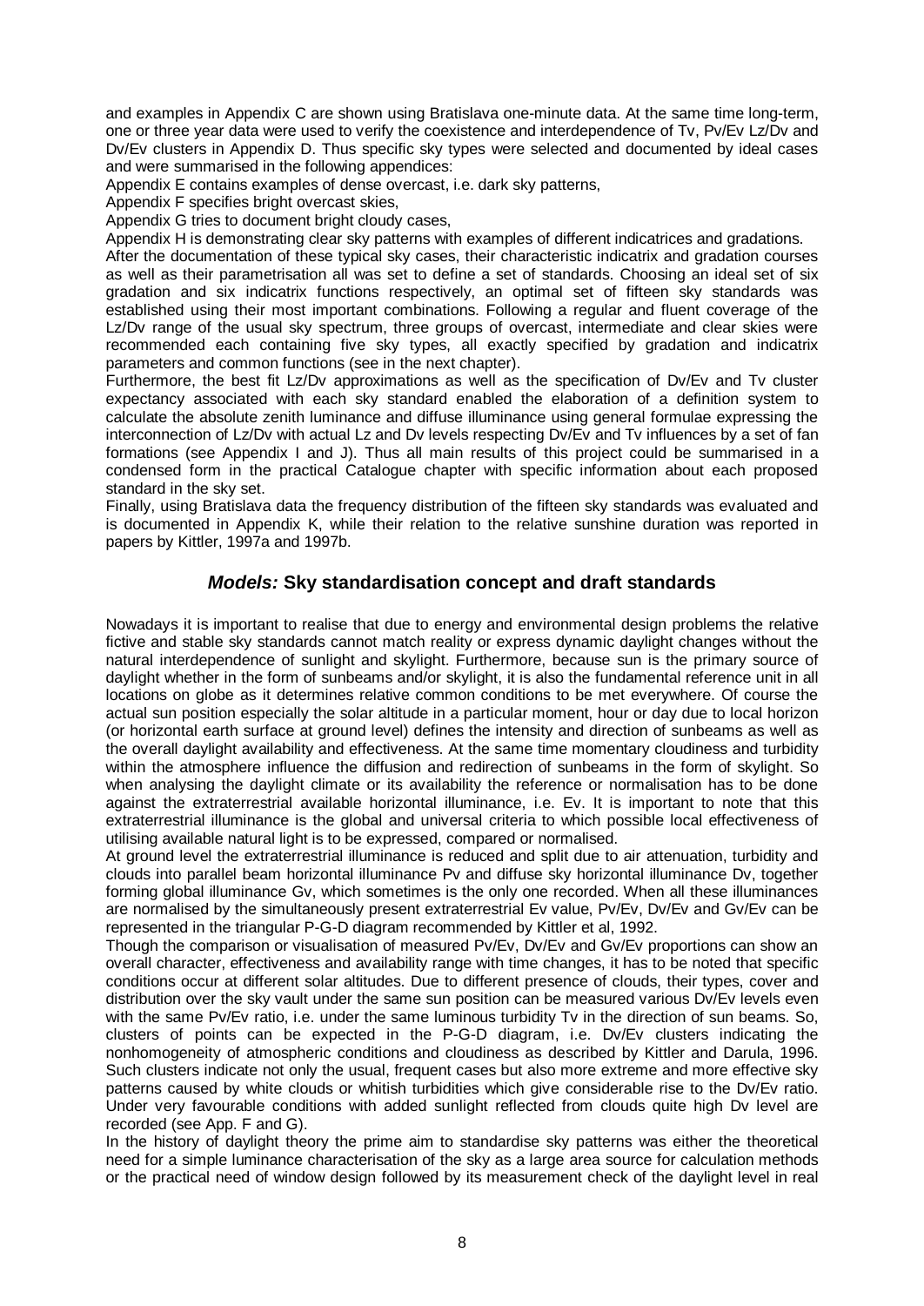and examples in Appendix C are shown using Bratislava one-minute data. At the same time long-term, one or three year data were used to verify the coexistence and interdependence of Tv, Pv/Ev Lz/Dv and Dv/Ev clusters in Appendix D. Thus specific sky types were selected and documented by ideal cases and were summarised in the following appendices:

Appendix E contains examples of dense overcast, i.e. dark sky patterns,

Appendix F specifies bright overcast skies,

Appendix G tries to document bright cloudy cases,

Appendix H is demonstrating clear sky patterns with examples of different indicatrices and gradations.

After the documentation of these typical sky cases, their characteristic indicatrix and gradation courses as well as their parametrisation all was set to define a set of standards. Choosing an ideal set of six gradation and six indicatrix functions respectively, an optimal set of fifteen sky standards was established using their most important combinations. Following a regular and fluent coverage of the Lz/Dv range of the usual sky spectrum, three groups of overcast, intermediate and clear skies were recommended each containing five sky types, all exactly specified by gradation and indicatrix parameters and common functions (see in the next chapter).

Furthermore, the best fit Lz/Dv approximations as well as the specification of Dv/Ev and Tv cluster expectancy associated with each sky standard enabled the elaboration of a definition system to calculate the absolute zenith luminance and diffuse illuminance using general formulae expressing the interconnection of Lz/Dv with actual Lz and Dv levels respecting Dv/Ev and Tv influences by a set of fan formations (see Appendix I and J). Thus all main results of this project could be summarised in a condensed form in the practical Catalogue chapter with specific information about each proposed standard in the sky set.

Finally, using Bratislava data the frequency distribution of the fifteen sky standards was evaluated and is documented in Appendix K, while their relation to the relative sunshine duration was reported in papers by Kittler, 1997a and 1997b.

## *Models:* Sky standardisation concept and draft standards

Nowadays it is important to realise that due to energy and environmental design problems the relative fictive and stable sky standards cannot match reality or express dynamic daylight changes without the natural interdependence of sunlight and skylight. Furthermore, because sun is the primary source of daylight whether in the form of sunbeams and/or skylight, it is also the fundamental reference unit in all locations on globe as it determines relative common conditions to be met everywhere. Of course the actual sun position especially the solar altitude in a particular moment, hour or day due to local horizon (or horizontal earth surface at ground level) defines the intensity and direction of sunbeams as well as the overall daylight availability and effectiveness. At the same time momentary cloudiness and turbidity within the atmosphere influence the diffusion and redirection of sunbeams in the form of skylight. So when analysing the daylight climate or its availability the reference or normalisation has to be done against the extraterrestrial available horizontal illuminance, i.e. Ev. It is important to note that this extraterrestrial illuminance is the global and universal criteria to which possible local effectiveness of utilising available natural light is to be expressed, compared or normalised.

At ground level the extraterrestrial illuminance is reduced and split due to air attenuation, turbidity and clouds into parallel beam horizontal illuminance Pv and diffuse sky horizontal illuminance Dv, together forming global illuminance Gv, which sometimes is the only one recorded. When all these illuminances are normalised by the simultaneously present extraterrestrial Ev value, Pv/Ev, Dv/Ev and Gv/Ev can be represented in the triangular P-G-D diagram recommended by Kittler et al, 1992.

Though the comparison or visualisation of measured Pv/Ev, Dv/Ev and Gv/Ev proportions can show an overall character, effectiveness and availability range with time changes, it has to be noted that specific conditions occur at different solar altitudes. Due to different presence of clouds, their types, cover and distribution over the sky vault under the same sun position can be measured various Dv/Ev levels even with the same Pv/Ev ratio, i.e. under the same luminous turbidity Tv in the direction of sun beams. So, clusters of points can be expected in the P-G-D diagram, i.e. Dv/Ev clusters indicating the nonhomogeneity of atmospheric conditions and cloudiness as described by Kittler and Darula, 1996. Such clusters indicate not only the usual, frequent cases but also more extreme and more effective sky patterns caused by white clouds or whitish turbidities which give considerable rise to the Dv/Ev ratio. Under very favourable conditions with added sunlight reflected from clouds quite high Dv level are recorded (see App. F and G).

In the history of daylight theory the prime aim to standardise sky patterns was either the theoretical need for a simple luminance characterisation of the sky as a large area source for calculation methods or the practical need of window design followed by its measurement check of the daylight level in real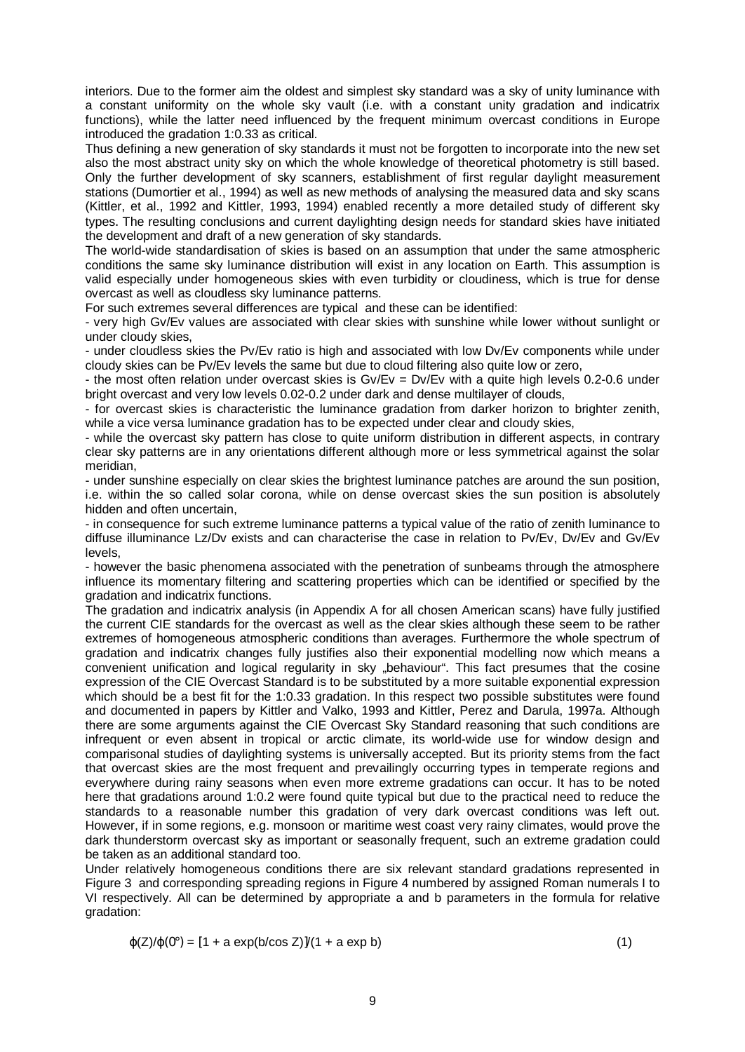interiors. Due to the former aim the oldest and simplest sky standard was a sky of unity luminance with a constant uniformity on the whole sky vault (i.e. with a constant unity gradation and indicatrix functions), while the latter need influenced by the frequent minimum overcast conditions in Europe introduced the gradation 1:0.33 as critical.

Thus defining a new generation of sky standards it must not be forgotten to incorporate into the new set also the most abstract unity sky on which the whole knowledge of theoretical photometry is still based. Only the further development of sky scanners, establishment of first regular daylight measurement stations (Dumortier et al., 1994) as well as new methods of analysing the measured data and sky scans (Kittler, et al., 1992 and Kittler, 1993, 1994) enabled recently a more detailed study of different sky types. The resulting conclusions and current daylighting design needs for standard skies have initiated the development and draft of a new generation of sky standards.

The world-wide standardisation of skies is based on an assumption that under the same atmospheric conditions the same sky luminance distribution will exist in any location on Earth. This assumption is valid especially under homogeneous skies with even turbidity or cloudiness, which is true for dense overcast as well as cloudless sky luminance patterns.

For such extremes several differences are typical and these can be identified:

- very high $G_v/E_v$ values are associated with clear skies with sunshine while lower without sunlight or under cloudy skies,
- under cloudless skies the $P_v/E_v$ ratio is high and associated with low $D_v/E_v$ components while under cloudy skies can be $P_v/E_v$ levels the same but due to cloud filtering also quite low or zero,
- the most often relation under overcast skies is $G_v/E_v = D_v/E_v$ with a quite high levels 0.2-0.6 under bright overcast and very low levels 0.02-0.2 under dark and dense multilayer of clouds,
- for overcast skies is characteristic the luminance gradation from darker horizon to brighter zenith, while a vice versa luminance gradation has to be expected under clear and cloudy skies,
- while the overcast sky pattern has close to quite uniform distribution in different aspects, in contrary clear sky patterns are in any orientations different although more or less symmetrical against the solar meridian,
- under sunshine especially on clear skies the brightest luminance patches are around the sun position, i.e. within the so called solar corona, while on dense overcast skies the sun position is absolutely hidden and often uncertain,
- in consequence for such extreme luminance patterns a typical value of the ratio of zenith luminance to diffuse illuminance $L_z/D_v$ exists and can characterise the case in relation to $P_v/E_v$, $D_v/E_v$ and $G_v/E_v$ levels,
- however the basic phenomena associated with the penetration of sunbeams through the atmosphere influence its momentary filtering and scattering properties which can be identified or specified by the gradation and indicatrix functions.

The gradation and indicatrix analysis (in Appendix A for all chosen American scans) have fully justified the current CIE standards for the overcast as well as the clear skies although these seem to be rather extremes of homogeneous atmospheric conditions than averages. Furthermore the whole spectrum of gradation and indicatrix changes fully justifies also their exponential modelling now which means a convenient unification and logical regularity in sky „behaviour". This fact presumes that the cosine expression of the CIE Overcast Standard is to be substituted by a more suitable exponential expression which should be a best fit for the 1:0.33 gradation. In this respect two possible substitutes were found and documented in papers by Kittler and Valko, 1993 and Kittler, Perez and Darula, 1997a. Although there are some arguments against the CIE Overcast Sky Standard reasoning that such conditions are infrequent or even absent in tropical or arctic climate, its world-wide use for window design and comparisonal studies of daylighting systems is universally accepted. But its priority stems from the fact that overcast skies are the most frequent and prevailingly occurring types in temperate regions and everywhere during rainy seasons when even more extreme gradations can occur. It has to be noted here that gradations around 1:0.2 were found quite typical but due to the practical need to reduce the standards to a reasonable number this gradation of very dark overcast conditions was left out. However, if in some regions, e.g. monsoon or maritime west coast very rainy climates, would prove the dark thunderstorm overcast sky as important or seasonally frequent, such an extreme gradation could be taken as an additional standard too.

Under relatively homogeneous conditions there are six relevant standard gradations represented in Figure 3 and corresponding spreading regions in Figure 4 numbered by assigned Roman numerals I to VI respectively. All can be determined by appropriate a and b parameters in the formula for relative gradation:

$$\varphi(Z)/\varphi(0°) = [1 + a \exp(b/\cos Z)]/(1 + a \exp b) \qquad (1)$$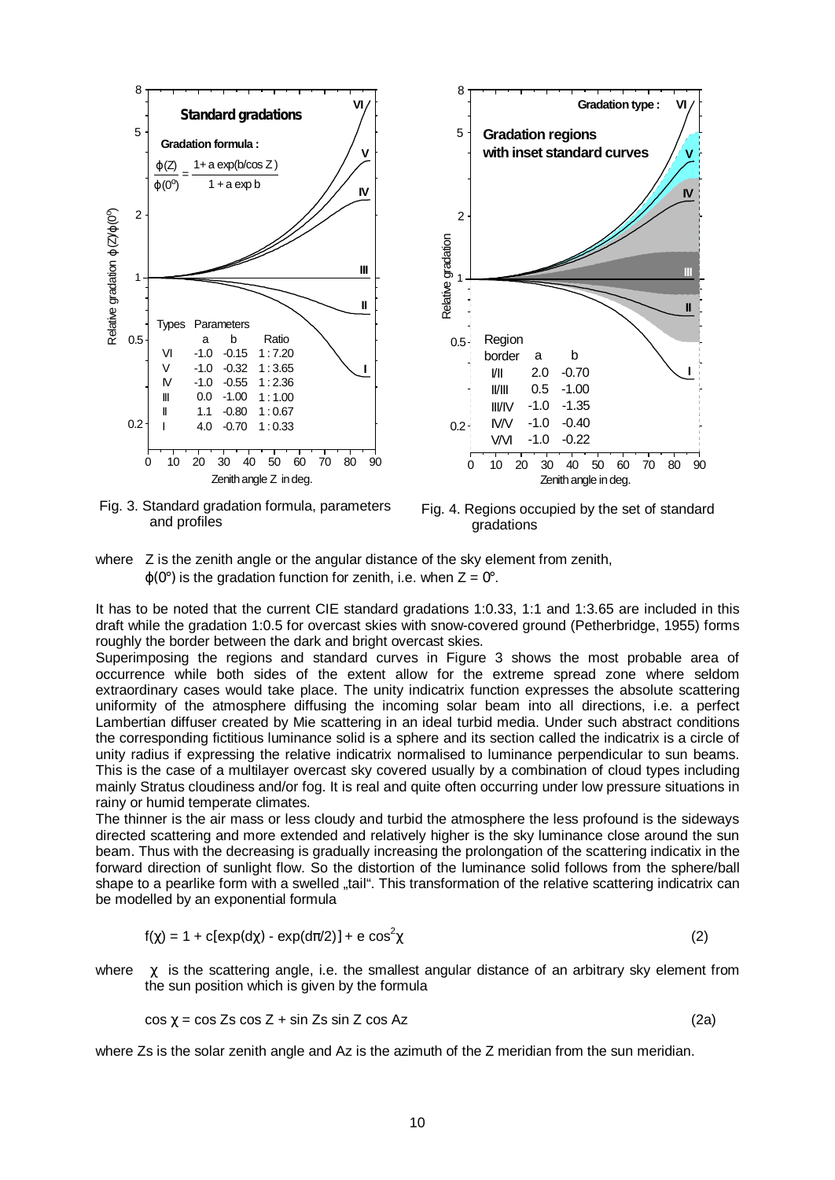Fig. 3. Standard gradation formula, parameters and profiles

Fig. 4. Regions occupied by the set of standard gradations

where Z is the zenith angle or the angular distance of the sky element from zenith,
$\varphi(0°)$ is the gradation function for zenith, i.e. when Z = 0°.

It has to be noted that the current CIE standard gradations 1:0.33, 1:1 and 1:3.65 are included in this draft while the gradation 1:0.5 for overcast skies with snow-covered ground (Petherbridge, 1955) forms roughly the border between the dark and bright overcast skies.

Superimposing the regions and standard curves in Figure 3 shows the most probable area of occurrence while both sides of the extent allow for the extreme spread zone where seldom extraordinary cases would take place. The unity indicatrix function expresses the absolute scattering uniformity of the atmosphere diffusing the incoming solar beam into all directions, i.e. a perfect Lambertian diffuser created by Mie scattering in an ideal turbid media. Under such abstract conditions the corresponding fictitious luminance solid is a sphere and its section called the indicatrix is a circle of unity radius if expressing the relative indicatrix normalised to luminance perpendicular to sun beams. This is the case of a multilayer overcast sky covered usually by a combination of cloud types including mainly Stratus cloudiness and/or fog. It is real and quite often occurring under low pressure situations in rainy or humid temperate climates.

The thinner is the air mass or less cloudy and turbid the atmosphere the less profound is the sideways directed scattering and more extended and relatively higher is the sky luminance close around the sun beam. Thus with the decreasing is gradually increasing the prolongation of the scattering indicatix in the forward direction of sunlight flow. So the distortion of the luminance solid follows from the sphere/ball shape to a pearlike form with a swelled „tail“. This transformation of the relative scattering indicatrix can be modelled by an exponential formula

$$f(\chi) = 1 + c[\exp(d\chi) - \exp(d\pi/2)] + e \cos^2\chi \qquad (2)$$

where $\chi$ is the scattering angle, i.e. the smallest angular distance of an arbitrary sky element from the sun position which is given by the formula

$$\cos \chi = \cos Zs \cos Z + \sin Zs \sin Z \cos Az \qquad (2a)$$

where Zs is the solar zenith angle and Az is the azimuth of the Z meridian from the sun meridian.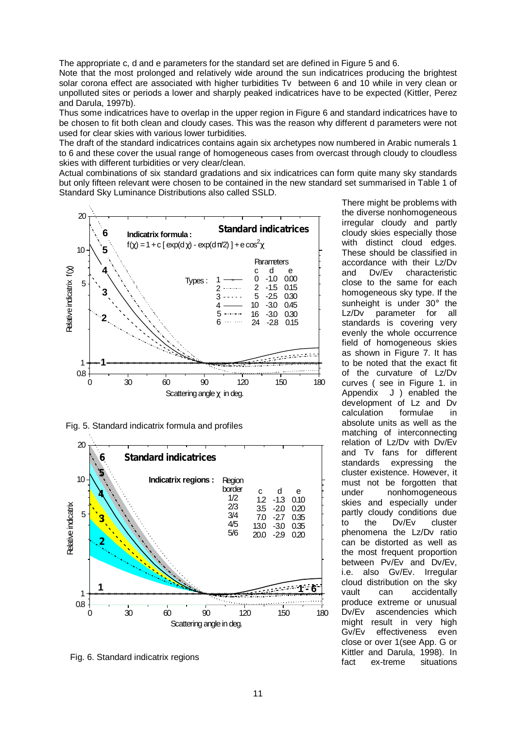The appropriate c, d and e parameters for the standard set are defined in Figure 5 and 6.

Note that the most prolonged and relatively wide around the sun indicatrices producing the brightest solar corona effect are associated with higher turbidities Tv between 6 and 10 while in very clean or unpolluted sites or periods a lower and sharply peaked indicatrices have to be expected (Kittler, Perez and Darula, 1997b).

Thus some indicatrices have to overlap in the upper region in Figure 6 and standard indicatrices have to be chosen to fit both clean and cloudy cases. This was the reason why different d parameters were not used for clear skies with various lower turbidities.

The draft of the standard indicatrices contains again six archetypes now numbered in Arabic numerals 1 to 6 and these cover the usual range of homogeneous cases from overcast through cloudy to cloudless skies with different turbidities or very clear/clean.

Actual combinations of six standard gradations and six indicatrices can form quite many sky standards but only fifteen relevant were chosen to be contained in the new standard set summarised in Table 1 of Standard Sky Luminance Distributions also called SSLD.

Standard indicatrices

Indicatrix formula:

$$f(\chi) = 1 + c\,[\exp(d\chi) - \exp(d\pi/2)] + e\cos^2\chi$$

| Types | c | d | e |
| --- | --- | --- | --- |
| 1 | 0 | -1.0 | 0.00 |
| 2 | 2 | -1.5 | 0.15 |
| 3 | 5 | -2.5 | 0.30 |
| 4 | 10 | -3.0 | 0.45 |
| 5 | 16 | -3.0 | 0.30 |
| 6 | 24 | -2.8 | 0.15 |

Fig. 5. Standard indicatrix formula and profiles

Standard indicatrices

Indicatrix regions:

| Region border | c | d | e |
| --- | --- | --- | --- |
| 1/2 | 1.2 | -1.3 | 0.10 |
| 2/3 | 3.5 | -2.0 | 0.20 |
| 3/4 | 7.0 | -2.7 | 0.35 |
| 4/5 | 13.0 | -3.0 | 0.35 |
| 5/6 | 20.0 | -2.9 | 0.20 |

Fig. 6. Standard indicatrix regions

There might be problems with the diverse nonhomogeneous irregular cloudy and partly cloudy skies especially those with distinct cloud edges. These should be classified in accordance with their Lz/Dv and Dv/Ev characteristic close to the same for each homogeneous sky type. If the sunheight is under 30° the Lz/Dv parameter for all standards is covering very evenly the whole occurrence field of homogeneous skies as shown in Figure 7. It has to be noted that the exact fit of the curvature of Lz/Dv curves ( see in Figure 1. in Appendix J ) enabled the development of Lz and Dv calculation formulae in absolute units as well as the matching of interconnecting relation of Lz/Dv with Dv/Ev and Tv fans for different standards expressing the cluster existence. However, it must not be forgotten that under nonhomogeneous skies and especially under partly cloudy conditions due to the Dv/Ev cluster phenomena the Lz/Dv ratio can be distorted as well as the most frequent proportion between Pv/Ev and Dv/Ev, i.e. also Gv/Ev. Irregular cloud distribution on the sky vault can accidentally produce extreme or unusual Dv/Ev ascendencies which might result in very high Gv/Ev effectiveness even close or over 1(see App. G or Kittler and Darula, 1998). In fact ex-treme situations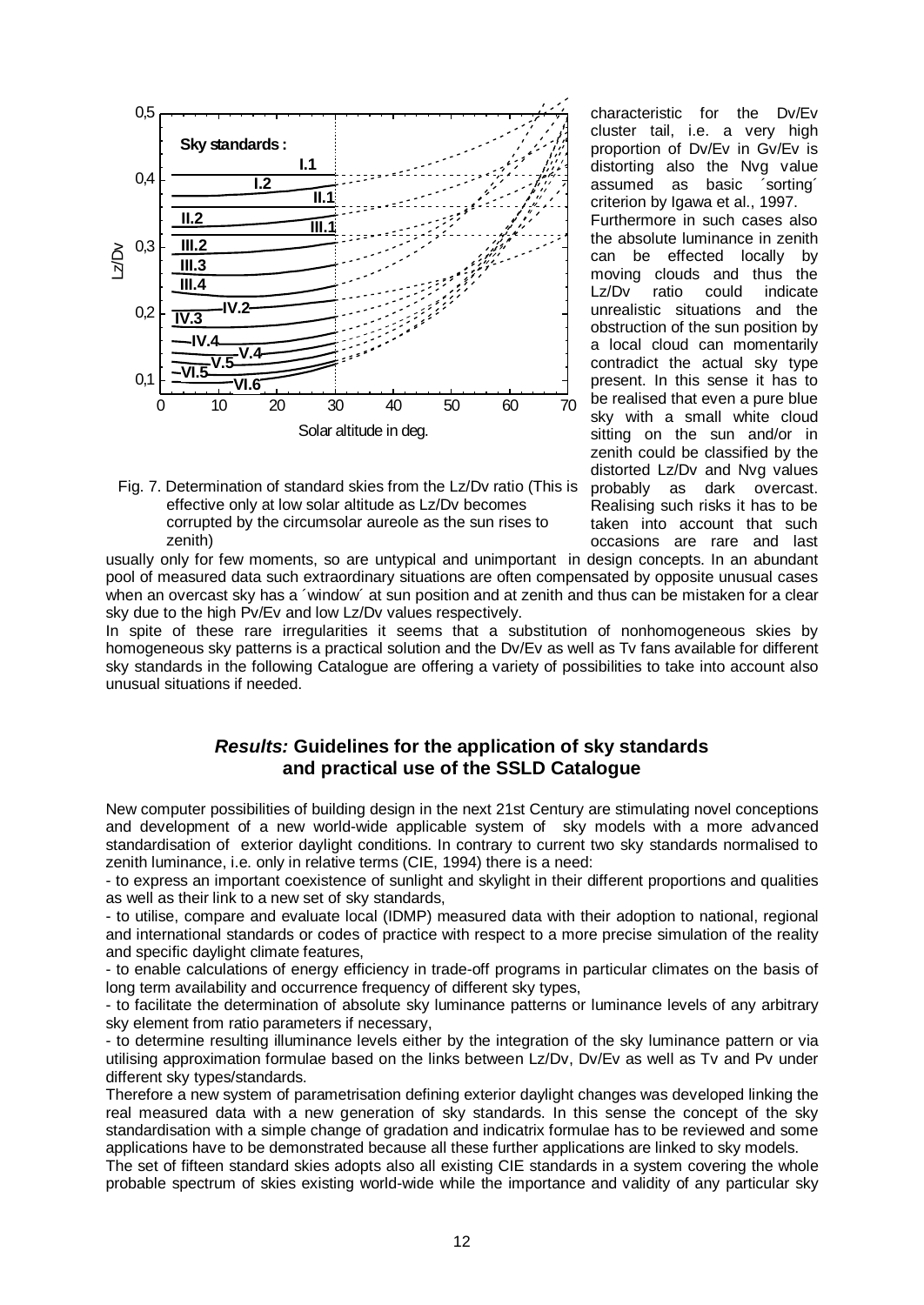Fig. 7. Determination of standard skies from the Lz/Dv ratio (This is effective only at low solar altitude as Lz/Dv becomes corrupted by the circumsolar aureole as the sun rises to zenith)

characteristic for the Dv/Ev cluster tail, i.e. a very high proportion of Dv/Ev in Gv/Ev is distorting also the Nvg value assumed as basic ´sorting´ criterion by Igawa et al., 1997. Furthermore in such cases also the absolute luminance in zenith can be effected locally by moving clouds and thus the Lz/Dv ratio could indicate unrealistic situations and the obstruction of the sun position by a local cloud can momentarily contradict the actual sky type present. In this sense it has to be realised that even a pure blue sky with a small white cloud sitting on the sun and/or in zenith could be classified by the distorted Lz/Dv and Nvg values probably as dark overcast. Realising such risks it has to be taken into account that such occasions are rare and last usually only for few moments, so are untypical and unimportant in design concepts. In an abundant pool of measured data such extraordinary situations are often compensated by opposite unusual cases when an overcast sky has a ´window´ at sun position and at zenith and thus can be mistaken for a clear sky due to the high Pv/Ev and low Lz/Dv values respectively.

In spite of these rare irregularities it seems that a substitution of nonhomogeneous skies by homogeneous sky patterns is a practical solution and the Dv/Ev as well as Tv fans available for different sky standards in the following Catalogue are offering a variety of possibilities to take into account also unusual situations if needed.

## *Results:* Guidelines for the application of sky standards and practical use of the SSLD Catalogue

New computer possibilities of building design in the next 21st Century are stimulating novel conceptions and development of a new world-wide applicable system of sky models with a more advanced standardisation of exterior daylight conditions. In contrary to current two sky standards normalised to zenith luminance, i.e. only in relative terms (CIE, 1994) there is a need:

- to express an important coexistence of sunlight and skylight in their different proportions and qualities as well as their link to a new set of sky standards,
- to utilise, compare and evaluate local (IDMP) measured data with their adoption to national, regional and international standards or codes of practice with respect to a more precise simulation of the reality and specific daylight climate features,
- to enable calculations of energy efficiency in trade-off programs in particular climates on the basis of long term availability and occurrence frequency of different sky types,
- to facilitate the determination of absolute sky luminance patterns or luminance levels of any arbitrary sky element from ratio parameters if necessary,
- to determine resulting illuminance levels either by the integration of the sky luminance pattern or via utilising approximation formulae based on the links between Lz/Dv, Dv/Ev as well as Tv and Pv under different sky types/standards.

Therefore a new system of parametrisation defining exterior daylight changes was developed linking the real measured data with a new generation of sky standards. In this sense the concept of the sky standardisation with a simple change of gradation and indicatrix formulae has to be reviewed and some applications have to be demonstrated because all these further applications are linked to sky models.

The set of fifteen standard skies adopts also all existing CIE standards in a system covering the whole probable spectrum of skies existing world-wide while the importance and validity of any particular sky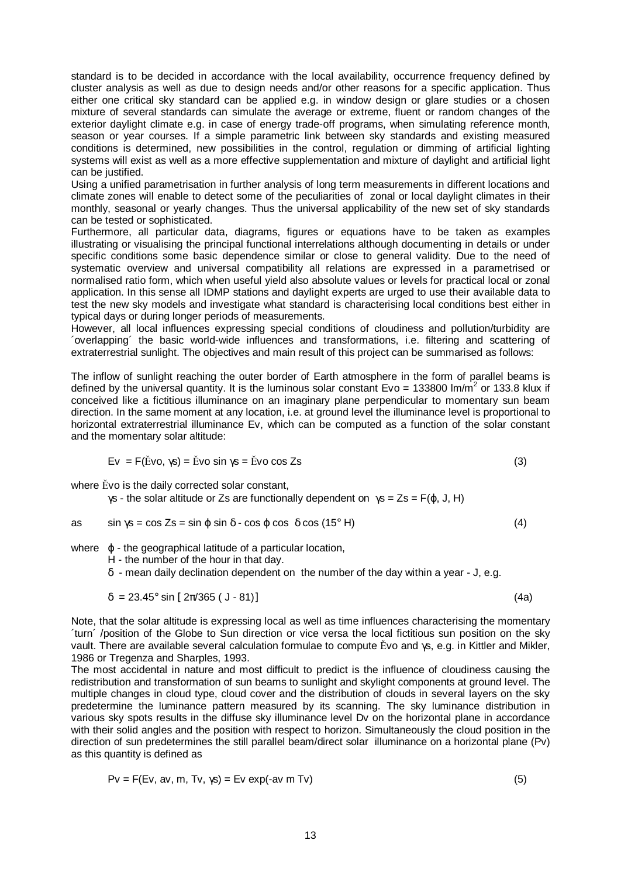standard is to be decided in accordance with the local availability, occurrence frequency defined by cluster analysis as well as due to design needs and/or other reasons for a specific application. Thus either one critical sky standard can be applied e.g. in window design or glare studies or a chosen mixture of several standards can simulate the average or extreme, fluent or random changes of the exterior daylight climate e.g. in case of energy trade-off programs, when simulating reference month, season or year courses. If a simple parametric link between sky standards and existing measured conditions is determined, new possibilities in the control, regulation or dimming of artificial lighting systems will exist as well as a more effective supplementation and mixture of daylight and artificial light can be justified.

Using a unified parametrisation in further analysis of long term measurements in different locations and climate zones will enable to detect some of the peculiarities of zonal or local daylight climates in their monthly, seasonal or yearly changes. Thus the universal applicability of the new set of sky standards can be tested or sophisticated.

Furthermore, all particular data, diagrams, figures or equations have to be taken as examples illustrating or visualising the principal functional interrelations although documenting in details or under specific conditions some basic dependence similar or close to general validity. Due to the need of systematic overview and universal compatibility all relations are expressed in a parametrised or normalised ratio form, which when useful yield also absolute values or levels for practical local or zonal application. In this sense all IDMP stations and daylight experts are urged to use their available data to test the new sky models and investigate what standard is characterising local conditions best either in typical days or during longer periods of measurements.

However, all local influences expressing special conditions of cloudiness and pollution/turbidity are ´overlapping´ the basic world-wide influences and transformations, i.e. filtering and scattering of extraterrestrial sunlight. The objectives and main result of this project can be summarised as follows:

The inflow of sunlight reaching the outer border of Earth atmosphere in the form of parallel beams is defined by the universal quantity. It is the luminous solar constant Evo = 133800 lm/m$^2$ or 133.8 klux if conceived like a fictitious illuminance on an imaginary plane perpendicular to momentary sun beam direction. In the same moment at any location, i.e. at ground level the illuminance level is proportional to horizontal extraterrestrial illuminance Ev, which can be computed as a function of the solar constant and the momentary solar altitude:

$$Ev = F(\breve{E}vo, \gamma s) = \breve{E}vo \sin \gamma s = \breve{E}vo \cos Zs \tag{3}$$

where $\breve{E}vo$ is the daily corrected solar constant,

$\gamma s$ - the solar altitude or Zs are functionally dependent on $\gamma s = Zs = F(\varphi, J, H)$

as $$\sin \gamma s = \cos Zs = \sin \varphi \sin \delta - \cos \varphi \cos \delta \cos (15° H) \tag{4}$$

where $\varphi$ - the geographical latitude of a particular location,

H - the number of the hour in that day.

$\delta$ - mean daily declination dependent on the number of the day within a year - J, e.g.

$$\delta = 23.45° \sin [2\pi/365 (J - 81)] \tag{4a}$$

Note, that the solar altitude is expressing local as well as time influences characterising the momentary ´turn´ /position of the Globe to Sun direction or vice versa the local fictitious sun position on the sky vault. There are available several calculation formulae to compute $\breve{E}vo$ and $\gamma s$, e.g. in Kittler and Mikler, 1986 or Tregenza and Sharples, 1993.

The most accidental in nature and most difficult to predict is the influence of cloudiness causing the redistribution and transformation of sun beams to sunlight and skylight components at ground level. The multiple changes in cloud type, cloud cover and the distribution of clouds in several layers on the sky predetermine the luminance pattern measured by its scanning. The sky luminance distribution in various sky spots results in the diffuse sky illuminance level Dv on the horizontal plane in accordance with their solid angles and the position with respect to horizon. Simultaneously the cloud position in the direction of sun predetermines the still parallel beam/direct solar illuminance on a horizontal plane (Pv) as this quantity is defined as

$$Pv = F(Ev, av, m, Tv, \gamma s) = Ev \exp(-av\ m\ Tv) \tag{5}$$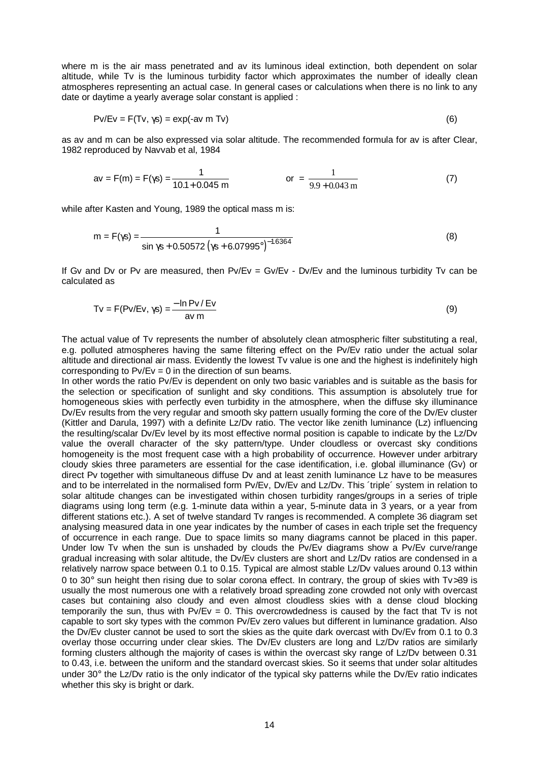where m is the air mass penetrated and av its luminous ideal extinction, both dependent on solar altitude, while Tv is the luminous turbidity factor which approximates the number of ideally clean atmospheres representing an actual case. In general cases or calculations when there is no link to any date or daytime a yearly average solar constant is applied :

$$Pv/Ev = F(Tv, \gamma s) = \exp(-av\ m\ Tv) \tag{6}$$

as av and m can be also expressed via solar altitude. The recommended formula for av is after Clear, 1982 reproduced by Navvab et al, 1984

$$av = F(m) = F(\gamma s) = \frac{1}{10.1 + 0.045\ m} \qquad \text{or} \ = \frac{1}{9.9 + 0.043\ m} \tag{7}$$

while after Kasten and Young, 1989 the optical mass m is:

$$m = F(\gamma s) = \frac{1}{\sin \gamma s + 0.50572\left(\gamma s + 6.07995°\right)^{-1.6364}} \tag{8}$$

If Gv and Dv or Pv are measured, then Pv/Ev = Gv/Ev - Dv/Ev and the luminous turbidity Tv can be calculated as

$$Tv = F(Pv/Ev, \gamma s) = \frac{-\ln Pv/Ev}{av\ m} \tag{9}$$

The actual value of Tv represents the number of absolutely clean atmospheric filter substituting a real, e.g. polluted atmospheres having the same filtering effect on the Pv/Ev ratio under the actual solar altitude and directional air mass. Evidently the lowest Tv value is one and the highest is indefinitely high corresponding to Pv/Ev = 0 in the direction of sun beams.

In other words the ratio Pv/Ev is dependent on only two basic variables and is suitable as the basis for the selection or specification of sunlight and sky conditions. This assumption is absolutely true for homogeneous skies with perfectly even turbidity in the atmosphere, when the diffuse sky illuminance Dv/Ev results from the very regular and smooth sky pattern usually forming the core of the Dv/Ev cluster (Kittler and Darula, 1997) with a definite Lz/Dv ratio. The vector like zenith luminance (Lz) influencing the resulting/scalar Dv/Ev level by its most effective normal position is capable to indicate by the Lz/Dv value the overall character of the sky pattern/type. Under cloudless or overcast sky conditions homogeneity is the most frequent case with a high probability of occurrence. However under arbitrary cloudy skies three parameters are essential for the case identification, i.e. global illuminance (Gv) or direct Pv together with simultaneous diffuse Dv and at least zenith luminance Lz have to be measures and to be interrelated in the normalised form Pv/Ev, Dv/Ev and Lz/Dv. This ´triple´ system in relation to solar altitude changes can be investigated within chosen turbidity ranges/groups in a series of triple diagrams using long term (e.g. 1-minute data within a year, 5-minute data in 3 years, or a year from different stations etc.). A set of twelve standard Tv ranges is recommended. A complete 36 diagram set analysing measured data in one year indicates by the number of cases in each triple set the frequency of occurrence in each range. Due to space limits so many diagrams cannot be placed in this paper. Under low Tv when the sun is unshaded by clouds the Pv/Ev diagrams show a Pv/Ev curve/range gradual increasing with solar altitude, the Dv/Ev clusters are short and Lz/Dv ratios are condensed in a relatively narrow space between 0.1 to 0.15. Typical are almost stable Lz/Dv values around 0.13 within 0 to 30° sun height then rising due to solar corona effect. In contrary, the group of skies with Tv>39 is usually the most numerous one with a relatively broad spreading zone crowded not only with overcast cases but containing also cloudy and even almost cloudless skies with a dense cloud blocking temporarily the sun, thus with Pv/Ev = 0. This overcrowdedness is caused by the fact that Tv is not capable to sort sky types with the common Pv/Ev zero values but different in luminance gradation. Also the Dv/Ev cluster cannot be used to sort the skies as the quite dark overcast with Dv/Ev from 0.1 to 0.3 overlay those occurring under clear skies. The Dv/Ev clusters are long and Lz/Dv ratios are similarly forming clusters although the majority of cases is within the overcast sky range of Lz/Dv between 0.31 to 0.43, i.e. between the uniform and the standard overcast skies. So it seems that under solar altitudes under 30° the Lz/Dv ratio is the only indicator of the typical sky patterns while the Dv/Ev ratio indicates whether this sky is bright or dark.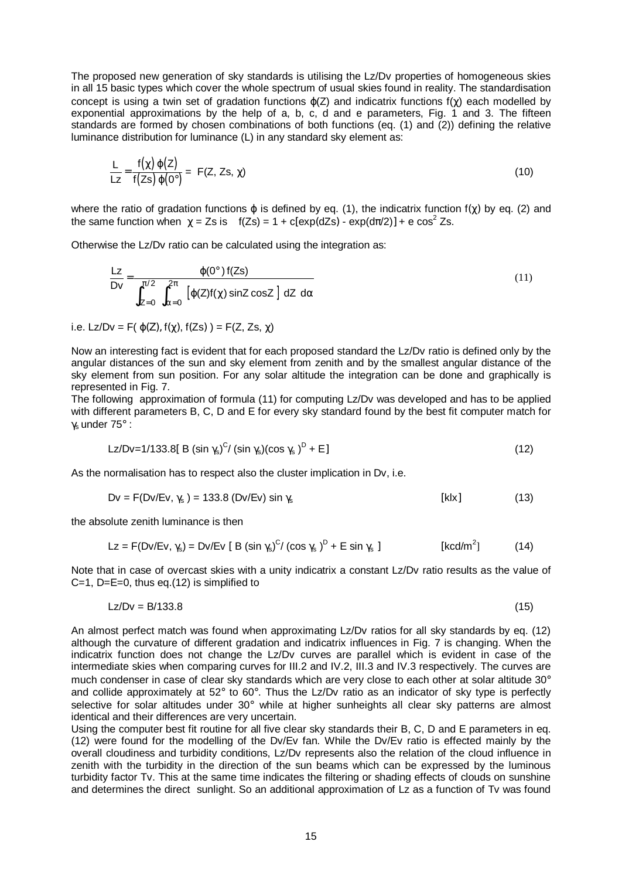The proposed new generation of sky standards is utilising the Lz/Dv properties of homogeneous skies in all 15 basic types which cover the whole spectrum of usual skies found in reality. The standardisation concept is using a twin set of gradation functions $\varphi(Z)$ and indicatrix functions $f(\chi)$ each modelled by exponential approximations by the help of a, b, c, d and e parameters, Fig. 1 and 3. The fifteen standards are formed by chosen combinations of both functions (eq. (1) and (2)) defining the relative luminance distribution for luminance (L) in any standard sky element as:

$$\frac{L}{Lz} = \frac{f(\chi)\,\varphi(Z)}{f(Zs)\,\varphi(0°)} = F(Z, Zs, \chi) \tag{10}$$

where the ratio of gradation functions $\varphi$ is defined by eq. (1), the indicatrix function $f(\chi)$ by eq. (2) and the same function when $\chi = Zs$ is $f(Zs) = 1 + c[\exp(dZs) - \exp(d\pi/2)] + e \cos^2 Zs$.

Otherwise the Lz/Dv ratio can be calculated using the integration as:

$$\frac{Lz}{Dv} = \frac{\varphi(0°)\, f(Zs)}{\int_{Z=0}^{\pi/2} \int_{\alpha=0}^{2\pi} \left[\varphi(Z) f(\chi) \sin Z \cos Z\right] dZ\, d\alpha} \tag{11}$$

i.e. $Lz/Dv = F(\,\varphi(Z), f(\chi), f(Zs)\,) = F(Z, Zs, \chi)$

Now an interesting fact is evident that for each proposed standard the Lz/Dv ratio is defined only by the angular distances of the sun and sky element from zenith and by the smallest angular distance of the sky element from sun position. For any solar altitude the integration can be done and graphically is represented in Fig. 7.

The following approximation of formula (11) for computing Lz/Dv was developed and has to be applied with different parameters B, C, D and E for every sky standard found by the best fit computer match for $\gamma_s$ under 75° :

$$Lz/Dv = 1/133.8\left[\, B\, (\sin \gamma_s)^C / (\sin \gamma_s)(\cos \gamma_s)^D + E\,\right] \tag{12}$$

As the normalisation has to respect also the cluster implication in Dv, i.e.

$$Dv = F(Dv/Ev, \gamma_s) = 133.8\, (Dv/Ev) \sin \gamma_s \qquad [\text{klx}] \tag{13}$$

the absolute zenith luminance is then

$$Lz = F(Dv/Ev, \gamma_s) = Dv/Ev\, \left[\, B\, (\sin \gamma_s)^C / (\cos \gamma_s)^D + E \sin \gamma_s\,\right] \qquad [\text{kcd/m}^2] \tag{14}$$

Note that in case of overcast skies with a unity indicatrix a constant Lz/Dv ratio results as the value of C=1, D=E=0, thus eq.(12) is simplified to

$$Lz/Dv = B/133.8 \tag{15}$$

An almost perfect match was found when approximating Lz/Dv ratios for all sky standards by eq. (12) although the curvature of different gradation and indicatrix influences in Fig. 7 is changing. When the indicatrix function does not change the Lz/Dv curves are parallel which is evident in case of the intermediate skies when comparing curves for III.2 and IV.2, III.3 and IV.3 respectively. The curves are much condenser in case of clear sky standards which are very close to each other at solar altitude 30° and collide approximately at 52° to 60°. Thus the Lz/Dv ratio as an indicator of sky type is perfectly selective for solar altitudes under 30° while at higher sunheights all clear sky patterns are almost identical and their differences are very uncertain.

Using the computer best fit routine for all five clear sky standards their B, C, D and E parameters in eq. (12) were found for the modelling of the Dv/Ev fan. While the Dv/Ev ratio is effected mainly by the overall cloudiness and turbidity conditions, Lz/Dv represents also the relation of the cloud influence in zenith with the turbidity in the direction of the sun beams which can be expressed by the luminous turbidity factor Tv. This at the same time indicates the filtering or shading effects of clouds on sunshine and determines the direct sunlight. So an additional approximation of Lz as a function of Tv was found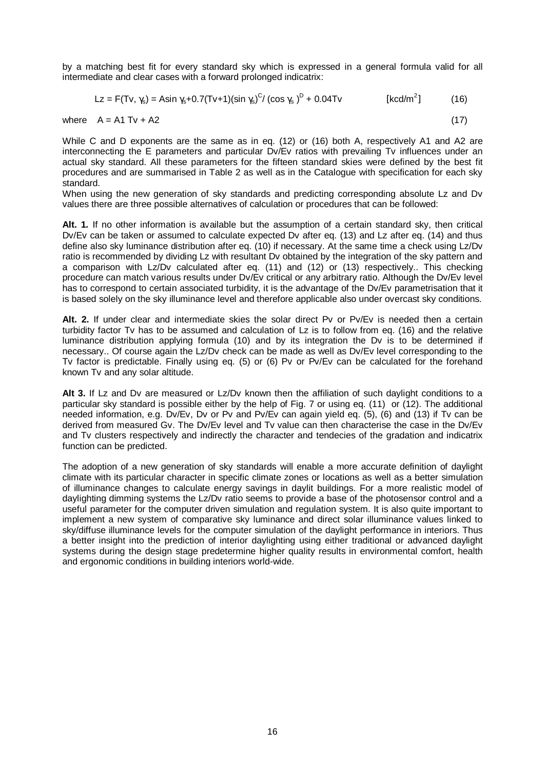by a matching best fit for every standard sky which is expressed in a general formula valid for all intermediate and clear cases with a forward prolonged indicatrix:

$$Lz = F(Tv, \gamma_s) = A \sin \gamma_s + 0.7(Tv+1)(\sin \gamma_s)^C / (\cos \gamma_s)^D + 0.04Tv \qquad [\mathrm{kcd/m^2}] \qquad (16)$$

where $A = A1\ Tv + A2$ (17)

While C and D exponents are the same as in eq. (12) or (16) both A, respectively A1 and A2 are interconnecting the E parameters and particular Dv/Ev ratios with prevailing Tv influences under an actual sky standard. All these parameters for the fifteen standard skies were defined by the best fit procedures and are summarised in Table 2 as well as in the Catalogue with specification for each sky standard.

When using the new generation of sky standards and predicting corresponding absolute Lz and Dv values there are three possible alternatives of calculation or procedures that can be followed:

**Alt. 1.** If no other information is available but the assumption of a certain standard sky, then critical Dv/Ev can be taken or assumed to calculate expected Dv after eq. (13) and Lz after eq. (14) and thus define also sky luminance distribution after eq. (10) if necessary. At the same time a check using Lz/Dv ratio is recommended by dividing Lz with resultant Dv obtained by the integration of the sky pattern and a comparison with Lz/Dv calculated after eq. (11) and (12) or (13) respectively.. This checking procedure can match various results under Dv/Ev critical or any arbitrary ratio. Although the Dv/Ev level has to correspond to certain associated turbidity, it is the advantage of the Dv/Ev parametrisation that it is based solely on the sky illuminance level and therefore applicable also under overcast sky conditions.

**Alt. 2.** If under clear and intermediate skies the solar direct Pv or Pv/Ev is needed then a certain turbidity factor Tv has to be assumed and calculation of Lz is to follow from eq. (16) and the relative luminance distribution applying formula (10) and by its integration the Dv is to be determined if necessary.. Of course again the Lz/Dv check can be made as well as Dv/Ev level corresponding to the Tv factor is predictable. Finally using eq. (5) or (6) Pv or Pv/Ev can be calculated for the forehand known Tv and any solar altitude.

**Alt 3.** If Lz and Dv are measured or Lz/Dv known then the affiliation of such daylight conditions to a particular sky standard is possible either by the help of Fig. 7 or using eq. (11) or (12). The additional needed information, e.g. Dv/Ev, Dv or Pv and Pv/Ev can again yield eq. (5), (6) and (13) if Tv can be derived from measured Gv. The Dv/Ev level and Tv value can then characterise the case in the Dv/Ev and Tv clusters respectively and indirectly the character and tendecies of the gradation and indicatrix function can be predicted.

The adoption of a new generation of sky standards will enable a more accurate definition of daylight climate with its particular character in specific climate zones or locations as well as a better simulation of illuminance changes to calculate energy savings in daylit buildings. For a more realistic model of daylighting dimming systems the Lz/Dv ratio seems to provide a base of the photosensor control and a useful parameter for the computer driven simulation and regulation system. It is also quite important to implement a new system of comparative sky luminance and direct solar illuminance values linked to sky/diffuse illuminance levels for the computer simulation of the daylight performance in interiors. Thus a better insight into the prediction of interior daylighting using either traditional or advanced daylight systems during the design stage predetermine higher quality results in environmental comfort, health and ergonomic conditions in building interiors world-wide.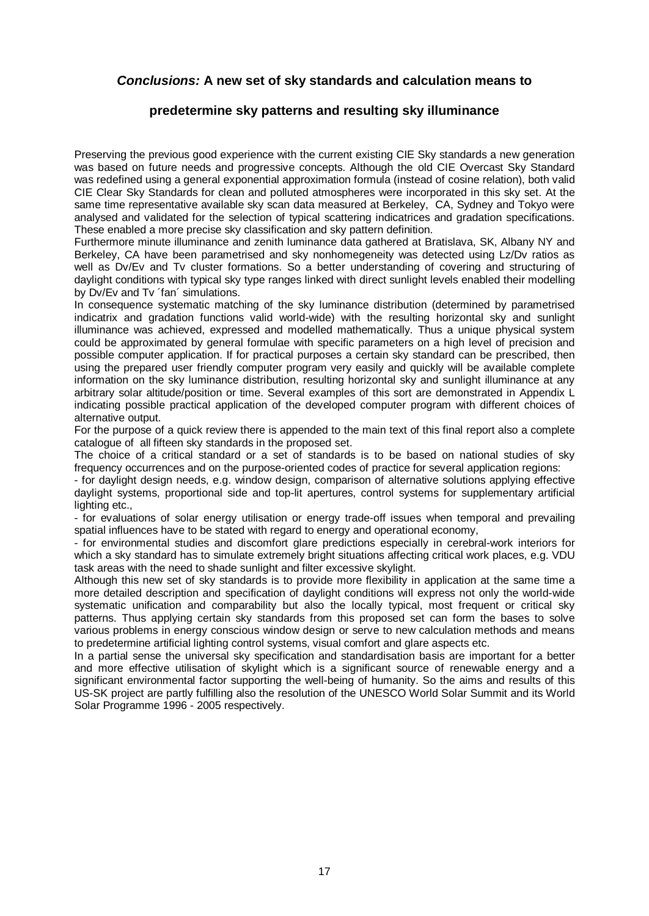## *Conclusions:* **A new set of sky standards and calculation means to predetermine sky patterns and resulting sky illuminance**

Preserving the previous good experience with the current existing CIE Sky standards a new generation was based on future needs and progressive concepts. Although the old CIE Overcast Sky Standard was redefined using a general exponential approximation formula (instead of cosine relation), both valid CIE Clear Sky Standards for clean and polluted atmospheres were incorporated in this sky set. At the same time representative available sky scan data measured at Berkeley, CA, Sydney and Tokyo were analysed and validated for the selection of typical scattering indicatrices and gradation specifications. These enabled a more precise sky classification and sky pattern definition.

Furthermore minute illuminance and zenith luminance data gathered at Bratislava, SK, Albany NY and Berkeley, CA have been parametrised and sky nonhomegeneity was detected using Lz/Dv ratios as well as Dv/Ev and Tv cluster formations. So a better understanding of covering and structuring of daylight conditions with typical sky type ranges linked with direct sunlight levels enabled their modelling by Dv/Ev and Tv ´fan´ simulations.

In consequence systematic matching of the sky luminance distribution (determined by parametrised indicatrix and gradation functions valid world-wide) with the resulting horizontal sky and sunlight illuminance was achieved, expressed and modelled mathematically. Thus a unique physical system could be approximated by general formulae with specific parameters on a high level of precision and possible computer application. If for practical purposes a certain sky standard can be prescribed, then using the prepared user friendly computer program very easily and quickly will be available complete information on the sky luminance distribution, resulting horizontal sky and sunlight illuminance at any arbitrary solar altitude/position or time. Several examples of this sort are demonstrated in Appendix L indicating possible practical application of the developed computer program with different choices of alternative output.

For the purpose of a quick review there is appended to the main text of this final report also a complete catalogue of all fifteen sky standards in the proposed set.

The choice of a critical standard or a set of standards is to be based on national studies of sky frequency occurrences and on the purpose-oriented codes of practice for several application regions:

- for daylight design needs, e.g. window design, comparison of alternative solutions applying effective daylight systems, proportional side and top-lit apertures, control systems for supplementary artificial lighting etc.,
- for evaluations of solar energy utilisation or energy trade-off issues when temporal and prevailing spatial influences have to be stated with regard to energy and operational economy,
- for environmental studies and discomfort glare predictions especially in cerebral-work interiors for which a sky standard has to simulate extremely bright situations affecting critical work places, e.g. VDU task areas with the need to shade sunlight and filter excessive skylight.

Although this new set of sky standards is to provide more flexibility in application at the same time a more detailed description and specification of daylight conditions will express not only the world-wide systematic unification and comparability but also the locally typical, most frequent or critical sky patterns. Thus applying certain sky standards from this proposed set can form the bases to solve various problems in energy conscious window design or serve to new calculation methods and means to predetermine artificial lighting control systems, visual comfort and glare aspects etc.

In a partial sense the universal sky specification and standardisation basis are important for a better and more effective utilisation of skylight which is a significant source of renewable energy and a significant environmental factor supporting the well-being of humanity. So the aims and results of this US-SK project are partly fulfilling also the resolution of the UNESCO World Solar Summit and its World Solar Programme 1996 - 2005 respectively.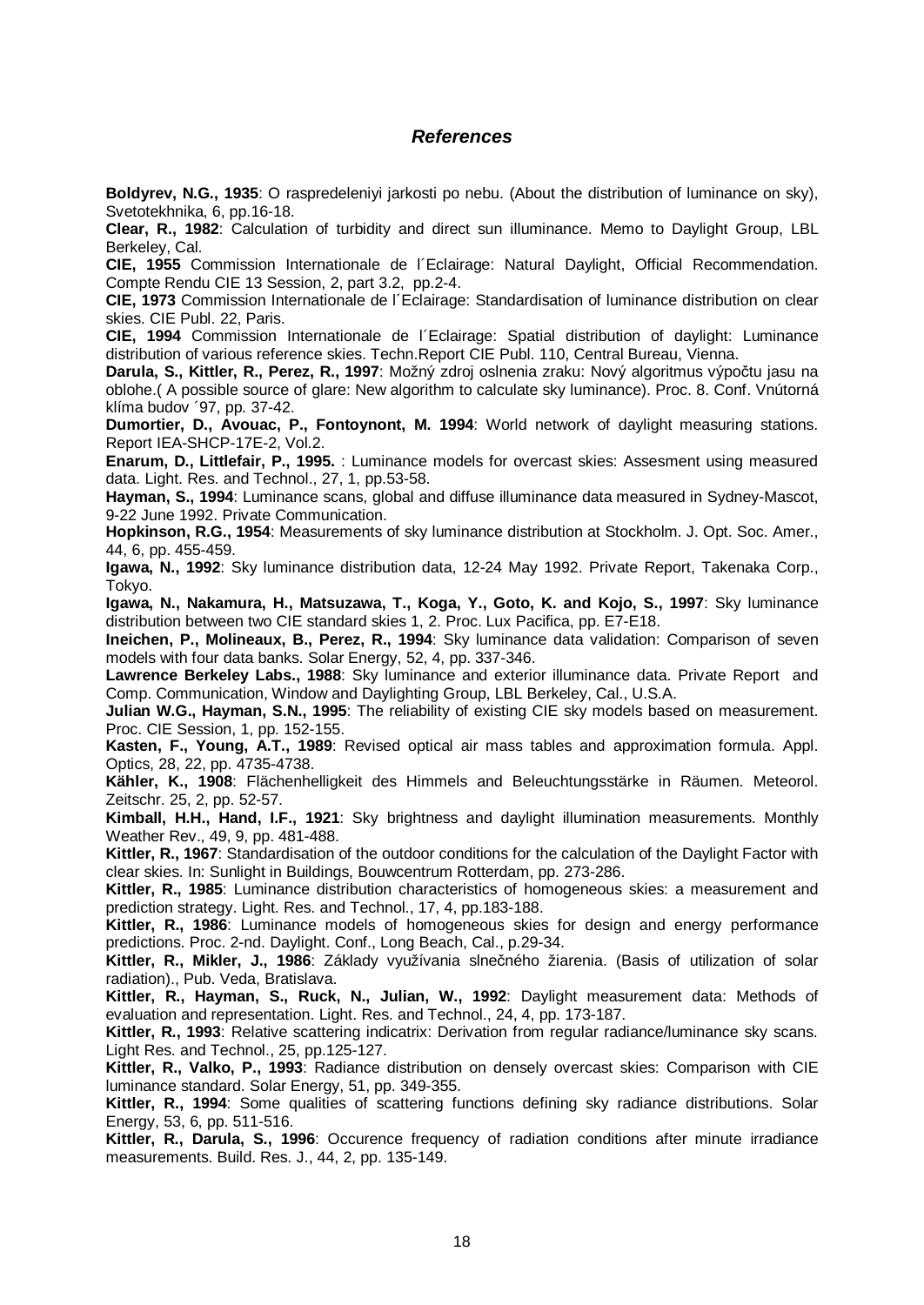## *References*

**Boldyrev, N.G., 1935**: O raspredeleniyi jarkosti po nebu. (About the distribution of luminance on sky), Svetotekhnika, 6, pp.16-18.

**Clear, R., 1982**: Calculation of turbidity and direct sun illuminance. Memo to Daylight Group, LBL Berkeley, Cal.

**CIE, 1955** Commission Internationale de l´Eclairage: Natural Daylight, Official Recommendation. Compte Rendu CIE 13 Session, 2, part 3.2, pp.2-4.

**CIE, 1973** Commission Internationale de l´Eclairage: Standardisation of luminance distribution on clear skies. CIE Publ. 22, Paris.

**CIE, 1994** Commission Internationale de l´Eclairage: Spatial distribution of daylight: Luminance distribution of various reference skies. Techn.Report CIE Publ. 110, Central Bureau, Vienna.

**Darula, S., Kittler, R., Perez, R., 1997**: Možný zdroj oslnenia zraku: Nový algoritmus výpočtu jasu na oblohe.( A possible source of glare: New algorithm to calculate sky luminance). Proc. 8. Conf. Vnútorná klíma budov ´97, pp. 37-42.

**Dumortier, D., Avouac, P., Fontoynont, M. 1994**: World network of daylight measuring stations. Report IEA-SHCP-17E-2, Vol.2.

**Enarum, D., Littlefair, P., 1995.** : Luminance models for overcast skies: Assesment using measured data. Light. Res. and Technol., 27, 1, pp.53-58.

**Hayman, S., 1994**: Luminance scans, global and diffuse illuminance data measured in Sydney-Mascot, 9-22 June 1992. Private Communication.

**Hopkinson, R.G., 1954**: Measurements of sky luminance distribution at Stockholm. J. Opt. Soc. Amer., 44, 6, pp. 455-459.

**Igawa, N., 1992**: Sky luminance distribution data, 12-24 May 1992. Private Report, Takenaka Corp., Tokyo.

**Igawa, N., Nakamura, H., Matsuzawa, T., Koga, Y., Goto, K. and Kojo, S., 1997**: Sky luminance distribution between two CIE standard skies 1, 2. Proc. Lux Pacifica, pp. E7-E18.

**Ineichen, P., Molineaux, B., Perez, R., 1994**: Sky luminance data validation: Comparison of seven models with four data banks. Solar Energy, 52, 4, pp. 337-346.

**Lawrence Berkeley Labs., 1988**: Sky luminance and exterior illuminance data. Private Report and Comp. Communication, Window and Daylighting Group, LBL Berkeley, Cal., U.S.A.

**Julian W.G., Hayman, S.N., 1995**: The reliability of existing CIE sky models based on measurement. Proc. CIE Session, 1, pp. 152-155.

**Kasten, F., Young, A.T., 1989**: Revised optical air mass tables and approximation formula. Appl. Optics, 28, 22, pp. 4735-4738.

**Kähler, K., 1908**: Flächenhelligkeit des Himmels and Beleuchtungsstärke in Räumen. Meteorol. Zeitschr. 25, 2, pp. 52-57.

**Kimball, H.H., Hand, I.F., 1921**: Sky brightness and daylight illumination measurements. Monthly Weather Rev., 49, 9, pp. 481-488.

**Kittler, R., 1967**: Standardisation of the outdoor conditions for the calculation of the Daylight Factor with clear skies. In: Sunlight in Buildings, Bouwcentrum Rotterdam, pp. 273-286.

**Kittler, R., 1985**: Luminance distribution characteristics of homogeneous skies: a measurement and prediction strategy. Light. Res. and Technol., 17, 4, pp.183-188.

**Kittler, R., 1986**: Luminance models of homogeneous skies for design and energy performance predictions. Proc. 2-nd. Daylight. Conf., Long Beach, Cal., p.29-34.

**Kittler, R., Mikler, J., 1986**: Základy využívania slnečného žiarenia. (Basis of utilization of solar radiation)., Pub. Veda, Bratislava.

**Kittler, R., Hayman, S., Ruck, N., Julian, W., 1992**: Daylight measurement data: Methods of evaluation and representation. Light. Res. and Technol., 24, 4, pp. 173-187.

**Kittler, R., 1993**: Relative scattering indicatrix: Derivation from regular radiance/luminance sky scans. Light Res. and Technol., 25, pp.125-127.

**Kittler, R., Valko, P., 1993**: Radiance distribution on densely overcast skies: Comparison with CIE luminance standard. Solar Energy, 51, pp. 349-355.

**Kittler, R., 1994**: Some qualities of scattering functions defining sky radiance distributions. Solar Energy, 53, 6, pp. 511-516.

**Kittler, R., Darula, S., 1996**: Occurence frequency of radiation conditions after minute irradiance measurements. Build. Res. J., 44, 2, pp. 135-149.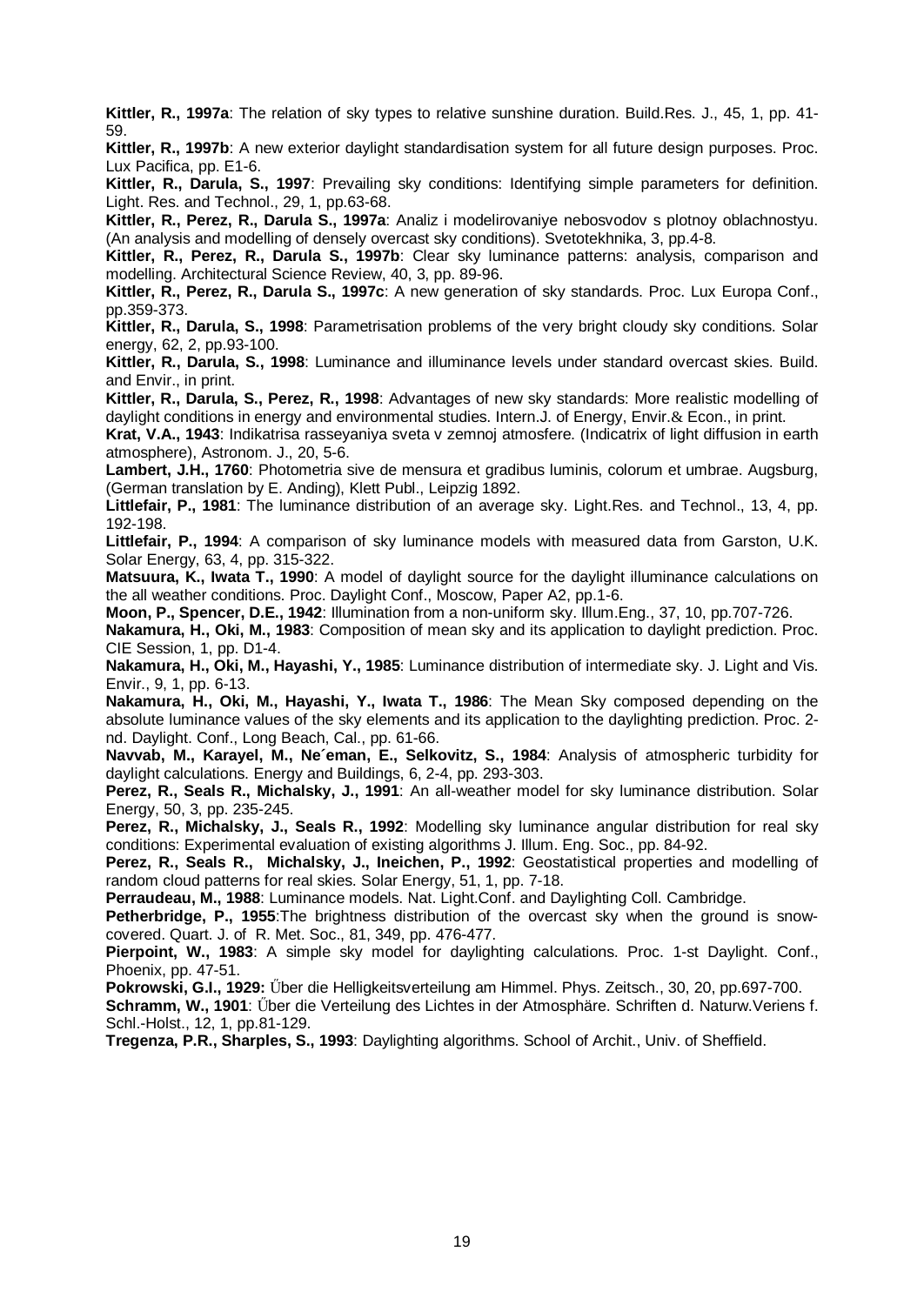**Kittler, R., 1997a**: The relation of sky types to relative sunshine duration. Build.Res. J., 45, 1, pp. 41-59.

**Kittler, R., 1997b**: A new exterior daylight standardisation system for all future design purposes. Proc. Lux Pacifica, pp. E1-6.

**Kittler, R., Darula, S., 1997**: Prevailing sky conditions: Identifying simple parameters for definition. Light. Res. and Technol., 29, 1, pp.63-68.

**Kittler, R., Perez, R., Darula S., 1997a**: Analiz i modelirovaniye nebosvodov s plotnoy oblachnostyu. (An analysis and modelling of densely overcast sky conditions). Svetotekhnika, 3, pp.4-8.

**Kittler, R., Perez, R., Darula S., 1997b**: Clear sky luminance patterns: analysis, comparison and modelling. Architectural Science Review, 40, 3, pp. 89-96.

**Kittler, R., Perez, R., Darula S., 1997c**: A new generation of sky standards. Proc. Lux Europa Conf., pp.359-373.

**Kittler, R., Darula, S., 1998**: Parametrisation problems of the very bright cloudy sky conditions. Solar energy, 62, 2, pp.93-100.

**Kittler, R., Darula, S., 1998**: Luminance and illuminance levels under standard overcast skies. Build. and Envir., in print.

**Kittler, R., Darula, S., Perez, R., 1998**: Advantages of new sky standards: More realistic modelling of daylight conditions in energy and environmental studies. Intern.J. of Energy, Envir.& Econ., in print.

**Krat, V.A., 1943**: Indikatrisa rasseyaniya sveta v zemnoj atmosfere. (Indicatrix of light diffusion in earth atmosphere), Astronom. J., 20, 5-6.

**Lambert, J.H., 1760**: Photometria sive de mensura et gradibus luminis, colorum et umbrae. Augsburg, (German translation by E. Anding), Klett Publ., Leipzig 1892.

**Littlefair, P., 1981**: The luminance distribution of an average sky. Light.Res. and Technol., 13, 4, pp. 192-198.

**Littlefair, P., 1994**: A comparison of sky luminance models with measured data from Garston, U.K. Solar Energy, 63, 4, pp. 315-322.

**Matsuura, K., Iwata T., 1990**: A model of daylight source for the daylight illuminance calculations on the all weather conditions. Proc. Daylight Conf., Moscow, Paper A2, pp.1-6.

**Moon, P., Spencer, D.E., 1942**: Illumination from a non-uniform sky. Illum.Eng., 37, 10, pp.707-726.

**Nakamura, H., Oki, M., 1983**: Composition of mean sky and its application to daylight prediction. Proc. CIE Session, 1, pp. D1-4.

**Nakamura, H., Oki, M., Hayashi, Y., 1985**: Luminance distribution of intermediate sky. J. Light and Vis. Envir., 9, 1, pp. 6-13.

**Nakamura, H., Oki, M., Hayashi, Y., Iwata T., 1986**: The Mean Sky composed depending on the absolute luminance values of the sky elements and its application to the daylighting prediction. Proc. 2-nd. Daylight. Conf., Long Beach, Cal., pp. 61-66.

**Navvab, M., Karayel, M., Ne´eman, E., Selkovitz, S., 1984**: Analysis of atmospheric turbidity for daylight calculations. Energy and Buildings, 6, 2-4, pp. 293-303.

**Perez, R., Seals R., Michalsky, J., 1991**: An all-weather model for sky luminance distribution. Solar Energy, 50, 3, pp. 235-245.

**Perez, R., Michalsky, J., Seals R., 1992**: Modelling sky luminance angular distribution for real sky conditions: Experimental evaluation of existing algorithms J. Illum. Eng. Soc., pp. 84-92.

**Perez, R., Seals R., Michalsky, J., Ineichen, P., 1992**: Geostatistical properties and modelling of random cloud patterns for real skies. Solar Energy, 51, 1, pp. 7-18.

**Perraudeau, M., 1988**: Luminance models. Nat. Light.Conf. and Daylighting Coll. Cambridge.

**Petherbridge, P., 1955**:The brightness distribution of the overcast sky when the ground is snow-covered. Quart. J. of R. Met. Soc., 81, 349, pp. 476-477.

**Pierpoint, W., 1983**: A simple sky model for daylighting calculations. Proc. 1-st Daylight. Conf., Phoenix, pp. 47-51.

**Pokrowski, G.I., 1929:** Űber die Helligkeitsverteilung am Himmel. Phys. Zeitsch., 30, 20, pp.697-700.

**Schramm, W., 1901**: Űber die Verteilung des Lichtes in der Atmosphäre. Schriften d. Naturw.Veriens f. Schl.-Holst., 12, 1, pp.81-129.

**Tregenza, P.R., Sharples, S., 1993**: Daylighting algorithms. School of Archit., Univ. of Sheffield.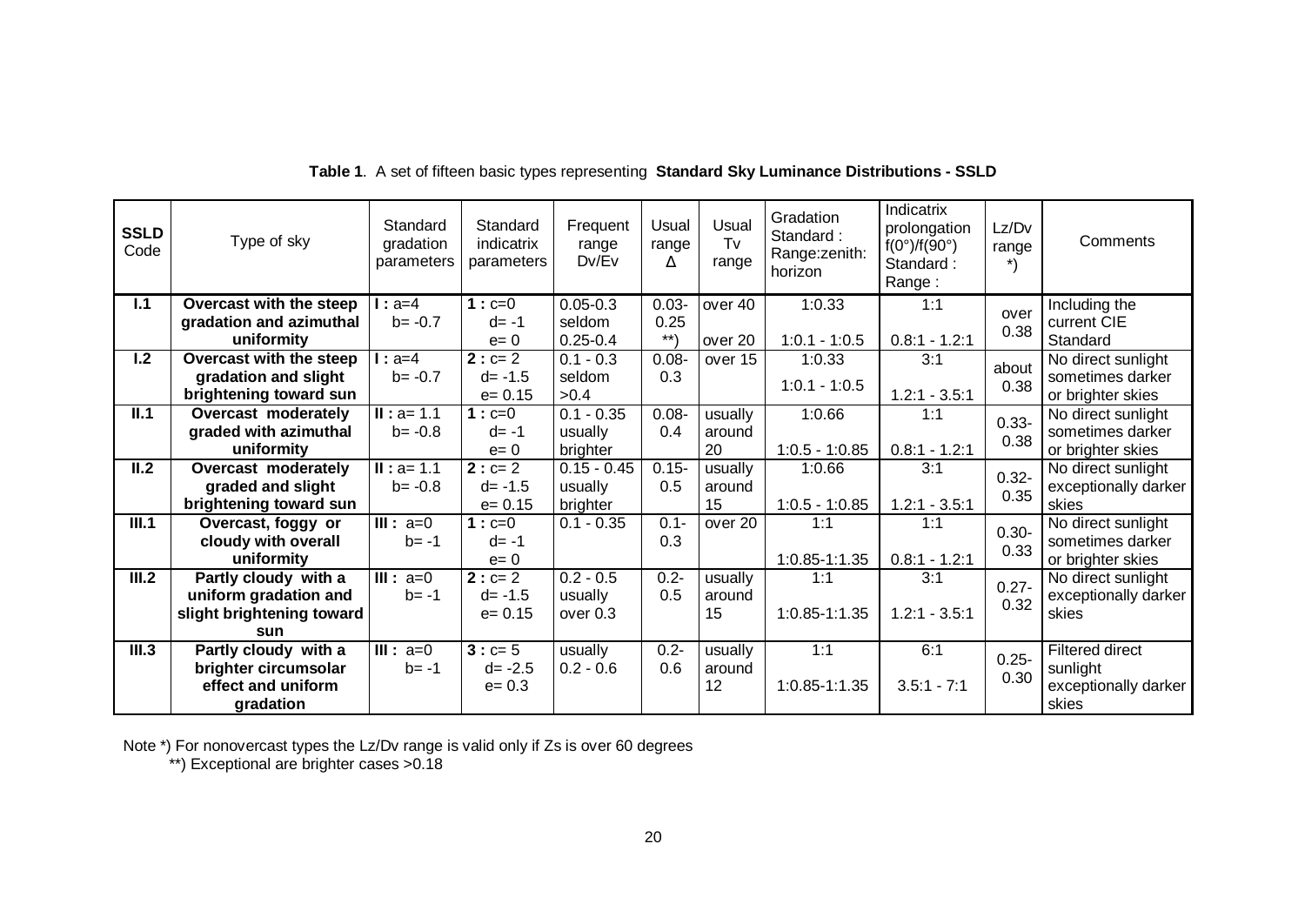**Table 1**. A set of fifteen basic types representing **Standard Sky Luminance Distributions - SSLD**

| SSLD Code | Type of sky | Standard gradation parameters | Standard indicatrix parameters | Frequent range Dv/Ev | Usual range Δ | Usual Tv range | Gradation Standard : Range:zenith: horizon | Indicatrix prolongation f(0°)/f(90°) Standard : Range : | Lz/Dv range *) | Comments |
|---|---|---|---|---|---|---|---|---|---|---|
| **I.1** | **Overcast with the steep gradation and azimuthal uniformity** | **I :** a=4 b= -0.7 | **1 :** c=0 d= -1 e= 0 | 0.05-0.3 seldom 0.25-0.4 | 0.03-0.25 **) | over 40 over 20 | 1:0.33 1:0.1 - 1:0.5 | 1:1 0.8:1 - 1.2:1 | over 0.38 | Including the current CIE Standard |
| **I.2** | **Overcast with the steep gradation and slight brightening toward sun** | **I :** a=4 b= -0.7 | **2 :** c= 2 d= -1.5 e= 0.15 | 0.1 - 0.3 seldom >0.4 | 0.08-0.3 | over 15 | 1:0.33 1:0.1 - 1:0.5 | 3:1 1.2:1 - 3.5:1 | about 0.38 | No direct sunlight sometimes darker or brighter skies |
| **II.1** | **Overcast moderately graded with azimuthal uniformity** | **II :** a= 1.1 b= -0.8 | **1 :** c=0 d= -1 e= 0 | 0.1 - 0.35 usually brighter | 0.08-0.4 | usually around 20 | 1:0.66 1:0.5 - 1:0.85 | 1:1 0.8:1 - 1.2:1 | 0.33-0.38 | No direct sunlight sometimes darker or brighter skies |
| **II.2** | **Overcast moderately graded and slight brightening toward sun** | **II :** a= 1.1 b= -0.8 | **2 :** c= 2 d= -1.5 e= 0.15 | 0.15 - 0.45 usually brighter | 0.15-0.5 | usually around 15 | 1:0.66 1:0.5 - 1:0.85 | 3:1 1.2:1 - 3.5:1 | 0.32-0.35 | No direct sunlight exceptionally darker skies |
| **III.1** | **Overcast, foggy or cloudy with overall uniformity** | **III :** a=0 b= -1 | **1 :** c=0 d= -1 e= 0 | 0.1 - 0.35 | 0.1-0.3 | over 20 | 1:1 1:0.85-1:1.35 | 1:1 0.8:1 - 1.2:1 | 0.30-0.33 | No direct sunlight sometimes darker or brighter skies |
| **III.2** | **Partly cloudy with a uniform gradation and slight brightening toward sun** | **III :** a=0 b= -1 | **2 :** c= 2 d= -1.5 e= 0.15 | 0.2 - 0.5 usually over 0.3 | 0.2-0.5 | usually around 15 | 1:1 1:0.85-1:1.35 | 3:1 1.2:1 - 3.5:1 | 0.27-0.32 | No direct sunlight exceptionally darker skies |
| **III.3** | **Partly cloudy with a brighter circumsolar effect and uniform gradation** | **III :** a=0 b= -1 | **3 :** c= 5 d= -2.5 e= 0.3 | usually 0.2 - 0.6 | 0.2-0.6 | usually around 12 | 1:1 1:0.85-1:1.35 | 6:1 3.5:1 - 7:1 | 0.25-0.30 | Filtered direct sunlight exceptionally darker skies |

Note *) For nonovercast types the Lz/Dv range is valid only if Zs is over 60 degrees
**) Exceptional are brighter cases >0.18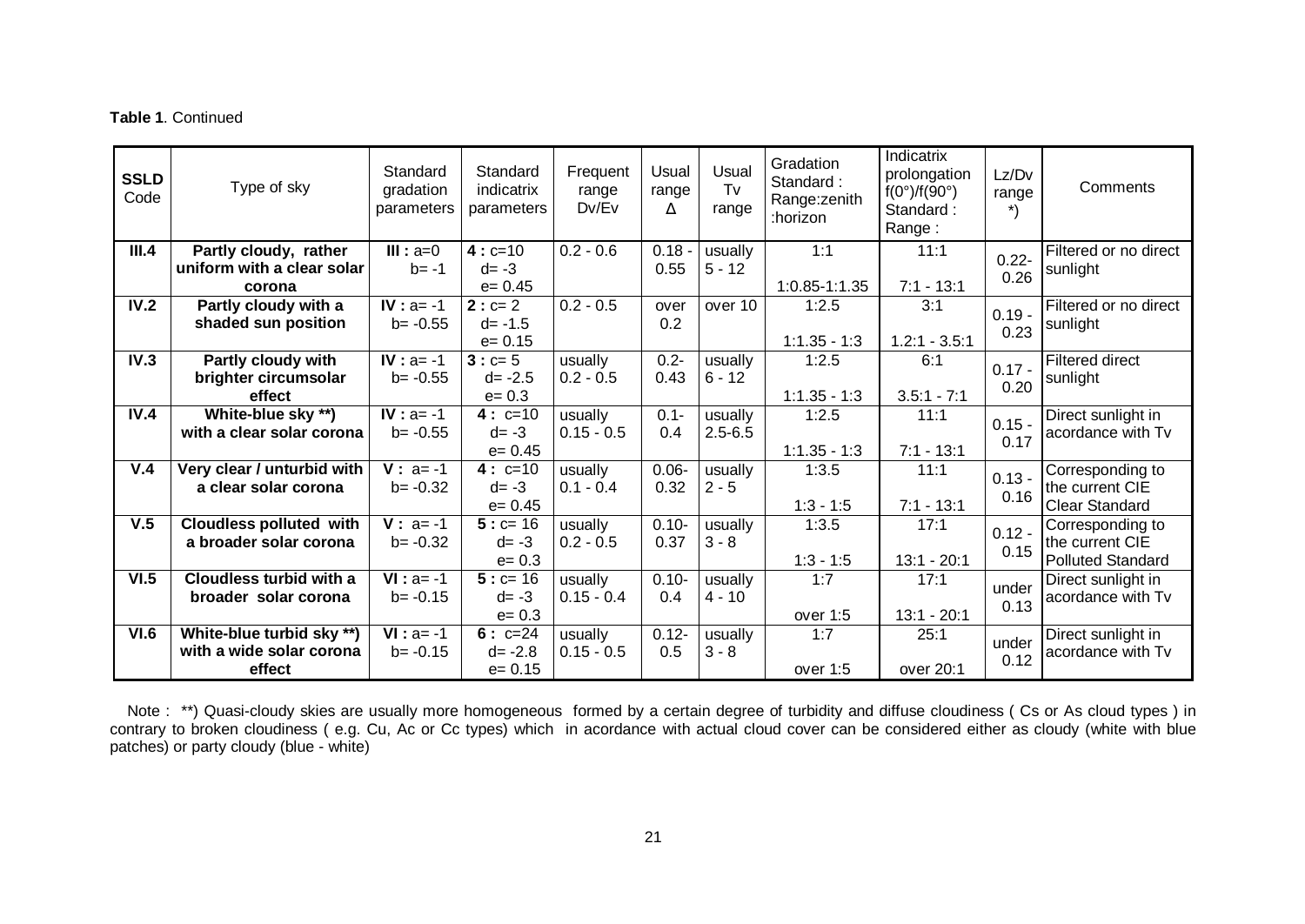**Table 1**. Continued

| SSLD Code | Type of sky | Standard gradation parameters | Standard indicatrix parameters | Frequent range Dv/Ev | Usual range Δ | Usual Tv range | Gradation Standard : Range:zenith :horizon | Indicatrix prolongation f(0°)/f(90°) Standard : Range : | Lz/Dv range *) | Comments |
|---|---|---|---|---|---|---|---|---|---|---|
| **III.4** | **Partly cloudy, rather uniform with a clear solar corona** | **III :** a=0 b= -1 | **4 :** c=10 d= -3 e= 0.45 | 0.2 - 0.6 | 0.18 - 0.55 | usually 5 - 12 | 1:1 1:0.85-1:1.35 | 11:1 7:1 - 13:1 | 0.22- 0.26 | Filtered or no direct sunlight |
| **IV.2** | **Partly cloudy with a shaded sun position** | **IV :** a= -1 b= -0.55 | **2 :** c= 2 d= -1.5 e= 0.15 | 0.2 - 0.5 | over 0.2 | over 10 | 1:2.5 1:1.35 - 1:3 | 3:1 1.2:1 - 3.5:1 | 0.19 - 0.23 | Filtered or no direct sunlight |
| **IV.3** | **Partly cloudy with brighter circumsolar effect** | **IV :** a= -1 b= -0.55 | **3 :** c= 5 d= -2.5 e= 0.3 | usually 0.2 - 0.5 | 0.2- 0.43 | usually 6 - 12 | 1:2.5 1:1.35 - 1:3 | 6:1 3.5:1 - 7:1 | 0.17 - 0.20 | Filtered direct sunlight |
| **IV.4** | **White-blue sky \*\*) with a clear solar corona** | **IV :** a= -1 b= -0.55 | **4 :** c=10 d= -3 e= 0.45 | usually 0.15 - 0.5 | 0.1- 0.4 | usually 2.5-6.5 | 1:2.5 1:1.35 - 1:3 | 11:1 7:1 - 13:1 | 0.15 - 0.17 | Direct sunlight in acordance with Tv |
| **V.4** | **Very clear / unturbid with a clear solar corona** | **V :** a= -1 b= -0.32 | **4 :** c=10 d= -3 e= 0.45 | usually 0.1 - 0.4 | 0.06- 0.32 | usually 2 - 5 | 1:3.5 1:3 - 1:5 | 11:1 7:1 - 13:1 | 0.13 - 0.16 | Corresponding to the current CIE Clear Standard |
| **V.5** | **Cloudless polluted with a broader solar corona** | **V :** a= -1 b= -0.32 | **5 :** c= 16 d= -3 e= 0.3 | usually 0.2 - 0.5 | 0.10- 0.37 | usually 3 - 8 | 1:3.5 1:3 - 1:5 | 17:1 13:1 - 20:1 | 0.12 - 0.15 | Corresponding to the current CIE Polluted Standard |
| **VI.5** | **Cloudless turbid with a broader solar corona** | **VI :** a= -1 b= -0.15 | **5 :** c= 16 d= -3 e= 0.3 | usually 0.15 - 0.4 | 0.10- 0.4 | usually 4 - 10 | 1:7 over 1:5 | 17:1 13:1 - 20:1 | under 0.13 | Direct sunlight in acordance with Tv |
| **VI.6** | **White-blue turbid sky \*\*) with a wide solar corona effect** | **VI :** a= -1 b= -0.15 | **6 :** c=24 d= -2.8 e= 0.15 | usually 0.15 - 0.5 | 0.12- 0.5 | usually 3 - 8 | 1:7 over 1:5 | 25:1 over 20:1 | under 0.12 | Direct sunlight in acordance with Tv |

Note : **) Quasi-cloudy skies are usually more homogeneous formed by a certain degree of turbidity and diffuse cloudiness ( Cs or As cloud types ) in contrary to broken cloudiness ( e.g. Cu, Ac or Cc types) which in acordance with actual cloud cover can be considered either as cloudy (white with blue patches) or party cloudy (blue - white)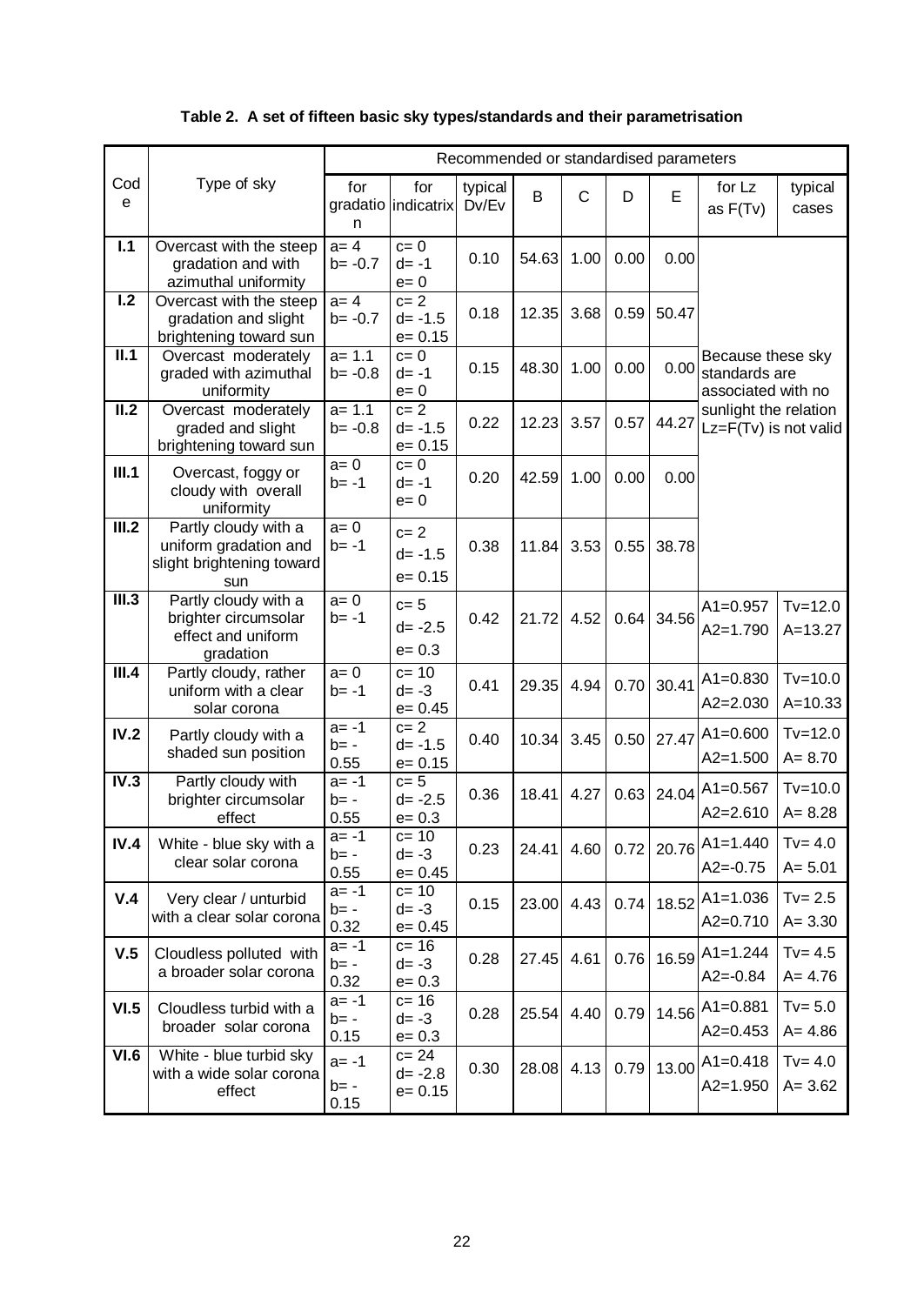**Table 2. A set of fifteen basic sky types/standards and their parametrisation**

| Code | Type of sky | Recommended or standardised parameters | | | | | | | | |
|---|---|---|---|---|---|---|---|---|---|---|
| | | for gradation | for indicatrix | typical Dv/Ev | B | C | D | E | for Lz as F(Tv) | typical cases |
| I.1 | Overcast with the steep gradation and with azimuthal uniformity | a= 4 b= -0.7 | c= 0 d= -1 e= 0 | 0.10 | 54.63 | 1.00 | 0.00 | 0.00 | Because these sky standards are associated with no sunlight the relation Lz=F(Tv) is not valid | |
| I.2 | Overcast with the steep gradation and slight brightening toward sun | a= 4 b= -0.7 | c= 2 d= -1.5 e= 0.15 | 0.18 | 12.35 | 3.68 | 0.59 | 50.47 | | |
| II.1 | Overcast moderately graded with azimuthal uniformity | a= 1.1 b= -0.8 | c= 0 d= -1 e= 0 | 0.15 | 48.30 | 1.00 | 0.00 | 0.00 | | |
| II.2 | Overcast moderately graded and slight brightening toward sun | a= 1.1 b= -0.8 | c= 2 d= -1.5 e= 0.15 | 0.22 | 12.23 | 3.57 | 0.57 | 44.27 | | |
| III.1 | Overcast, foggy or cloudy with overall uniformity | a= 0 b= -1 | c= 0 d= -1 e= 0 | 0.20 | 42.59 | 1.00 | 0.00 | 0.00 | | |
| III.2 | Partly cloudy with a uniform gradation and slight brightening toward sun | a= 0 b= -1 | c= 2 d= -1.5 e= 0.15 | 0.38 | 11.84 | 3.53 | 0.55 | 38.78 | | |
| III.3 | Partly cloudy with a brighter circumsolar effect and uniform gradation | a= 0 b= -1 | c= 5 d= -2.5 e= 0.3 | 0.42 | 21.72 | 4.52 | 0.64 | 34.56 | A1=0.957 A2=1.790 | Tv=12.0 A=13.27 |
| III.4 | Partly cloudy, rather uniform with a clear solar corona | a= 0 b= -1 | c= 10 d= -3 e= 0.45 | 0.41 | 29.35 | 4.94 | 0.70 | 30.41 | A1=0.830 A2=2.030 | Tv=10.0 A=10.33 |
| IV.2 | Partly cloudy with a shaded sun position | a= -1 b= -0.55 | c= 2 d= -1.5 e= 0.15 | 0.40 | 10.34 | 3.45 | 0.50 | 27.47 | A1=0.600 A2=1.500 | Tv=12.0 A= 8.70 |
| IV.3 | Partly cloudy with brighter circumsolar effect | a= -1 b= -0.55 | c= 5 d= -2.5 e= 0.3 | 0.36 | 18.41 | 4.27 | 0.63 | 24.04 | A1=0.567 A2=2.610 | Tv=10.0 A= 8.28 |
| IV.4 | White - blue sky with a clear solar corona | a= -1 b= -0.55 | c= 10 d= -3 e= 0.45 | 0.23 | 24.41 | 4.60 | 0.72 | 20.76 | A1=1.440 A2=-0.75 | Tv= 4.0 A= 5.01 |
| V.4 | Very clear / unturbid with a clear solar corona | a= -1 b= -0.32 | c= 10 d= -3 e= 0.45 | 0.15 | 23.00 | 4.43 | 0.74 | 18.52 | A1=1.036 A2=0.710 | Tv= 2.5 A= 3.30 |
| V.5 | Cloudless polluted with a broader solar corona | a= -1 b= -0.32 | c= 16 d= -3 e= 0.3 | 0.28 | 27.45 | 4.61 | 0.76 | 16.59 | A1=1.244 A2=-0.84 | Tv= 4.5 A= 4.76 |
| VI.5 | Cloudless turbid with a broader solar corona | a= -1 b= -0.15 | c= 16 d= -3 e= 0.3 | 0.28 | 25.54 | 4.40 | 0.79 | 14.56 | A1=0.881 A2=0.453 | Tv= 5.0 A= 4.86 |
| VI.6 | White - blue turbid sky with a wide solar corona effect | a= -1 b= -0.15 | c= 24 d= -2.8 e= 0.15 | 0.30 | 28.08 | 4.13 | 0.79 | 13.00 | A1=0.418 A2=1.950 | Tv= 4.0 A= 3.62 |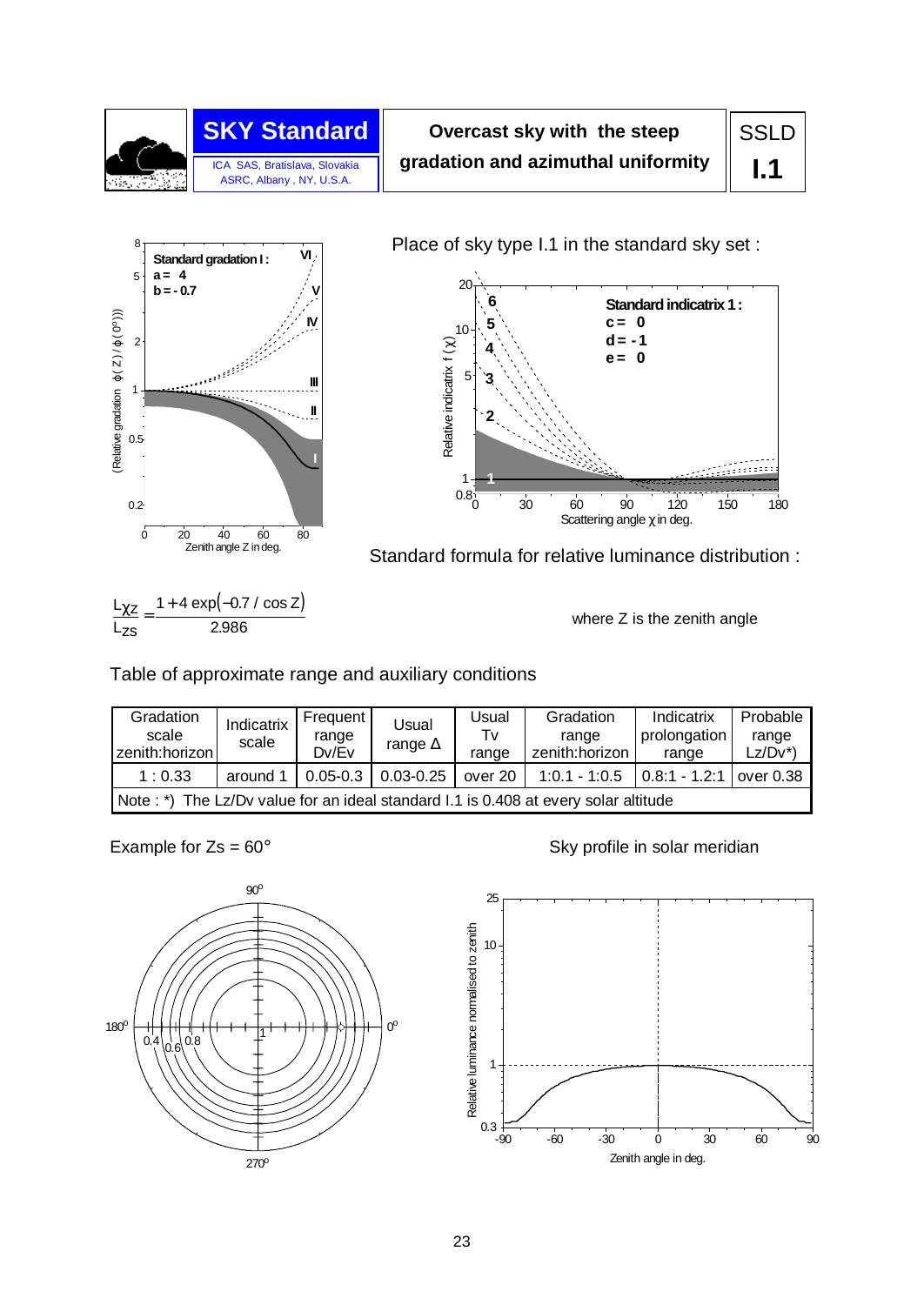# SKY Standard

ICA SAS, Bratislava, Slovakia
ASRC, Albany, NY, U.S.A.

**Overcast sky with the steep gradation and azimuthal uniformity**

SSLD **I.1**

Place of sky type I.1 in the standard sky set :

**Standard gradation I :**
**a = 4**
**b = - 0.7**

**Standard indicatrix 1 :**
**c = 0**
**d = - 1**
**e = 0**

Standard formula for relative luminance distribution :

$$\frac{L_{\chi Z}}{L_{ZS}} = \frac{1 + 4\exp(-0.7 / \cos Z)}{2.986}$$

where Z is the zenith angle

Table of approximate range and auxiliary conditions

| Gradation scale zenith:horizon | Indicatrix scale | Frequent range Dv/Ev | Usual range Δ | Usual Tv range | Gradation range zenith:horizon | Indicatrix prolongation range | Probable range Lz/Dv*) |
|---|---|---|---|---|---|---|---|
| 1 : 0.33 | around 1 | 0.05-0.3 | 0.03-0.25 | over 20 | 1:0.1 - 1:0.5 | 0.8:1 - 1.2:1 | over 0.38 |
| Note : *) The Lz/Dv value for an ideal standard I.1 is 0.408 at every solar altitude | | | | | | | |

Example for Zs = 60°

Sky profile in solar meridian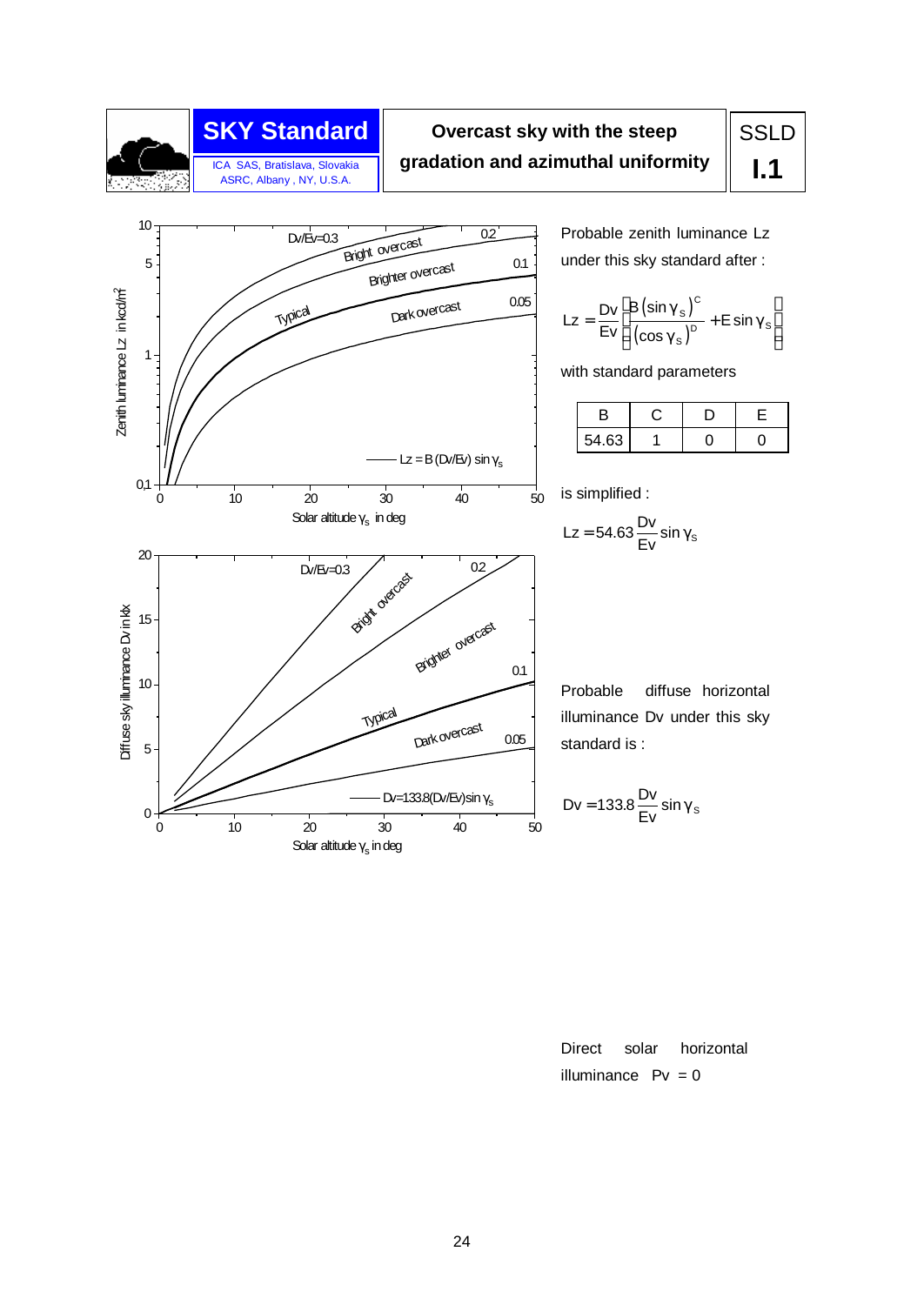# SKY Standard

ICA SAS, Bratislava, Slovakia
ASRC, Albany , NY, U.S.A.

**Overcast sky with the steep gradation and azimuthal uniformity**

**SSLD I.1**

Probable zenith luminance Lz under this sky standard after :

$$Lz = \frac{Dv}{Ev}\left[\frac{B\,(\sin\gamma_s)^C}{(\cos\gamma_s)^D} + E\sin\gamma_s\right]$$

with standard parameters

| B | C | D | E |
|---|---|---|---|
| 54.63 | 1 | 0 | 0 |

is simplified :

$$Lz = 54.63\,\frac{Dv}{Ev}\sin\gamma_s$$

Probable diffuse horizontal illuminance Dv under this sky standard is :

$$Dv = 133.8\,\frac{Dv}{Ev}\sin\gamma_s$$

Direct solar horizontal illuminance Pv = 0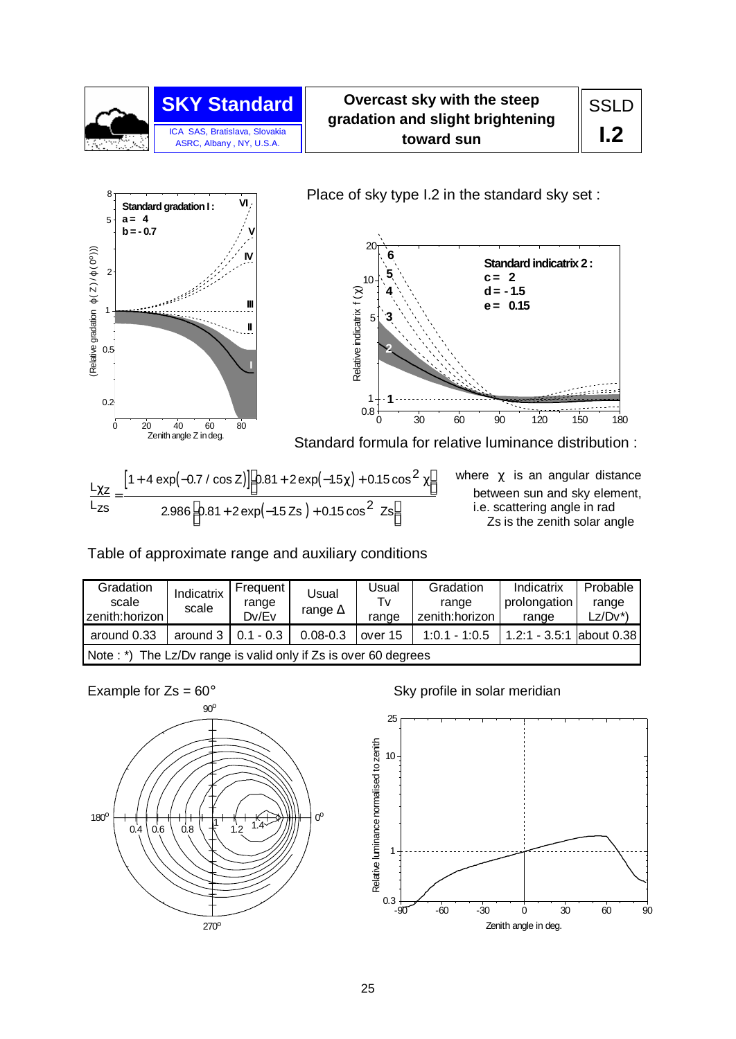**SKY Standard**

ICA SAS, Bratislava, Slovakia
ASRC, Albany , NY, U.S.A.

# Overcast sky with the steep gradation and slight brightening toward sun

**SSLD I.2**

Place of sky type I.2 in the standard sky set :

Standard gradation I : a = 4, b = - 0.7

Standard indicatrix 2 : c = 2, d = - 1.5, e = 0.15

Standard formula for relative luminance distribution :

$$\frac{L_{\chi Z}}{L_{ZS}} = \frac{\left[1 + 4\exp(-0.7/\cos Z)\right]\left[0.81 + 2\exp(-1.5\chi) + 0.15\cos^2\chi\right]}{2.986\left[0.81 + 2\exp(-1.5\,Zs) + 0.15\cos^2 Zs\right]}$$

where $\chi$ is an angular distance between sun and sky element, i.e. scattering angle in rad
Zs is the zenith solar angle

Table of approximate range and auxiliary conditions

| Gradation scale zenith:horizon | Indicatrix scale | Frequent range Dv/Ev | Usual range Δ | Usual Tv range | Gradation range zenith:horizon | Indicatrix prolongation range | Probable range Lz/Dv*) |
|---|---|---|---|---|---|---|---|
| around 0.33 | around 3 | 0.1 - 0.3 | 0.08-0.3 | over 15 | 1:0.1 - 1:0.5 | 1.2:1 - 3.5:1 | about 0.38 |
| Note : *) The Lz/Dv range is valid only if Zs is over 60 degrees | | | | | | | |

Example for Zs = 60°

Sky profile in solar meridian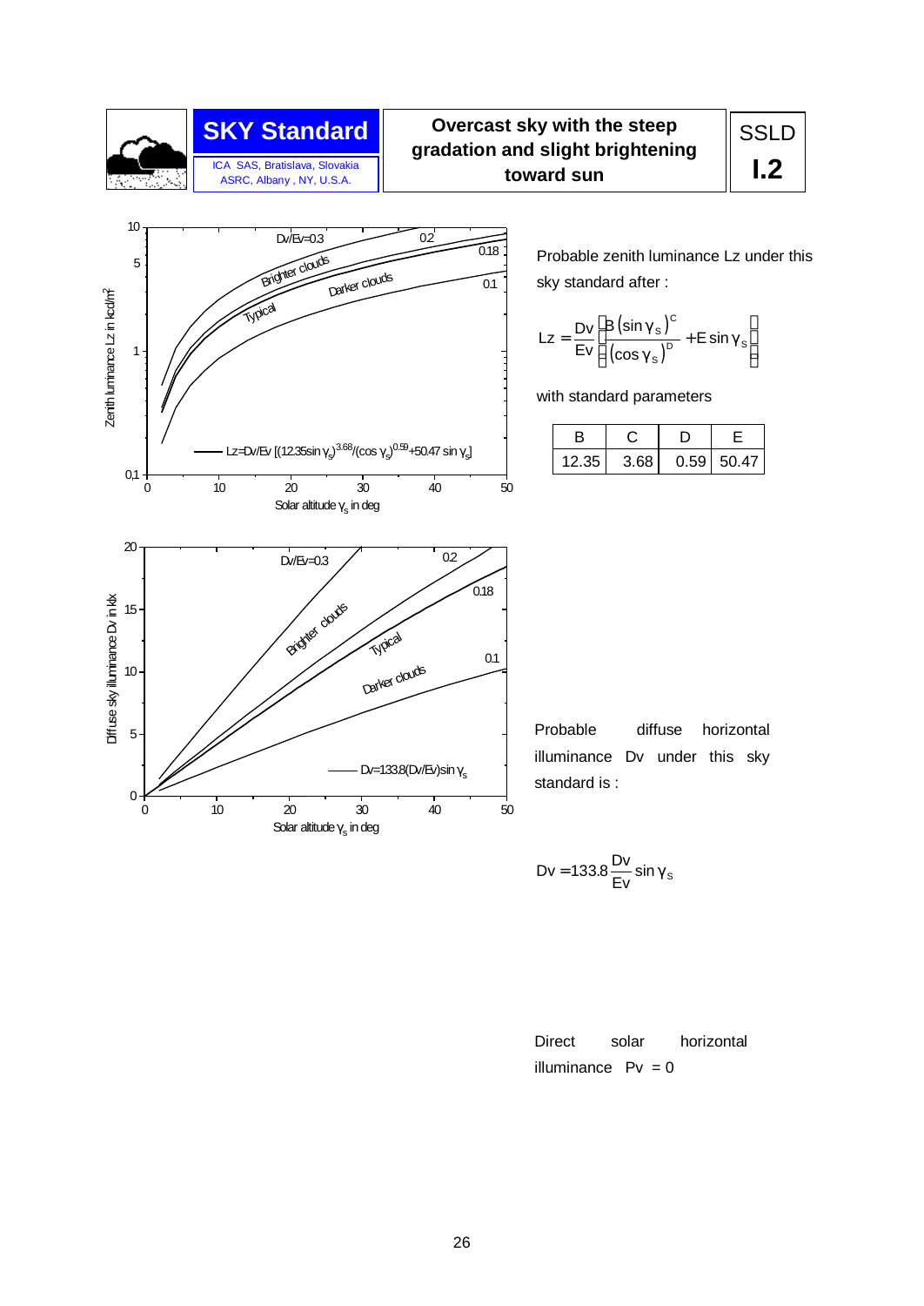# SKY Standard

ICA SAS, Bratislava, Slovakia
ASRC, Albany , NY, U.S.A.

**Overcast sky with the steep gradation and slight brightening toward sun**

SSLD **I.2**

Probable zenith luminance Lz under this sky standard after :

$$Lz = \frac{Dv}{Ev}\left[\frac{B\left(\sin\gamma_S\right)^C}{\left(\cos\gamma_S\right)^D} + E\sin\gamma_S\right]$$

with standard parameters

| B | C | D | E |
|---|---|---|---|
| 12.35 | 3.68 | 0.59 | 50.47 |

Probable diffuse horizontal illuminance Dv under this sky standard is :

$$Dv = 133.8\frac{Dv}{Ev}\sin\gamma_S$$

Direct solar horizontal illuminance Pv = 0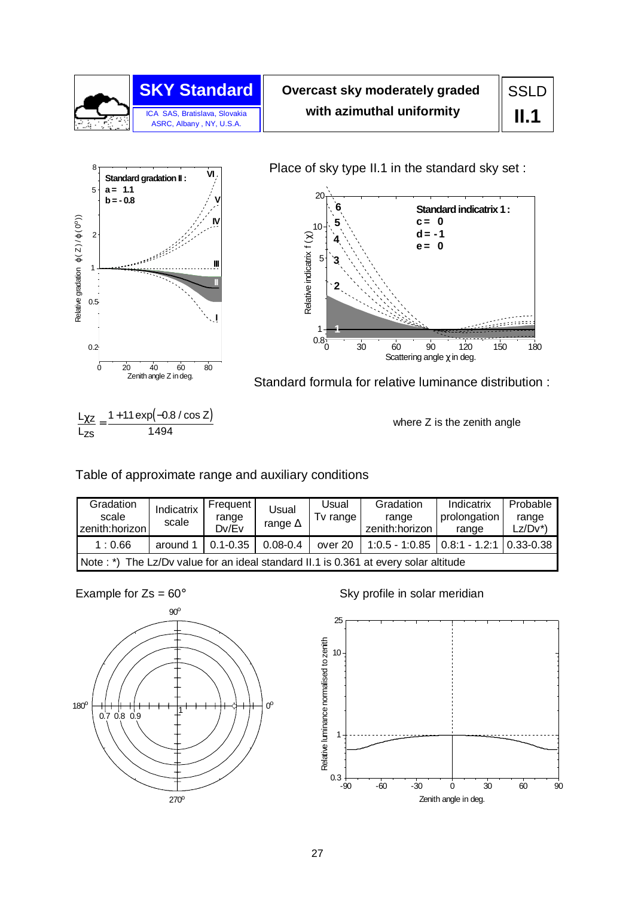# SKY Standard

ICA SAS, Bratislava, Slovakia
ASRC, Albany , NY, U.S.A.

## Overcast sky moderately graded with azimuthal uniformity

SSLD **II.1**

Standard gradation II : a = 1.1, b = - 0.8

Place of sky type II.1 in the standard sky set :

Standard indicatrix 1 : c = 0, d = -1, e = 0

Standard formula for relative luminance distribution :

$$\frac{L_{\chi Z}}{L_{ZS}} = \frac{1 + 1.1\exp(-0.8/\cos Z)}{1.494}$$

where Z is the zenith angle

Table of approximate range and auxiliary conditions

| Gradation scale zenith:horizon | Indicatrix scale | Frequent range Dv/Ev | Usual range Δ | Usual Tv range | Gradation range zenith:horizon | Indicatrix prolongation range | Probable range Lz/Dv*) |
|---|---|---|---|---|---|---|---|
| 1 : 0.66 | around 1 | 0.1-0.35 | 0.08-0.4 | over 20 | 1:0.5 - 1:0.85 | 0.8:1 - 1.2:1 | 0.33-0.38 |
| Note : *) The Lz/Dv value for an ideal standard II.1 is 0.361 at every solar altitude | | | | | | | |

Example for Zs = 60°

Sky profile in solar meridian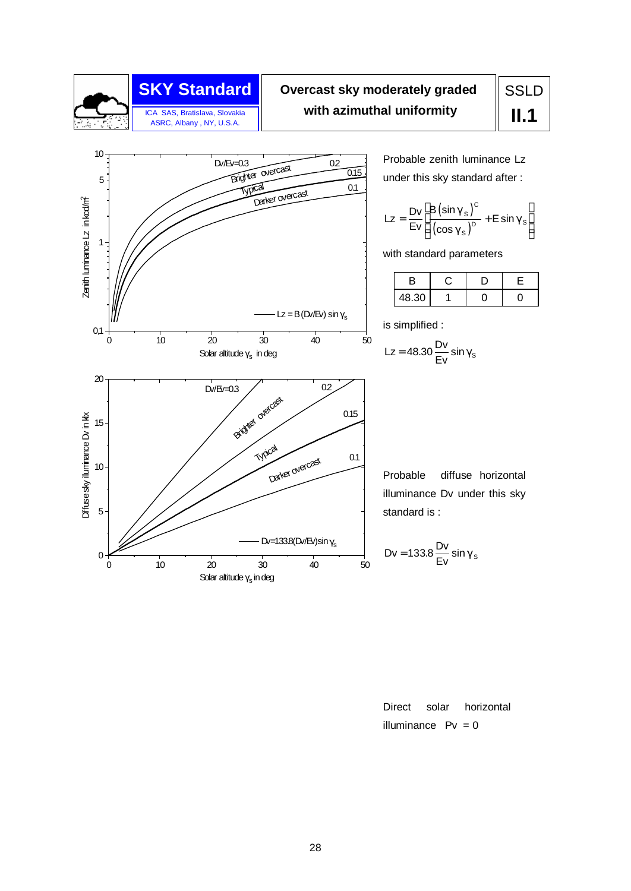| SKY Standard | Overcast sky moderately graded with azimuthal uniformity | SSLD II.1 |
|---|---|---|
| ICA SAS, Bratislava, Slovakia; ASRC, Albany , NY, U.S.A. | | |

Probable zenith luminance Lz under this sky standard after :

$$Lz = \frac{Dv}{Ev}\left[\frac{B\left(\sin\gamma_s\right)^C}{\left(\cos\gamma_s\right)^D} + E\sin\gamma_s\right]$$

with standard parameters

| B | C | D | E |
|---|---|---|---|
| 48.30 | 1 | 0 | 0 |

is simplified :

$$Lz = 48.30\,\frac{Dv}{Ev}\sin\gamma_s$$

Probable diffuse horizontal illuminance Dv under this sky standard is :

$$Dv = 133.8\,\frac{Dv}{Ev}\sin\gamma_s$$

Direct solar horizontal illuminance Pv = 0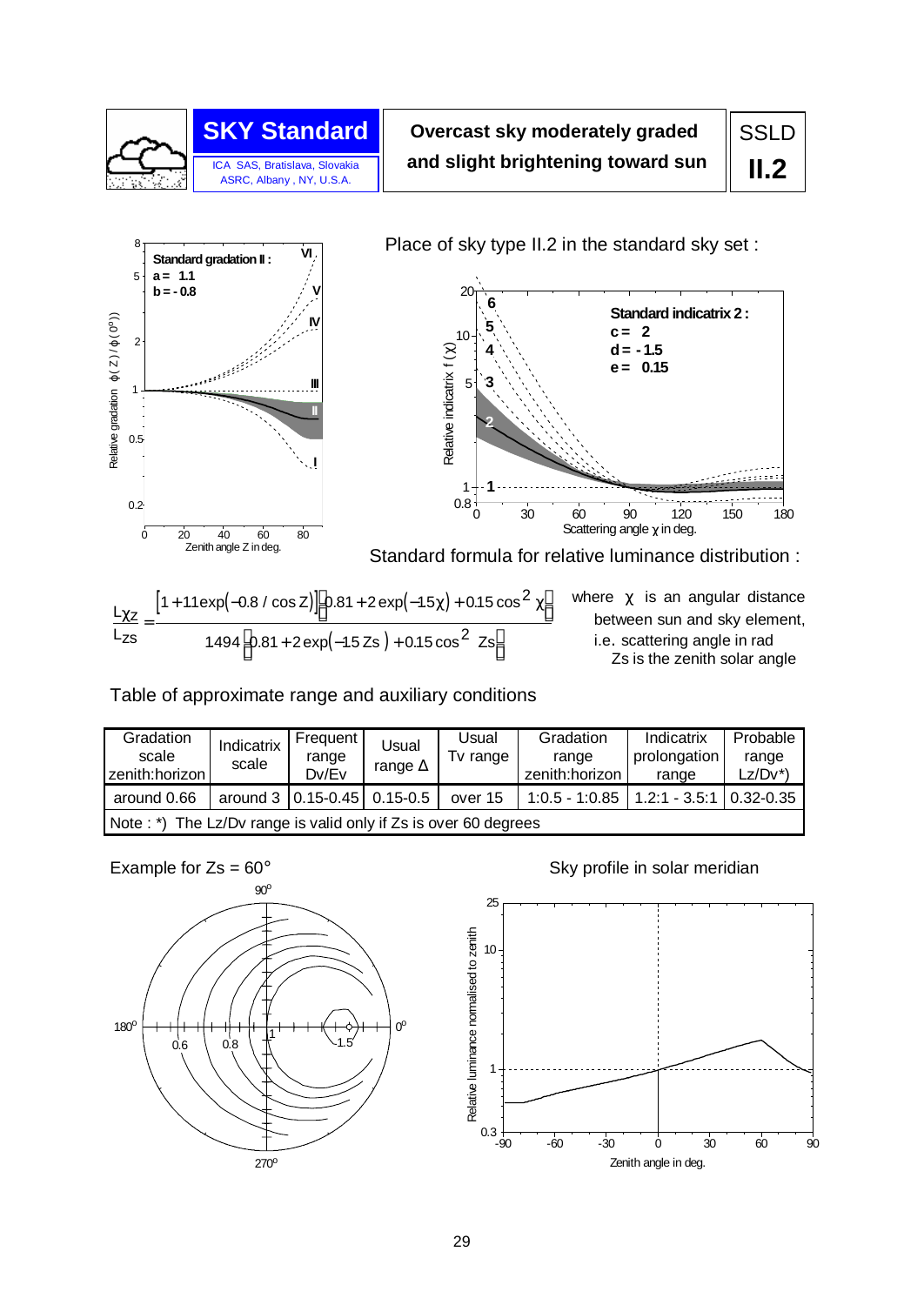# SKY Standard

ICA SAS, Bratislava, Slovakia
ASRC, Albany, NY, U.S.A.

**Overcast sky moderately graded and slight brightening toward sun**

SSLD **II.2**

Place of sky type II.2 in the standard sky set :

**Standard gradation II :**
**a = 1.1**
**b = - 0.8**

**Standard indicatrix 2 :**
**c = 2**
**d = - 1.5**
**e = 0.15**

Standard formula for relative luminance distribution :

$$\frac{L_{\chi Z}}{L_{ZS}} = \frac{\left[1 + 1.1\exp(-0.8/\cos Z)\right]\left[0.81 + 2\exp(-1.5\chi) + 0.15\cos^2\chi\right]}{1.494\left[0.81 + 2\exp(-1.5\,Zs) + 0.15\cos^2 Zs\right]}$$

where χ is an angular distance between sun and sky element, i.e. scattering angle in rad
Zs is the zenith solar angle

Table of approximate range and auxiliary conditions

| Gradation scale zenith:horizon | Indicatrix scale | Frequent range Dv/Ev | Usual range Δ | Usual Tv range | Gradation range zenith:horizon | Indicatrix prolongation range | Probable range Lz/Dv*) |
|---|---|---|---|---|---|---|---|
| around 0.66 | around 3 | 0.15-0.45 | 0.15-0.5 | over 15 | 1:0.5 - 1:0.85 | 1.2:1 - 3.5:1 | 0.32-0.35 |
| Note : *) The Lz/Dv range is valid only if Zs is over 60 degrees | | | | | | | |

Example for Zs = 60°

Sky profile in solar meridian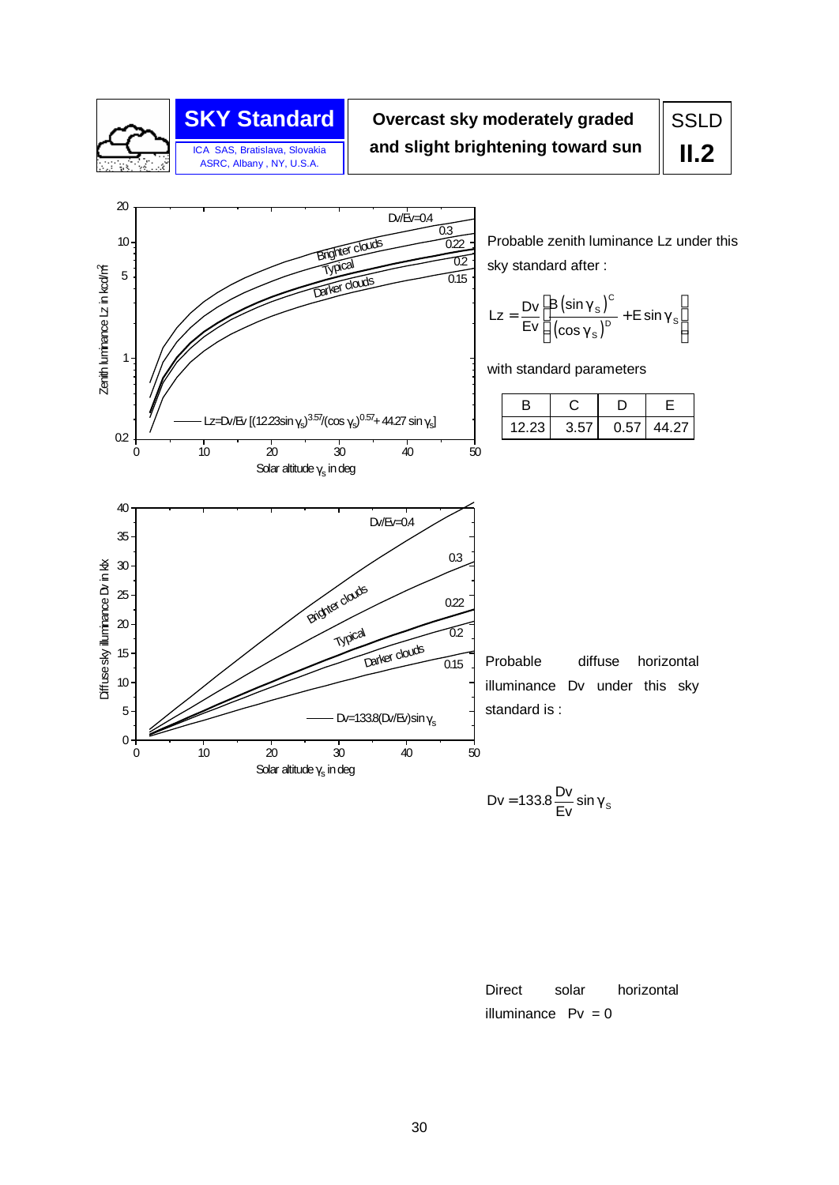**SKY Standard**

ICA SAS, Bratislava, Slovakia
ASRC, Albany , NY, U.S.A.

**Overcast sky moderately graded and slight brightening toward sun**

SSLD **II.2**

Probable zenith luminance Lz under this sky standard after :

$$Lz = \frac{Dv}{Ev}\left[\frac{B\,(\sin\gamma_s)^C}{(\cos\gamma_s)^D} + E\sin\gamma_s\right]$$

with standard parameters

| B | C | D | E |
|---|---|---|---|
| 12.23 | 3.57 | 0.57 | 44.27 |

Probable diffuse horizontal illuminance Dv under this sky standard is :

$$Dv = 133.8\,\frac{Dv}{Ev}\sin\gamma_s$$

Direct solar horizontal illuminance Pv = 0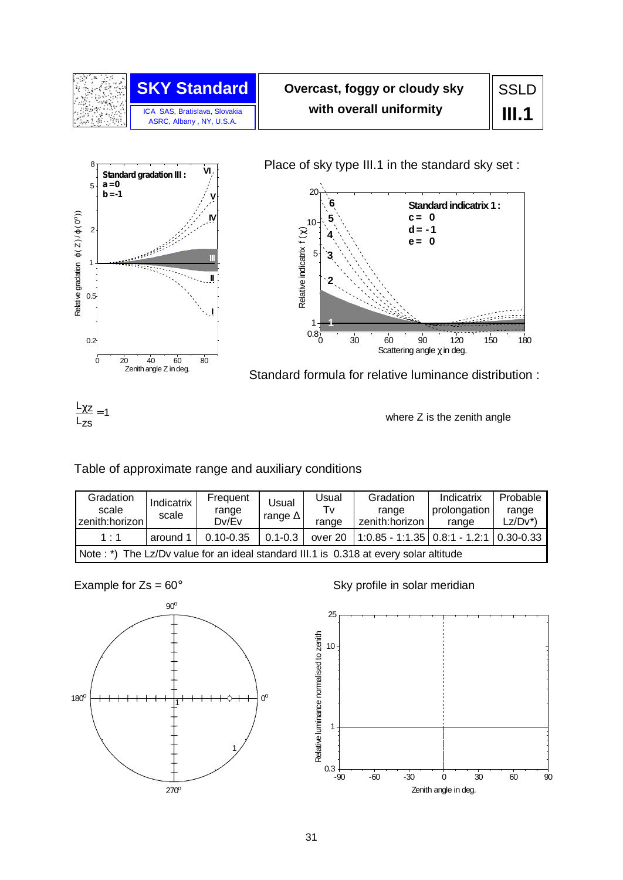| SKY Standard | Overcast, foggy or cloudy sky with overall uniformity | SSLD |
|---|---|---|
| ICA SAS, Bratislava, Slovakia ASRC, Albany, NY, U.S.A. | | III.1 |

Place of sky type III.1 in the standard sky set :

Standard gradation III : $a = 0$, $b = -1$

Standard indicatrix 1 : $c = 0$, $d = -1$, $e = 0$

Standard formula for relative luminance distribution :

$$\frac{L_{\chi Z}}{L_{ZS}} = 1$$

where Z is the zenith angle

Table of approximate range and auxiliary conditions

| Gradation scale zenith:horizon | Indicatrix scale | Frequent range Dv/Ev | Usual range Δ | Usual Tv range | Gradation range zenith:horizon | Indicatrix prolongation range | Probable range Lz/Dv*) |
|---|---|---|---|---|---|---|---|
| 1 : 1 | around 1 | 0.10-0.35 | 0.1-0.3 | over 20 | 1:0.85 - 1:1.35 | 0.8:1 - 1.2:1 | 0.30-0.33 |
| Note : *) The Lz/Dv value for an ideal standard III.1 is 0.318 at every solar altitude | | | | | | | |

Example for Zs = 60°

Sky profile in solar meridian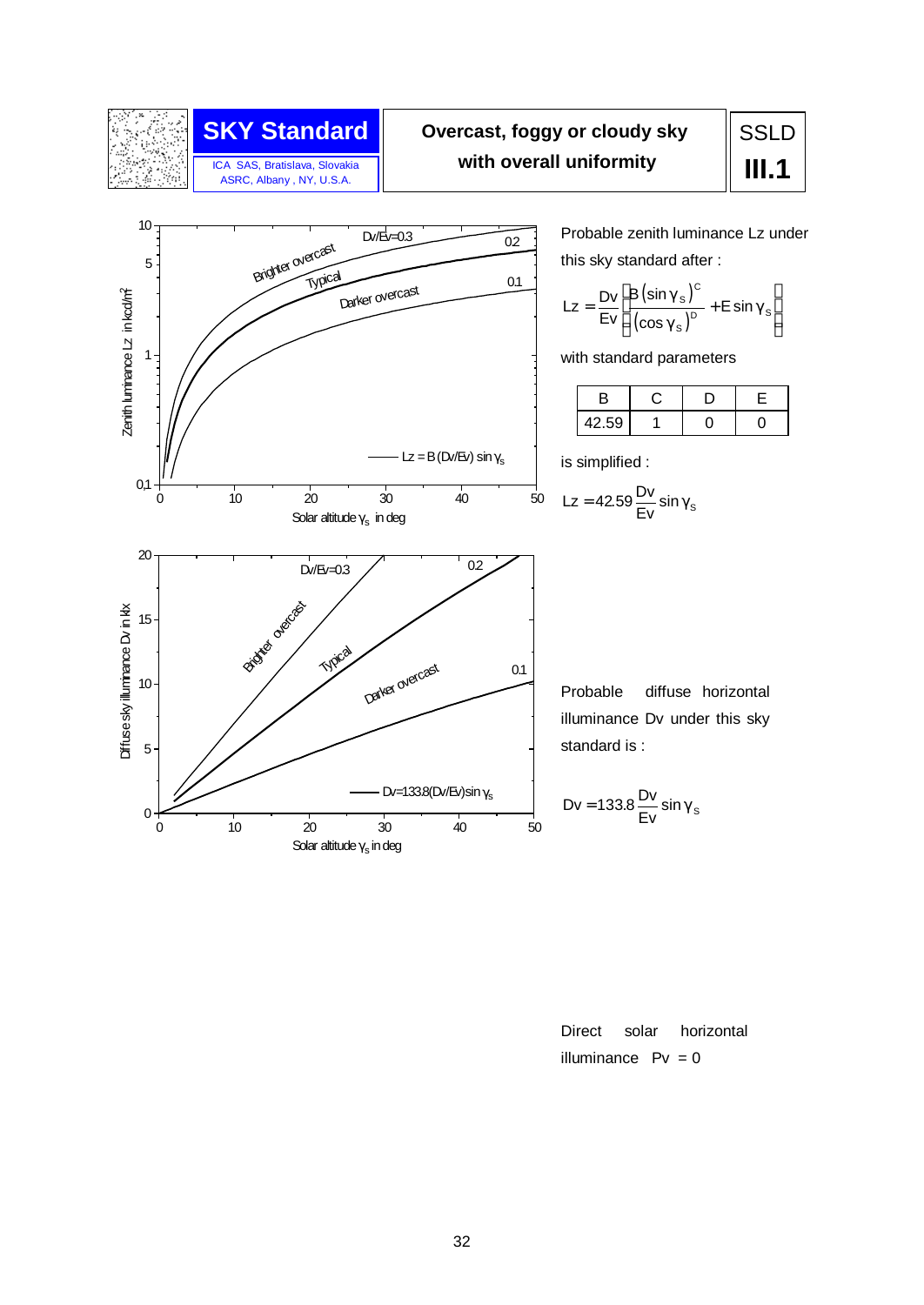# SKY Standard

ICA SAS, Bratislava, Slovakia
ASRC, Albany , NY, U.S.A.

## Overcast, foggy or cloudy sky with overall uniformity

**SSLD III.1**

Probable zenith luminance Lz under this sky standard after :

$$Lz = \frac{Dv}{Ev}\left[\frac{B\,(\sin\gamma_s)^C}{(\cos\gamma_s)^D} + E\sin\gamma_s\right]$$

with standard parameters

| B | C | D | E |
|---|---|---|---|
| 42.59 | 1 | 0 | 0 |

is simplified :

$$Lz = 42.59\,\frac{Dv}{Ev}\sin\gamma_s$$

Probable diffuse horizontal illuminance Dv under this sky standard is :

$$Dv = 133.8\,\frac{Dv}{Ev}\sin\gamma_s$$

Direct solar horizontal illuminance $Pv = 0$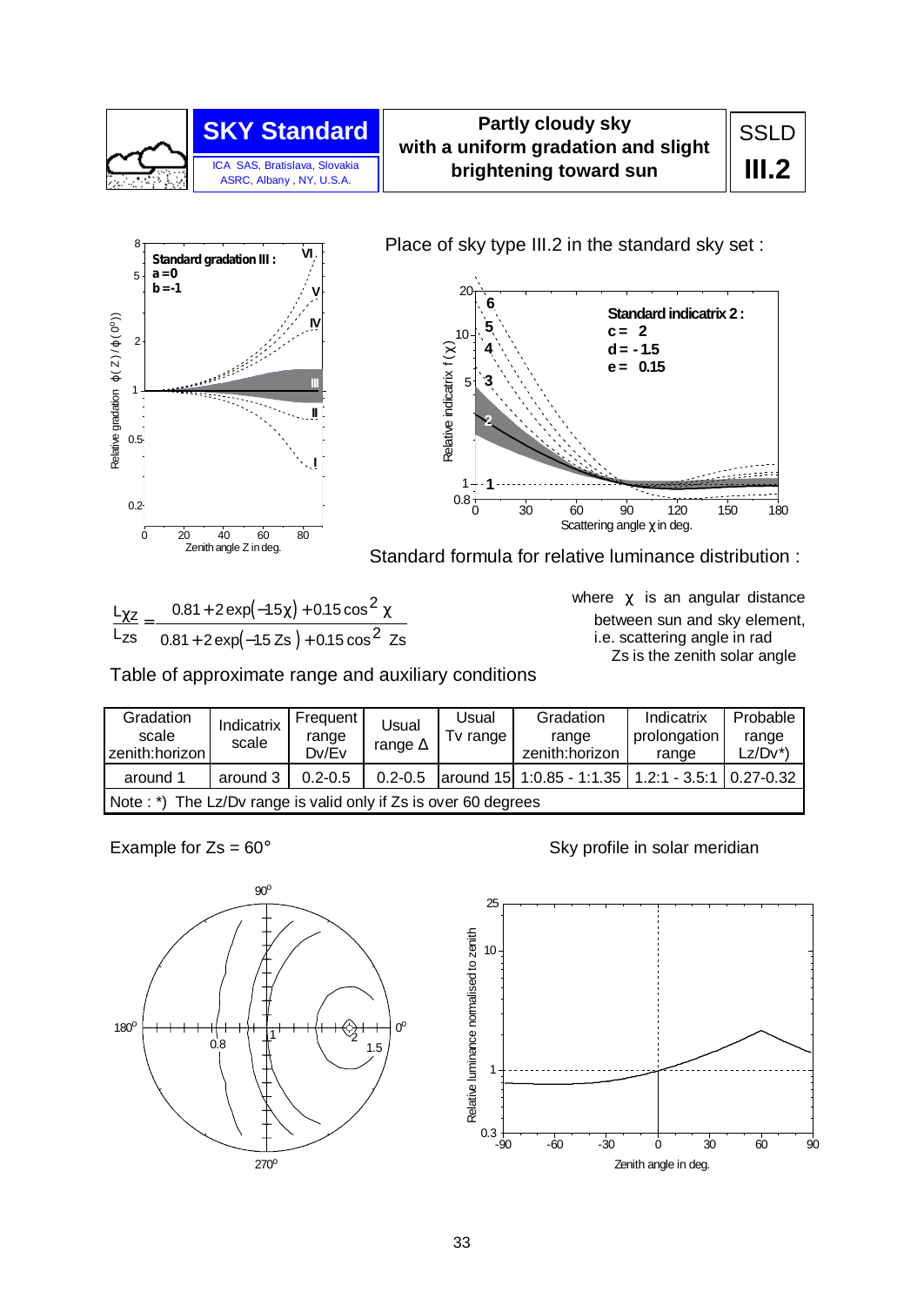**SKY Standard**

ICA SAS, Bratislava, Slovakia
ASRC, Albany , NY, U.S.A.

**Partly cloudy sky with a uniform gradation and slight brightening toward sun**

SSLD **III.2**

Place of sky type III.2 in the standard sky set :

**Standard gradation III :**
**a = 0**
**b = -1**

**Standard indicatrix 2 :**
**c = 2**
**d = - 1.5**
**e = 0.15**

Standard formula for relative luminance distribution :

$$\frac{L_{\chi Z}}{L_{ZS}} = \frac{0.81 + 2\exp(-1.5\chi) + 0.15\cos^2\chi}{0.81 + 2\exp(-1.5\,Zs) + 0.15\cos^2 Zs}$$

where $\chi$ is an angular distance between sun and sky element, i.e. scattering angle in rad
Zs is the zenith solar angle

Table of approximate range and auxiliary conditions

| Gradation scale zenith:horizon | Indicatrix scale | Frequent range Dv/Ev | Usual range Δ | Usual Tv range | Gradation range zenith:horizon | Indicatrix prolongation range | Probable range Lz/Dv*) |
|---|---|---|---|---|---|---|---|
| around 1 | around 3 | 0.2-0.5 | 0.2-0.5 | around 15 | 1:0.85 - 1:1.35 | 1.2:1 - 3.5:1 | 0.27-0.32 |

Note : *) The Lz/Dv range is valid only if Zs is over 60 degrees

Example for Zs = 60°

Sky profile in solar meridian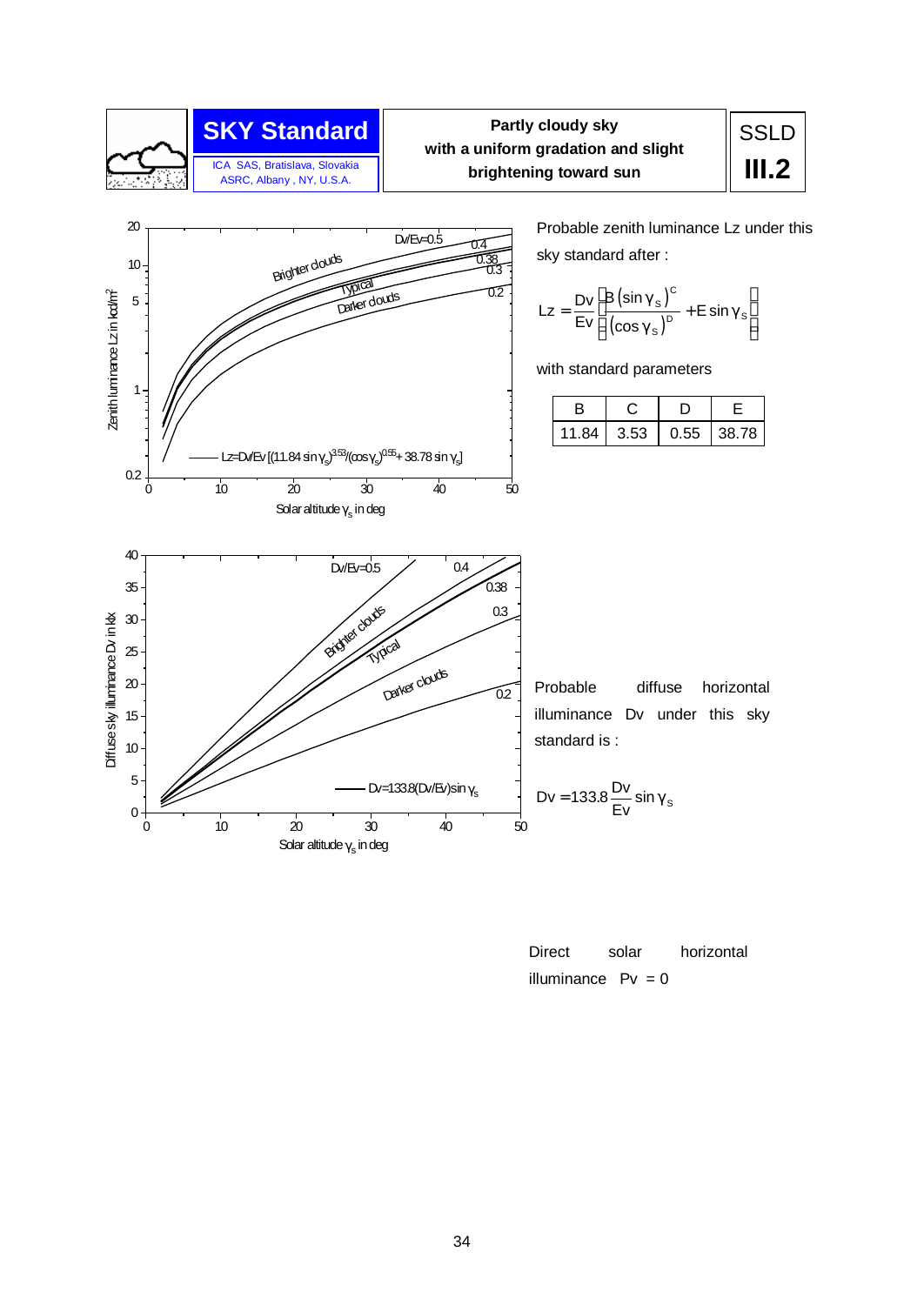| | **SKY Standard** | **Partly cloudy sky with a uniform gradation and slight brightening toward sun** | SSLD |
|---|---|---|---|
| | ICA SAS, Bratislava, Slovakia ASRC, Albany , NY, U.S.A. | | **III.2** |

Probable zenith luminance Lz under this sky standard after :

$$Lz = \frac{Dv}{Ev}\left[\frac{B\left(\sin\gamma_s\right)^C}{\left(\cos\gamma_s\right)^D} + E\sin\gamma_s\right]$$

with standard parameters

| B | C | D | E |
|---|---|---|---|
| 11.84 | 3.53 | 0.55 | 38.78 |

Probable diffuse horizontal illuminance Dv under this sky standard is :

$$Dv = 133.8\frac{Dv}{Ev}\sin\gamma_s$$

Direct solar horizontal illuminance Pv = 0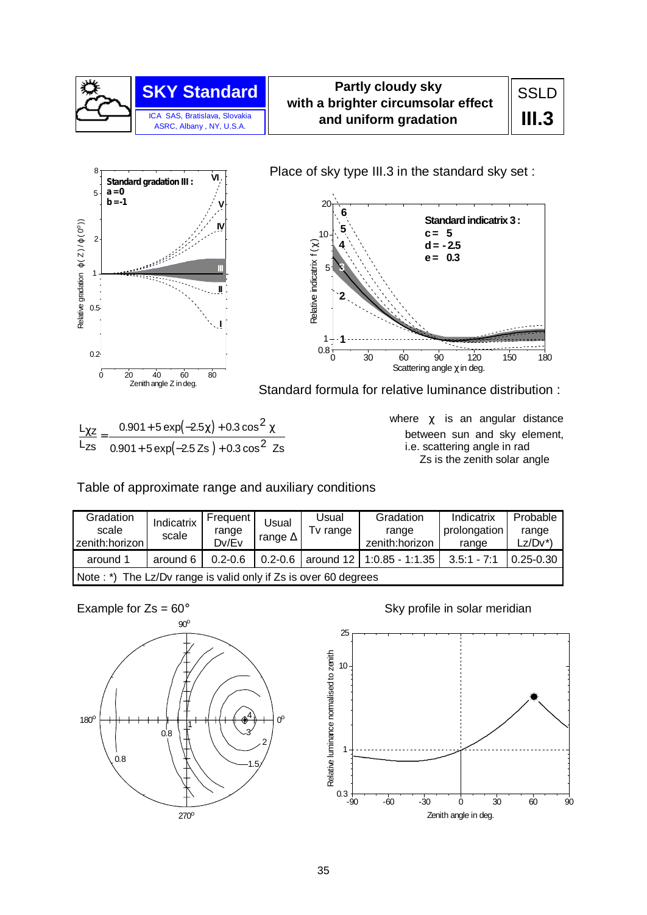**SKY Standard**

ICA SAS, Bratislava, Slovakia
ASRC, Albany , NY, U.S.A.

# Partly cloudy sky with a brighter circumsolar effect and uniform gradation

**SSLD III.3**

Standard gradation III : a = 0, b = -1

Place of sky type III.3 in the standard sky set :

Standard indicatrix 3 : c = 5, d = -2.5, e = 0.3

Standard formula for relative luminance distribution :

$$\frac{L_{\chi Z}}{L_{ZS}} = \frac{0.901 + 5\exp(-2.5\chi) + 0.3\cos^2\chi}{0.901 + 5\exp(-2.5\,Zs) + 0.3\cos^2 Zs}$$

where χ is an angular distance between sun and sky element, i.e. scattering angle in rad
Zs is the zenith solar angle

Table of approximate range and auxiliary conditions

| Gradation scale zenith:horizon | Indicatrix scale | Frequent range Dv/Ev | Usual range Δ | Usual Tv range | Gradation range zenith:horizon | Indicatrix prolongation range | Probable range Lz/Dv*) |
|---|---|---|---|---|---|---|---|
| around 1 | around 6 | 0.2-0.6 | 0.2-0.6 | around 12 | 1:0.85 - 1:1.35 | 3.5:1 - 7:1 | 0.25-0.30 |
| Note : *) The Lz/Dv range is valid only if Zs is over 60 degrees | | | | | | | |

Example for Zs = 60°

Sky profile in solar meridian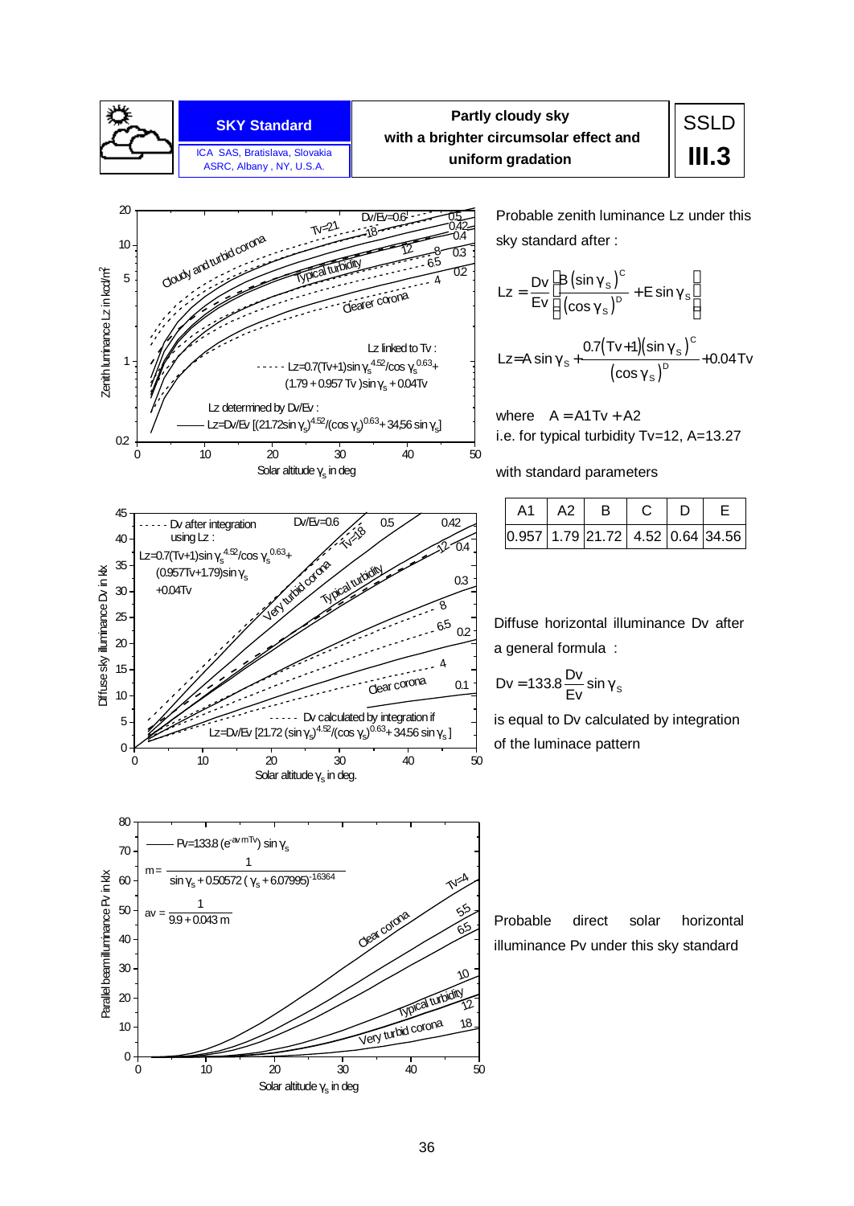| | **SKY Standard** | **Partly cloudy sky with a brighter circumsolar effect and uniform gradation** | **SSLD III.3** |
|---|---|---|---|
| | ICA SAS, Bratislava, Slovakia ASRC, Albany , NY, U.S.A. | | |

Probable zenith luminance Lz under this sky standard after :

$$Lz = \frac{Dv}{Ev}\left[\frac{B\,(\sin\gamma_s)^C}{(\cos\gamma_s)^D} + E\sin\gamma_s\right]$$

$$Lz = A\sin\gamma_s + \frac{0.7(Tv+1)(\sin\gamma_s)^C}{(\cos\gamma_s)^D} + 0.04\,Tv$$

where $A = A1\,Tv + A2$

i.e. for typical turbidity Tv=12, A=13.27

with standard parameters

| A1 | A2 | B | C | D | E |
|---|---|---|---|---|---|
| 0.957 | 1.79 | 21.72 | 4.52 | 0.64 | 34.56 |

Diffuse horizontal illuminance Dv after a general formula :

$$Dv = 133.8\,\frac{Dv}{Ev}\sin\gamma_s$$

is equal to Dv calculated by integration of the luminace pattern

Probable direct solar horizontal illuminance Pv under this sky standard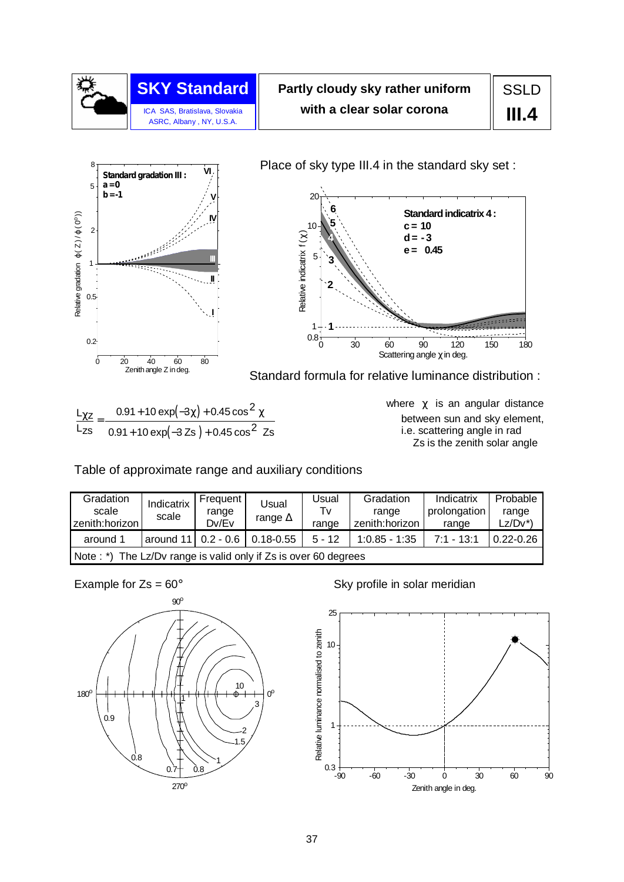**SKY Standard**

ICA SAS, Bratislava, Slovakia
ASRC, Albany , NY, U.S.A.

## Partly cloudy sky rather uniform with a clear solar corona

**SSLD III.4**

Place of sky type III.4 in the standard sky set :

Standard gradation III : a = 0, b = -1

Standard indicatrix 4 : c = 10, d = -3, e = 0.45

Standard formula for relative luminance distribution :

$$\frac{L_{\chi Z}}{L_{ZS}} = \frac{0.91 + 10\exp(-3\chi) + 0.45\cos^2\chi}{0.91 + 10\exp(-3\,Zs) + 0.45\cos^2 Zs}$$

where $\chi$ is an angular distance between sun and sky element, i.e. scattering angle in rad
Zs is the zenith solar angle

Table of approximate range and auxiliary conditions

| Gradation scale zenith:horizon | Indicatrix scale | Frequent range Dv/Ev | Usual range Δ | Usual Tv range | Gradation range zenith:horizon | Indicatrix prolongation range | Probable range Lz/Dv*) |
|---|---|---|---|---|---|---|---|
| around 1 | around 11 | 0.2 - 0.6 | 0.18-0.55 | 5 - 12 | 1:0.85 - 1:35 | 7:1 - 13:1 | 0.22-0.26 |
| Note : *) The Lz/Dv range is valid only if Zs is over 60 degrees | | | | | | | |

Example for Zs = 60°

Sky profile in solar meridian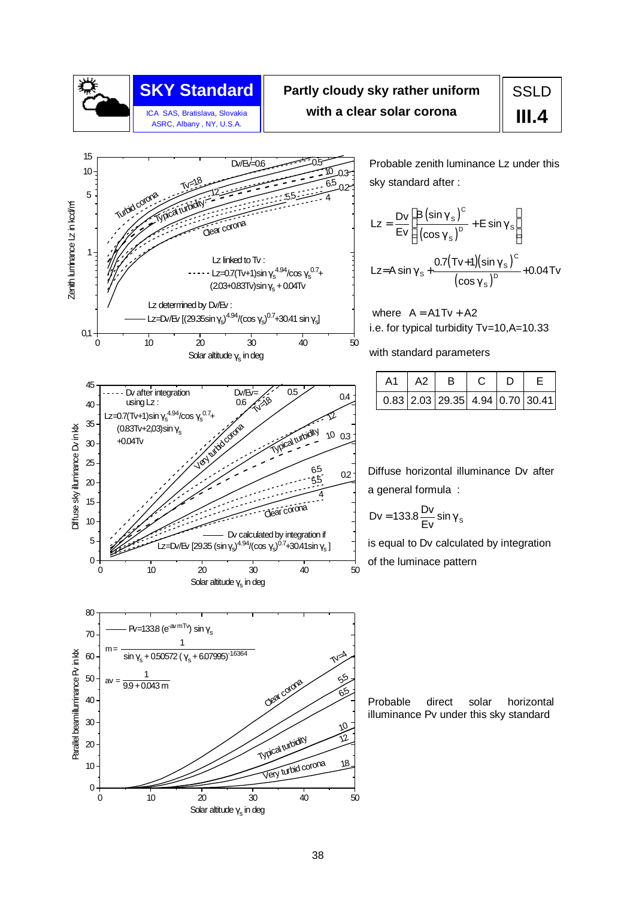**SKY Standard**

ICA SAS, Bratislava, Slovakia
ASRC, Albany , NY, U.S.A.

## Partly cloudy sky rather uniform with a clear solar corona

**SSLD III.4**

Probable zenith luminance Lz under this sky standard after :

$$Lz = \frac{Dv}{Ev}\left[\frac{B\,(\sin\gamma_s)^C}{(\cos\gamma_s)^D} + E\sin\gamma_s\right]$$

$$Lz = A\sin\gamma_s + \frac{0.7(Tv+1)(\sin\gamma_s)^C}{(\cos\gamma_s)^D} + 0.04\,Tv$$

where $A = A1\,Tv + A2$
i.e. for typical turbidity Tv=10, A=10.33

with standard parameters

| A1 | A2 | B | C | D | E |
|---|---|---|---|---|---|
| 0.83 | 2.03 | 29.35 | 4.94 | 0.70 | 30.41 |

Diffuse horizontal illuminance Dv after a general formula :

$$Dv = 133.8\,\frac{Dv}{Ev}\sin\gamma_s$$

is equal to Dv calculated by integration of the luminance pattern

Probable direct solar horizontal illuminance Pv under this sky standard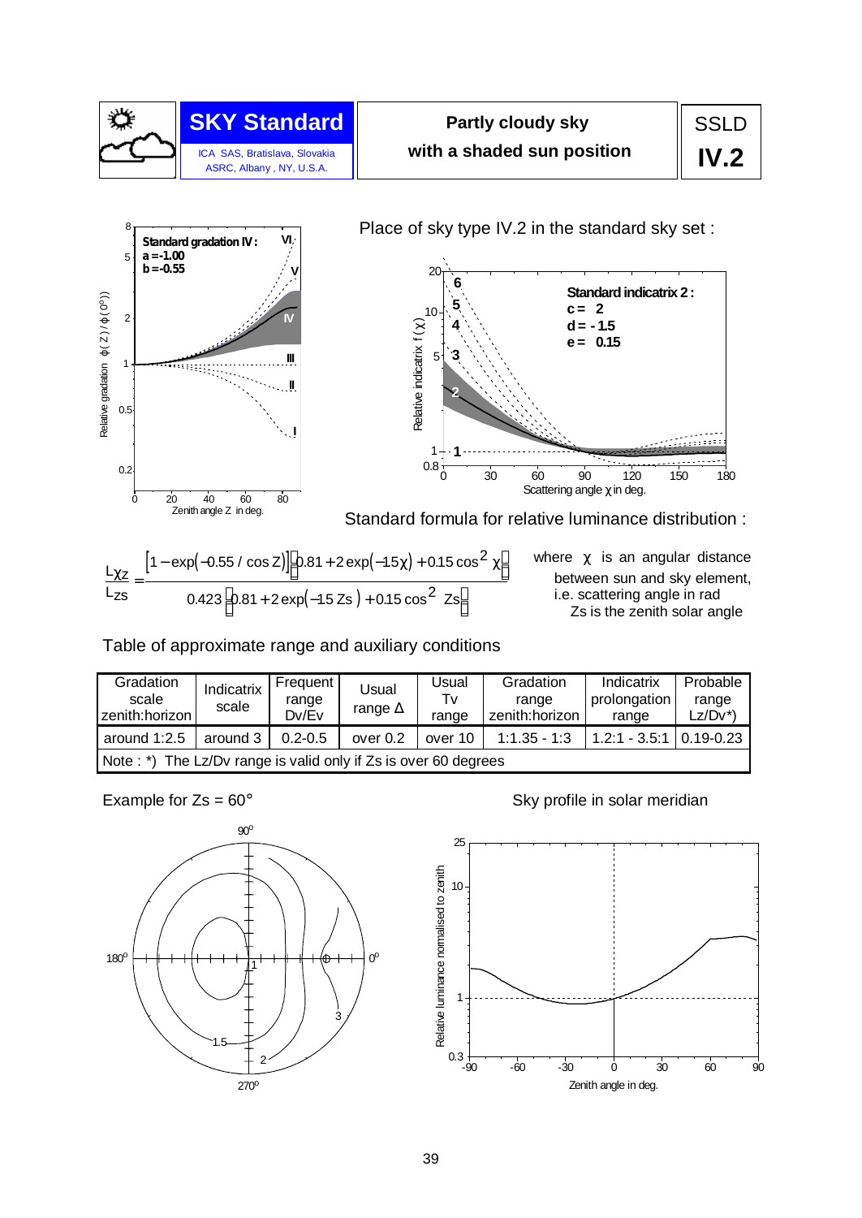| SKY Standard | Partly cloudy sky with a shaded sun position | SSLD |
|---|---|---|
| ICA SAS, Bratislava, Slovakia ASRC, Albany, NY, U.S.A. | | **IV.2** |

Place of sky type IV.2 in the standard sky set :

Standard gradation IV: a = -1.00, b = -0.55

Standard indicatrix 2: c = 2, d = -1.5, e = 0.15

Standard formula for relative luminance distribution :

$$\frac{L_{\chi Z}}{L_{ZS}} = \frac{\left[1 - \exp(-0.55 / \cos Z)\right]\left[0.81 + 2\exp(-1.5\chi) + 0.15\cos^2\chi\right]}{0.423\left[0.81 + 2\exp(-1.5\, Zs) + 0.15\cos^2 Zs\right]}$$

where $\chi$ is an angular distance between sun and sky element, i.e. scattering angle in rad. $Zs$ is the zenith solar angle

Table of approximate range and auxiliary conditions

| Gradation scale zenith:horizon | Indicatrix scale | Frequent range Dv/Ev | Usual range Δ | Usual Tv range | Gradation range zenith:horizon | Indicatrix prolongation range | Probable range Lz/Dv*) |
|---|---|---|---|---|---|---|---|
| around 1:2.5 | around 3 | 0.2-0.5 | over 0.2 | over 10 | 1:1.35 - 1:3 | 1.2:1 - 3.5:1 | 0.19-0.23 |
| Note : *) The Lz/Dv range is valid only if Zs is over 60 degrees | | | | | | | |

Example for Zs = 60°

Sky profile in solar meridian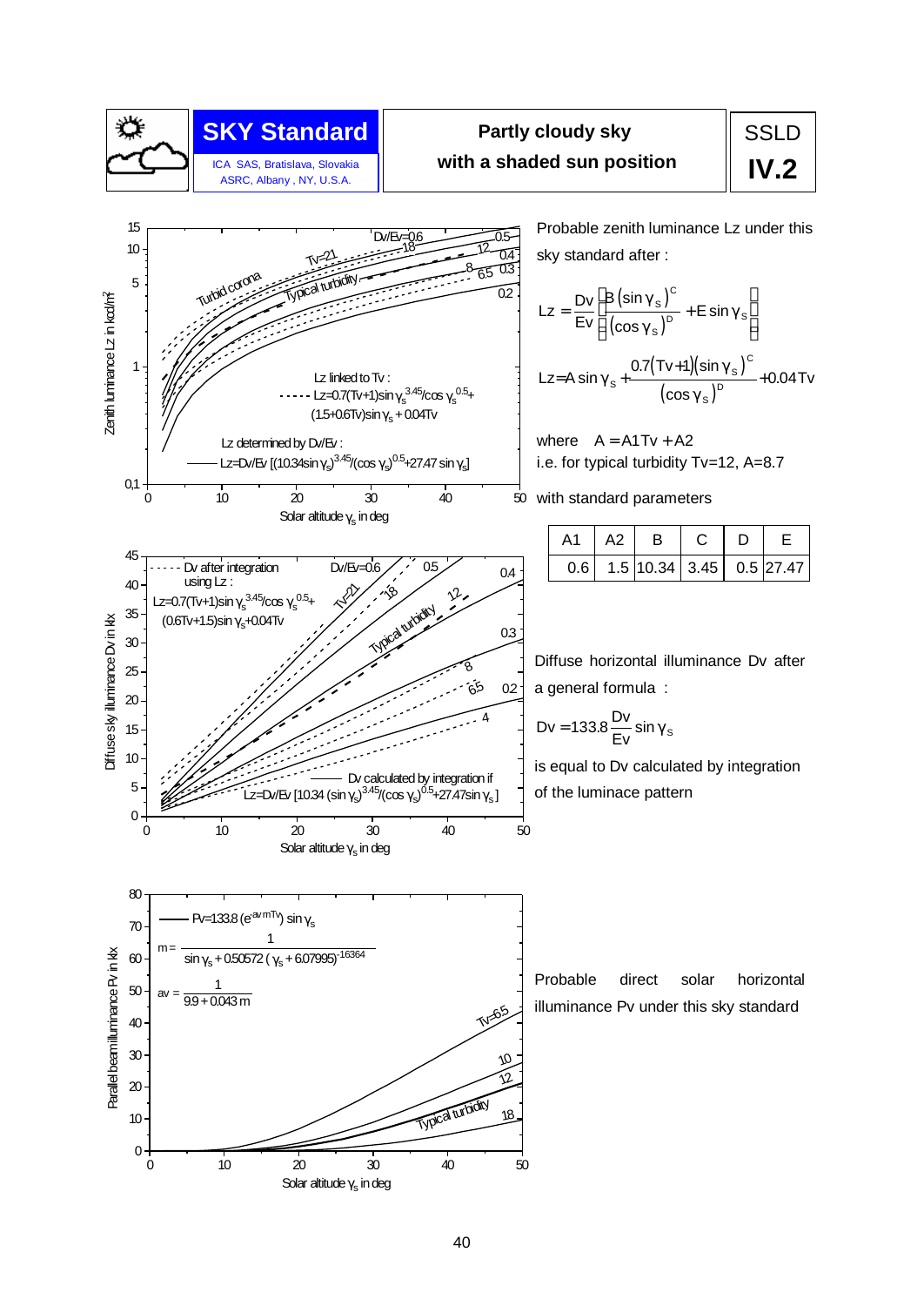| **SKY Standard** ICA SAS, Bratislava, Slovakia ASRC, Albany, NY, U.S.A. | **Partly cloudy sky with a shaded sun position** | SSLD **IV.2** |
|---|---|---|

Probable zenith luminance Lz under this sky standard after :

$$Lz = \frac{Dv}{Ev}\left[\frac{B\,(\sin\gamma_s)^C}{(\cos\gamma_s)^D} + E\sin\gamma_s\right]$$

$$Lz = A\sin\gamma_s + \frac{0.7(Tv+1)(\sin\gamma_s)^C}{(\cos\gamma_s)^D} + 0.04\,Tv$$

where $A = A1\,Tv + A2$

i.e. for typical turbidity Tv=12, A=8.7

with standard parameters

| A1 | A2 | B | C | D | E |
|---|---|---|---|---|---|
| 0.6 | 1.5 | 10.34 | 3.45 | 0.5 | 27.47 |

Diffuse horizontal illuminance Dv after a general formula :

$$Dv = 133.8\,\frac{Dv}{Ev}\sin\gamma_s$$

is equal to Dv calculated by integration of the luminace pattern

Probable direct solar horizontal illuminance Pv under this sky standard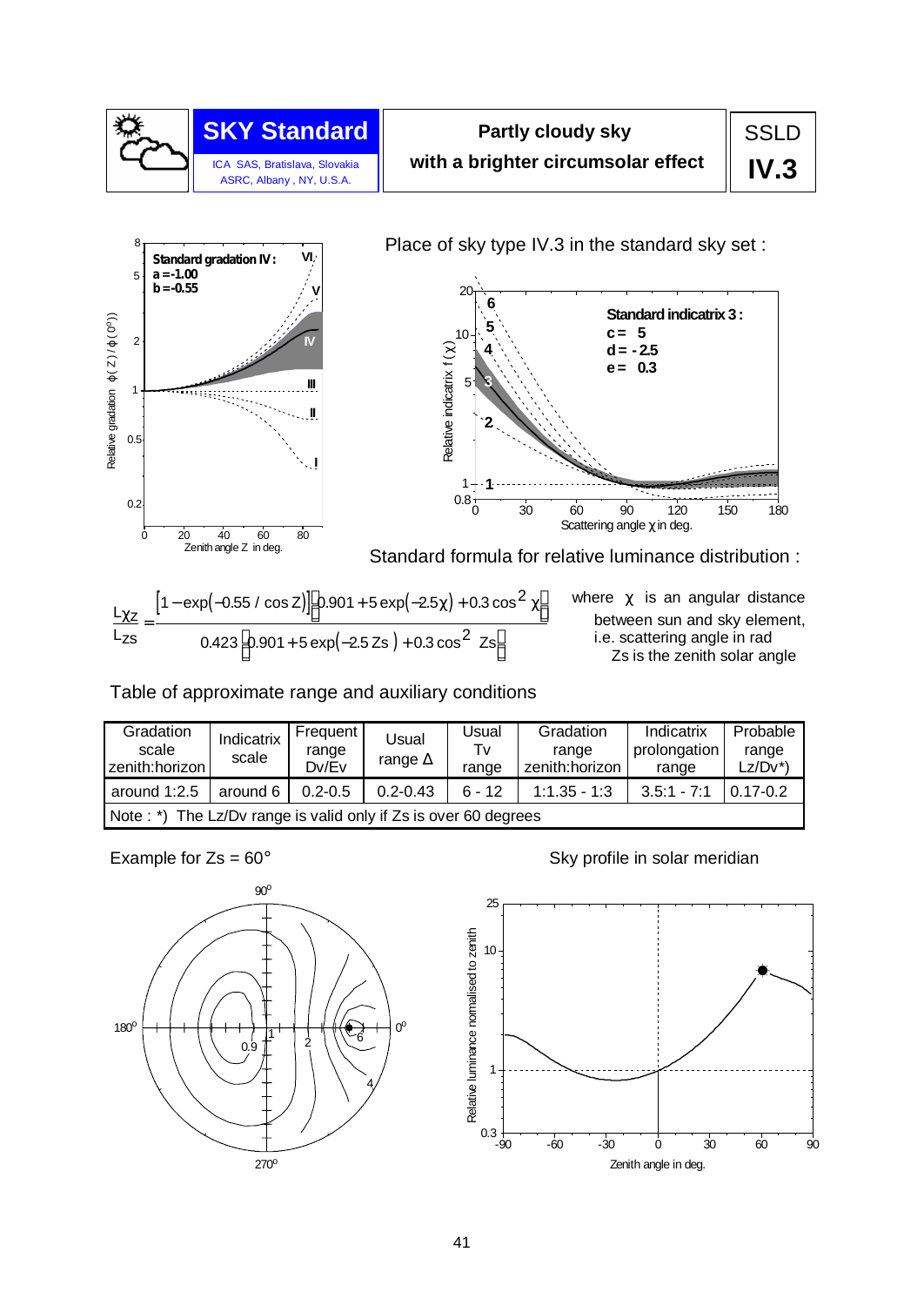# SKY Standard

ICA SAS, Bratislava, Slovakia
ASRC, Albany, NY, U.S.A.

**Partly cloudy sky with a brighter circumsolar effect**

SSLD **IV.3**

Place of sky type IV.3 in the standard sky set :

**Standard gradation IV:** $a = -1.00$, $b = -0.55$

**Standard indicatrix 3:** $c = 5$, $d = -2.5$, $e = 0.3$

Standard formula for relative luminance distribution :

$$\frac{L_{\chi Z}}{L_{ZS}} = \frac{\left[1 - \exp(-0.55 / \cos Z)\right]\left[0.901 + 5\exp(-2.5\chi) + 0.3\cos^2\chi\right]}{0.423\left[0.901 + 5\exp(-2.5\, Zs) + 0.3\cos^2 Zs\right]}$$

where $\chi$ is an angular distance between sun and sky element, i.e. scattering angle in rad
$Zs$ is the zenith solar angle

Table of approximate range and auxiliary conditions

| Gradation scale zenith:horizon | Indicatrix scale | Frequent range Dv/Ev | Usual range Δ | Usual Tv range | Gradation range zenith:horizon | Indicatrix prolongation range | Probable range Lz/Dv*) |
|---|---|---|---|---|---|---|---|
| around 1:2.5 | around 6 | 0.2-0.5 | 0.2-0.43 | 6 - 12 | 1:1.35 - 1:3 | 3.5:1 - 7:1 | 0.17-0.2 |
| Note : *) The Lz/Dv range is valid only if Zs is over 60 degrees | | | | | | | |

Example for Zs = 60°

Sky profile in solar meridian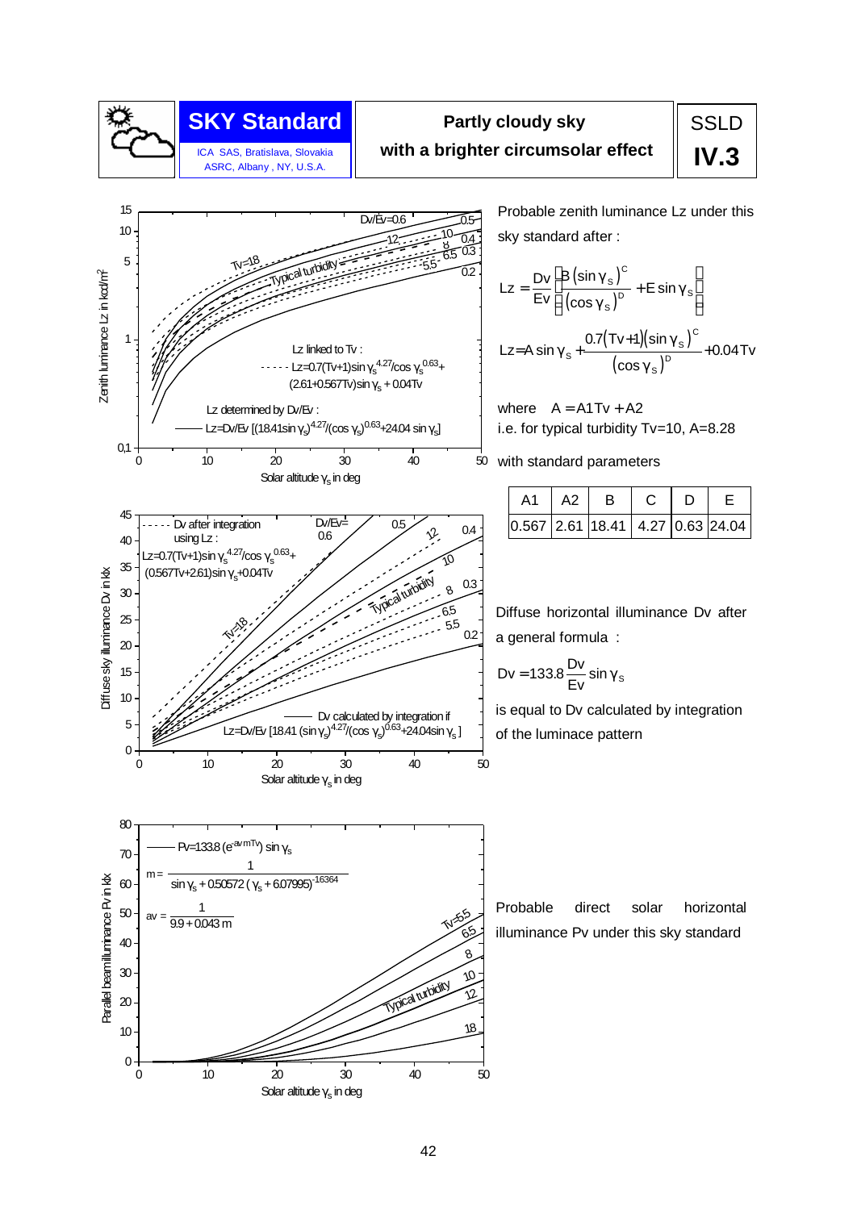# SKY Standard

ICA SAS, Bratislava, Slovakia
ASRC, Albany , NY, U.S.A.

## Partly cloudy sky with a brighter circumsolar effect

**SSLD IV.3**

Probable zenith luminance Lz under this sky standard after :

$$Lz = \frac{Dv}{Ev}\left[\frac{B\,(\sin\gamma_s)^C}{(\cos\gamma_s)^D} + E\sin\gamma_s\right]$$

$$Lz = A\sin\gamma_s + \frac{0.7(Tv+1)(\sin\gamma_s)^C}{(\cos\gamma_s)^D} + 0.04\,Tv$$

where $A = A1\,Tv + A2$

i.e. for typical turbidity Tv=10, A=8.28

with standard parameters

| A1 | A2 | B | C | D | E |
|---|---|---|---|---|---|
| 0.567 | 2.61 | 18.41 | 4.27 | 0.63 | 24.04 |

Diffuse horizontal illuminance Dv after a general formula :

$$Dv = 133.8\,\frac{Dv}{Ev}\sin\gamma_s$$

is equal to Dv calculated by integration of the luminace pattern

Probable direct solar horizontal illuminance Pv under this sky standard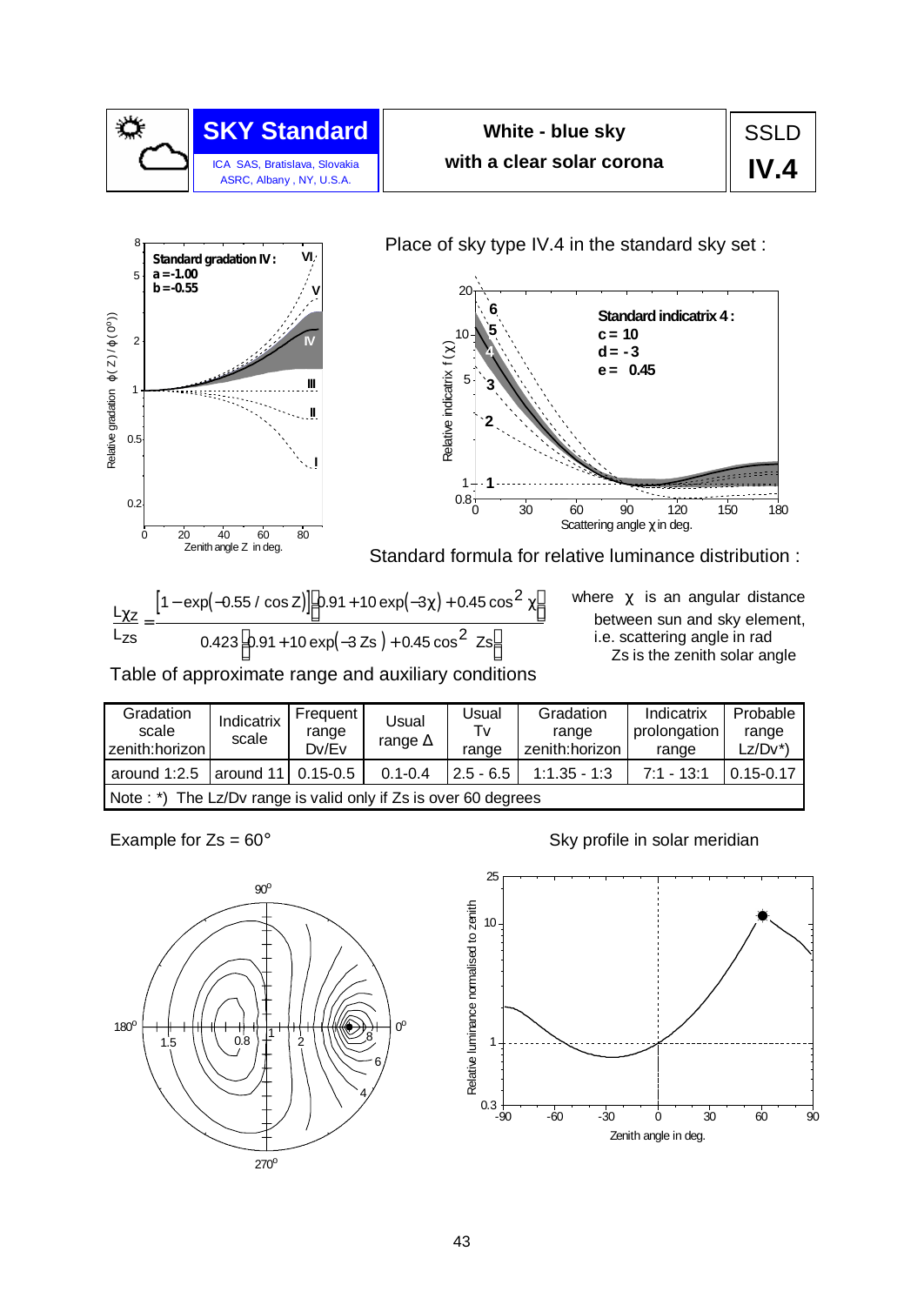# SKY Standard

ICA SAS, Bratislava, Slovakia
ASRC, Albany, NY, U.S.A.

**White - blue sky with a clear solar corona**

SSLD **IV.4**

Place of sky type IV.4 in the standard sky set :

**Standard gradation IV:** a = -1.00, b = -0.55

**Standard indicatrix 4:** c = 10, d = -3, e = 0.45

Standard formula for relative luminance distribution :

$$\frac{L_{\chi Z}}{L_{ZS}} = \frac{\left[1-\exp(-0.55/\cos Z)\right]\left[0.91+10\exp(-3\chi)+0.45\cos^2\chi\right]}{0.423\left[0.91+10\exp(-3\,Z_S)+0.45\cos^2 Z_S\right]}$$

where $\chi$ is an angular distance between sun and sky element, i.e. scattering angle in rad
$Z_S$ is the zenith solar angle

Table of approximate range and auxiliary conditions

| Gradation scale zenith:horizon | Indicatrix scale | Frequent range Dv/Ev | Usual range Δ | Usual Tv range | Gradation range zenith:horizon | Indicatrix prolongation range | Probable range Lz/Dv*) |
|---|---|---|---|---|---|---|---|
| around 1:2.5 | around 11 | 0.15-0.5 | 0.1-0.4 | 2.5 - 6.5 | 1:1.35 - 1:3 | 7:1 - 13:1 | 0.15-0.17 |
| Note : *) The Lz/Dv range is valid only if Zs is over 60 degrees | | | | | | | |

Example for Zs = 60°

Sky profile in solar meridian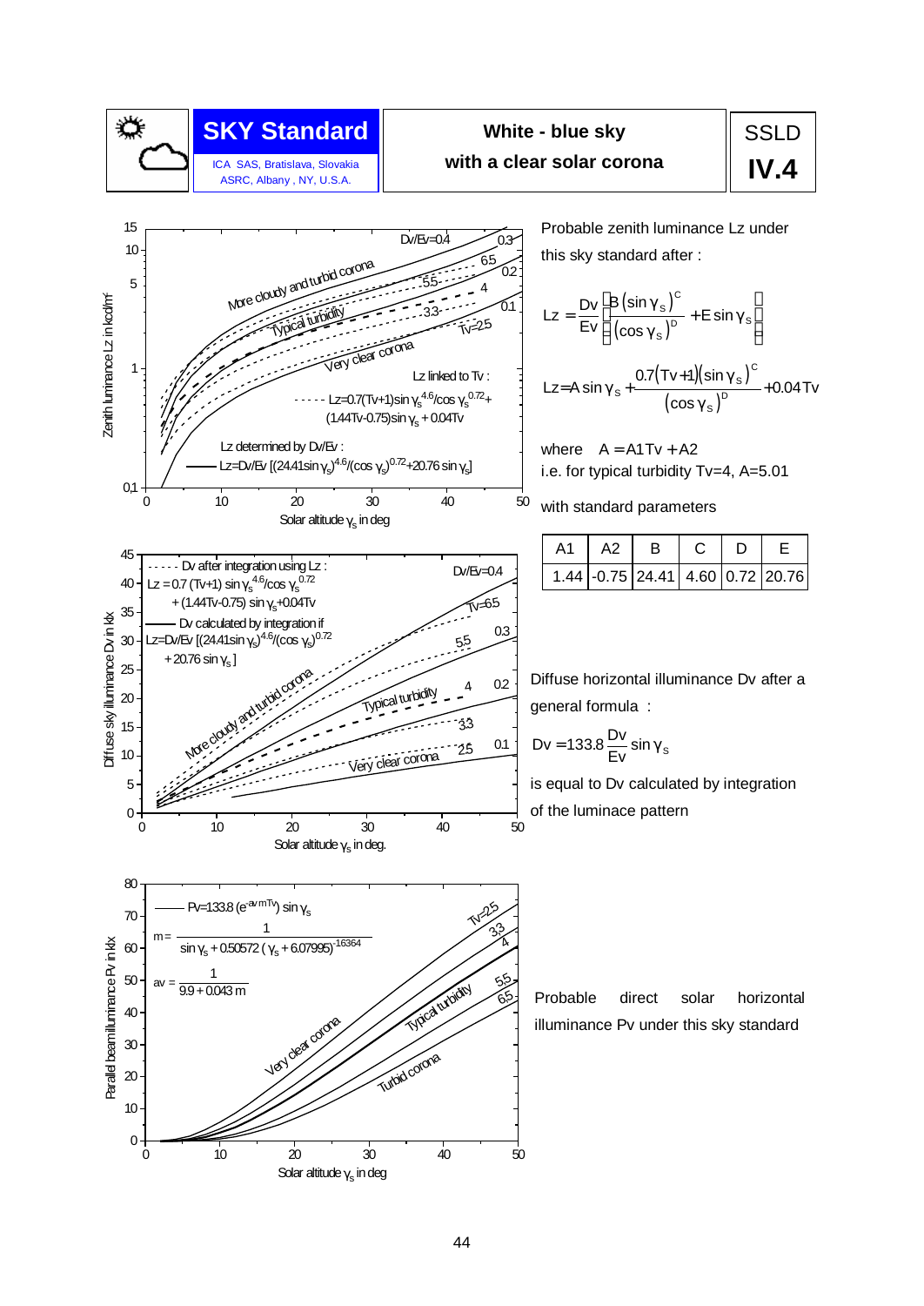| SKY Standard | White - blue sky with a clear solar corona | SSLD IV.4 |
|---|---|---|
| ICA SAS, Bratislava, Slovakia ASRC, Albany, NY, U.S.A. | | |

Probable zenith luminance Lz under this sky standard after :

$$Lz = \frac{Dv}{Ev}\left[\frac{B\,(\sin\gamma_s)^C}{(\cos\gamma_s)^D} + E\sin\gamma_s\right]$$

$$Lz = A\sin\gamma_s + \frac{0.7(Tv+1)(\sin\gamma_s)^C}{(\cos\gamma_s)^D} + 0.04\,Tv$$

where $A = A1\,Tv + A2$

i.e. for typical turbidity Tv=4, A=5.01

with standard parameters

| A1 | A2 | B | C | D | E |
|---|---|---|---|---|---|
| 1.44 | -0.75 | 24.41 | 4.60 | 0.72 | 20.76 |

Diffuse horizontal illuminance Dv after a general formula :

$$Dv = 133.8\,\frac{Dv}{Ev}\sin\gamma_s$$

is equal to Dv calculated by integration of the luminance pattern

Probable direct solar horizontal illuminance Pv under this sky standard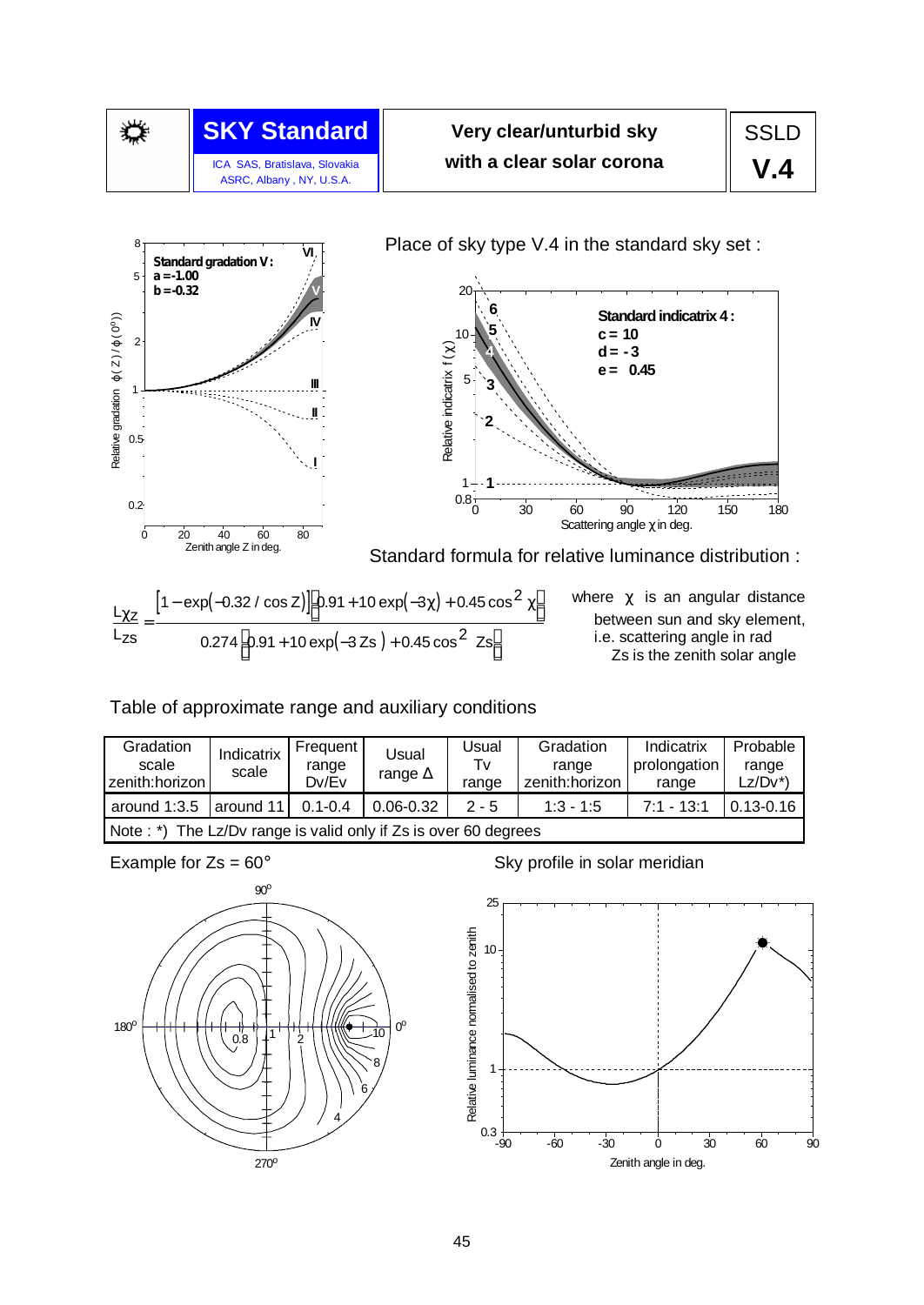| SKY Standard | Very clear/unturbid sky with a clear solar corona | SSLD V.4 |
|---|---|---|
| ICA SAS, Bratislava, Slovakia ASRC, Albany, NY, U.S.A. | | |

Standard gradation V:
a = -1.00
b = -0.32

Place of sky type V.4 in the standard sky set :

Standard indicatrix 4 :
c = 10
d = -3
e = 0.45

Standard formula for relative luminance distribution :

$$\frac{L_{\chi Z}}{L_{ZS}} = \frac{\left[1 - \exp(-0.32 / \cos Z)\right]\left[0.91 + 10\exp(-3\chi) + 0.45\cos^2\chi\right]}{0.274\left[0.91 + 10\exp(-3\,Zs) + 0.45\cos^2 Zs\right]}$$

where $\chi$ is an angular distance between sun and sky element, i.e. scattering angle in rad
Zs is the zenith solar angle

Table of approximate range and auxiliary conditions

| Gradation scale zenith:horizon | Indicatrix scale | Frequent range Dv/Ev | Usual range Δ | Usual Tv range | Gradation range zenith:horizon | Indicatrix prolongation range | Probable range Lz/Dv*) |
|---|---|---|---|---|---|---|---|
| around 1:3.5 | around 11 | 0.1-0.4 | 0.06-0.32 | 2 - 5 | 1:3 - 1:5 | 7:1 - 13:1 | 0.13-0.16 |
| Note : *) The Lz/Dv range is valid only if Zs is over 60 degrees | | | | | | | |

Example for Zs = 60°

Sky profile in solar meridian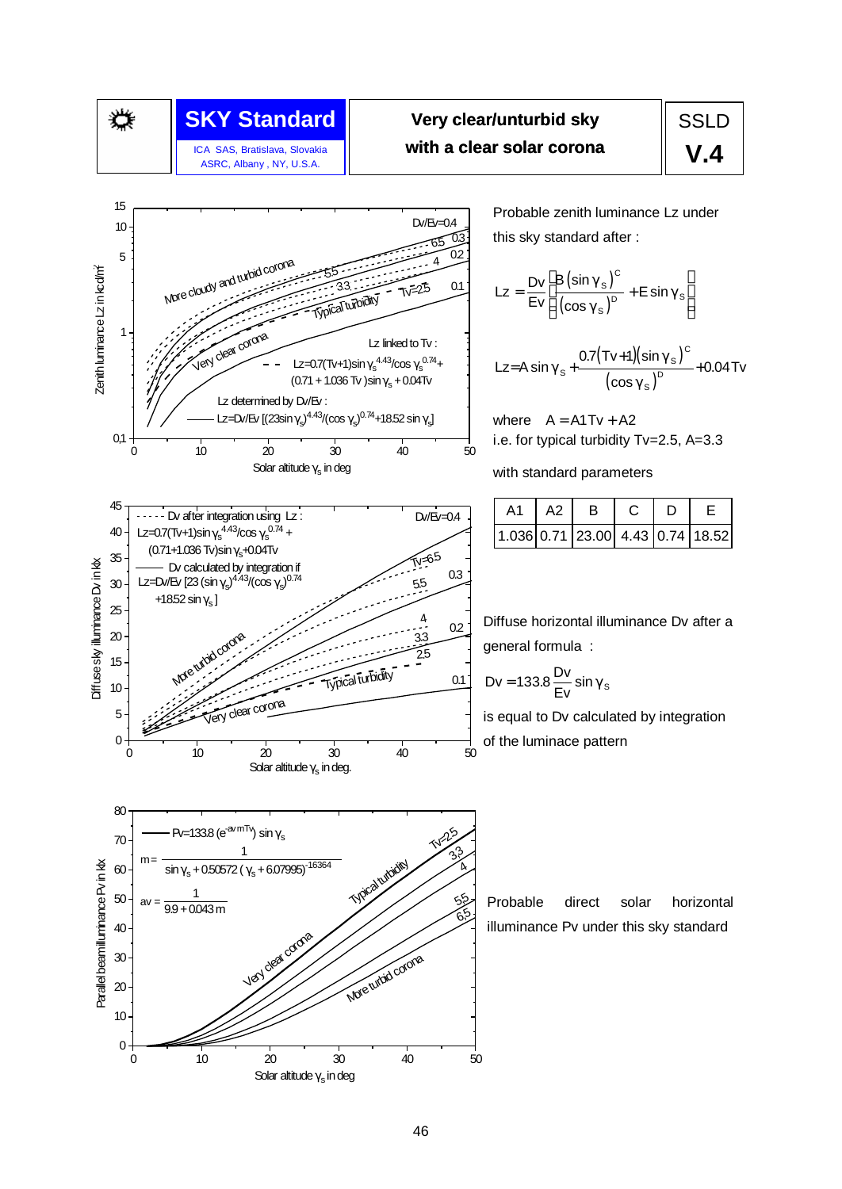| SKY Standard | Very clear/unturbid sky with a clear solar corona | SSLD **V.4** |
|---|---|---|
| ICA SAS, Bratislava, Slovakia; ASRC, Albany, NY, U.S.A. | | |

Probable zenith luminance Lz under this sky standard after :

$$L_z = \frac{D_v}{E_v}\left[\frac{B\,(\sin\gamma_s)^C}{(\cos\gamma_s)^D} + E\sin\gamma_s\right]$$

$$L_z = A\sin\gamma_s + \frac{0.7\,(T_v+1)\,(\sin\gamma_s)^C}{(\cos\gamma_s)^D} + 0.04\,T_v$$

where $A = A1\,T_v + A2$

i.e. for typical turbidity $T_v$=2.5, A=3.3

with standard parameters

| A1 | A2 | B | C | D | E |
|---|---|---|---|---|---|
| 1.036 | 0.71 | 23.00 | 4.43 | 0.74 | 18.52 |

Diffuse horizontal illuminance Dv after a general formula :

$$D_v = 133.8\,\frac{D_v}{E_v}\,\sin\gamma_s$$

is equal to Dv calculated by integration of the luminance pattern

Probable direct solar horizontal illuminance Pv under this sky standard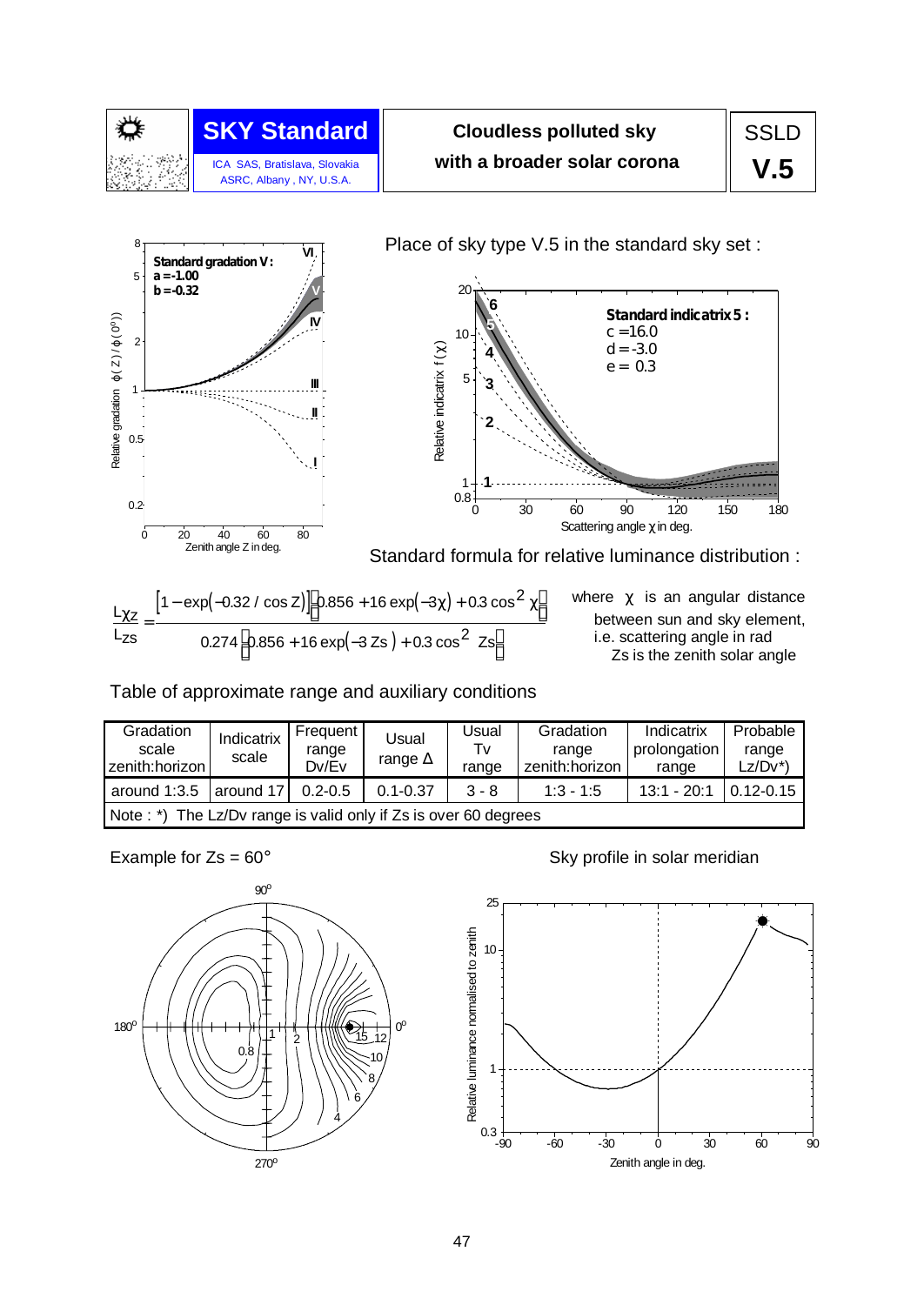**SKY Standard**

ICA SAS, Bratislava, Slovakia
ASRC, Albany , NY, U.S.A.

# Cloudless polluted sky with a broader solar corona

SSLD **V.5**

Standard gradation V: $a = -1.00$, $b = -0.32$

Place of sky type V.5 in the standard sky set :

Standard indicatrix 5 : $c = 16.0$, $d = -3.0$, $e = 0.3$

Standard formula for relative luminance distribution :

$$\frac{L_{\chi Z}}{L_{ZS}} = \frac{\left[1 - \exp(-0.32 / \cos Z)\right]\left[0.856 + 16\exp(-3\chi) + 0.3\cos^2 \chi\right]}{0.274\left[0.856 + 16\exp(-3\, Z_S) + 0.3\cos^2 Z_S\right]}$$

where $\chi$ is an angular distance between sun and sky element, i.e. scattering angle in rad
$Z_S$ is the zenith solar angle

Table of approximate range and auxiliary conditions

| Gradation scale zenith:horizon | Indicatrix scale | Frequent range Dv/Ev | Usual range Δ | Usual Tv range | Gradation range zenith:horizon | Indicatrix prolongation range | Probable range Lz/Dv*) |
|---|---|---|---|---|---|---|---|
| around 1:3.5 | around 17 | 0.2-0.5 | 0.1-0.37 | 3 - 8 | 1:3 - 1:5 | 13:1 - 20:1 | 0.12-0.15 |
| Note : *) The Lz/Dv range is valid only if Zs is over 60 degrees | | | | | | | |

Example for Zs = 60°

Sky profile in solar meridian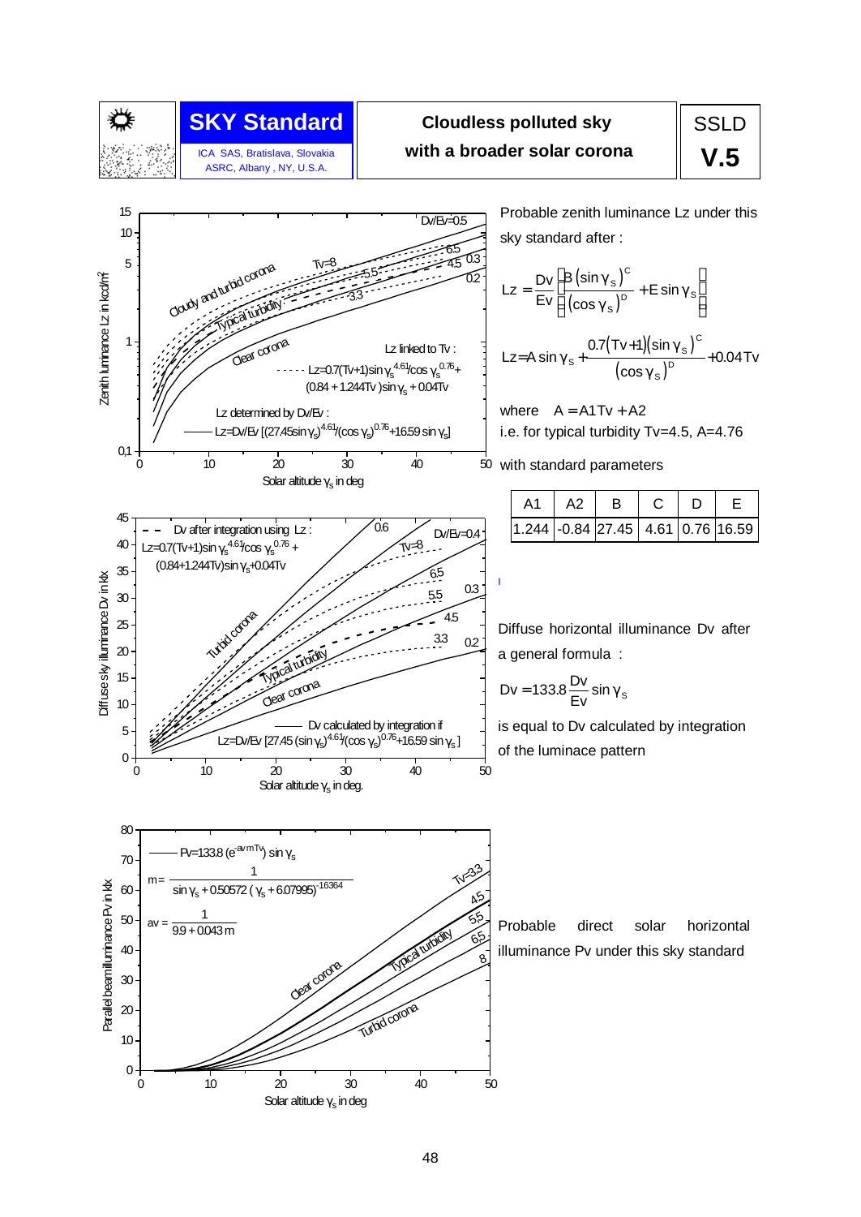| SKY Standard | Cloudless polluted sky with a broader solar corona | SSLD V.5 |
|---|---|---|
| ICA SAS, Bratislava, Slovakia ASRC, Albany, NY, U.S.A. | | |

Probable zenith luminance Lz under this sky standard after :

$$Lz = \frac{Dv}{Ev}\left[\frac{B\,(\sin\gamma_s)^C}{(\cos\gamma_s)^D} + E\sin\gamma_s\right]$$

$$Lz = A\sin\gamma_s + \frac{0.7(Tv+1)(\sin\gamma_s)^C}{(\cos\gamma_s)^D} + 0.04\,Tv$$

where $A = A1\,Tv + A2$

i.e. for typical turbidity Tv=4.5, A=4.76

with standard parameters

| A1 | A2 | B | C | D | E |
|---|---|---|---|---|---|
| 1.244 | -0.84 | 27.45 | 4.61 | 0.76 | 16.59 |

Diffuse horizontal illuminance Dv after a general formula :

$$Dv = 133.8\,\frac{Dv}{Ev}\sin\gamma_s$$

is equal to Dv calculated by integration of the luminace pattern

Probable direct solar horizontal illuminance Pv under this sky standard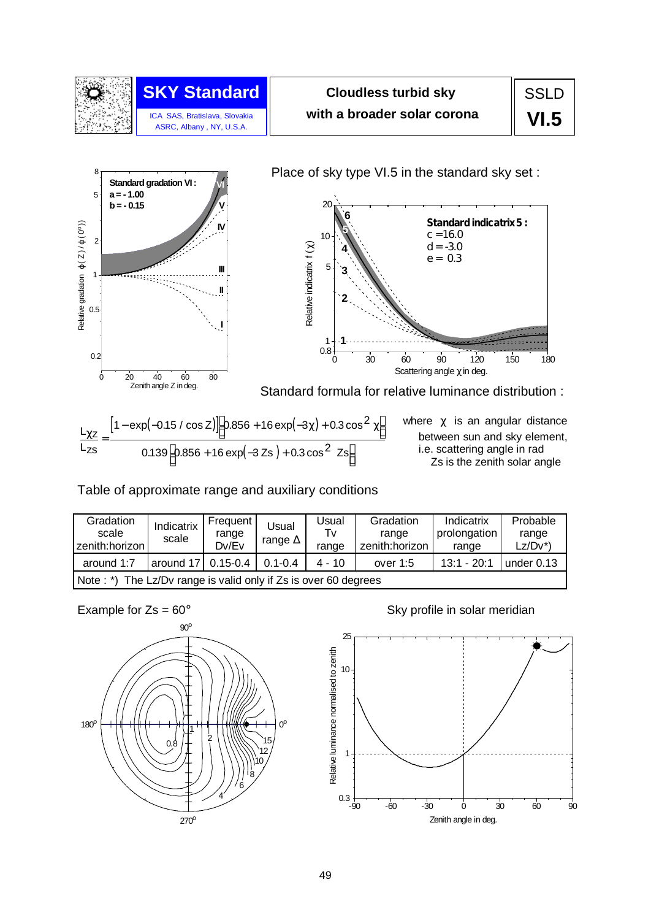# SKY Standard

ICA SAS, Bratislava, Slovakia
ASRC, Albany, NY, U.S.A.

**Cloudless turbid sky with a broader solar corona**

**SSLD VI.5**

Standard gradation VI:
a = - 1.00
b = - 0.15

Place of sky type VI.5 in the standard sky set :

Standard indicatrix 5 :
c = 16.0
d = -3.0
e = 0.3

Standard formula for relative luminance distribution :

$$\frac{L_{\chi Z}}{L_{ZS}} = \frac{\left[1-\exp(-0.15/\cos Z)\right]\left[0.856+16\exp(-3\chi)+0.3\cos^2\chi\right]}{0.139\left[0.856+16\exp(-3\,Zs)+0.3\cos^2 Zs\right]}$$

where $\chi$ is an angular distance between sun and sky element, i.e. scattering angle in rad
$Zs$ is the zenith solar angle

Table of approximate range and auxiliary conditions

| Gradation scale zenith:horizon | Indicatrix scale | Frequent range Dv/Ev | Usual range Δ | Usual Tv range | Gradation range zenith:horizon | Indicatrix prolongation range | Probable range Lz/Dv*) |
|---|---|---|---|---|---|---|---|
| around 1:7 | around 17 | 0.15-0.4 | 0.1-0.4 | 4 - 10 | over 1:5 | 13:1 - 20:1 | under 0.13 |
| Note : *) The Lz/Dv range is valid only if Zs is over 60 degrees | | | | | | | |

Example for Zs = 60°

Sky profile in solar meridian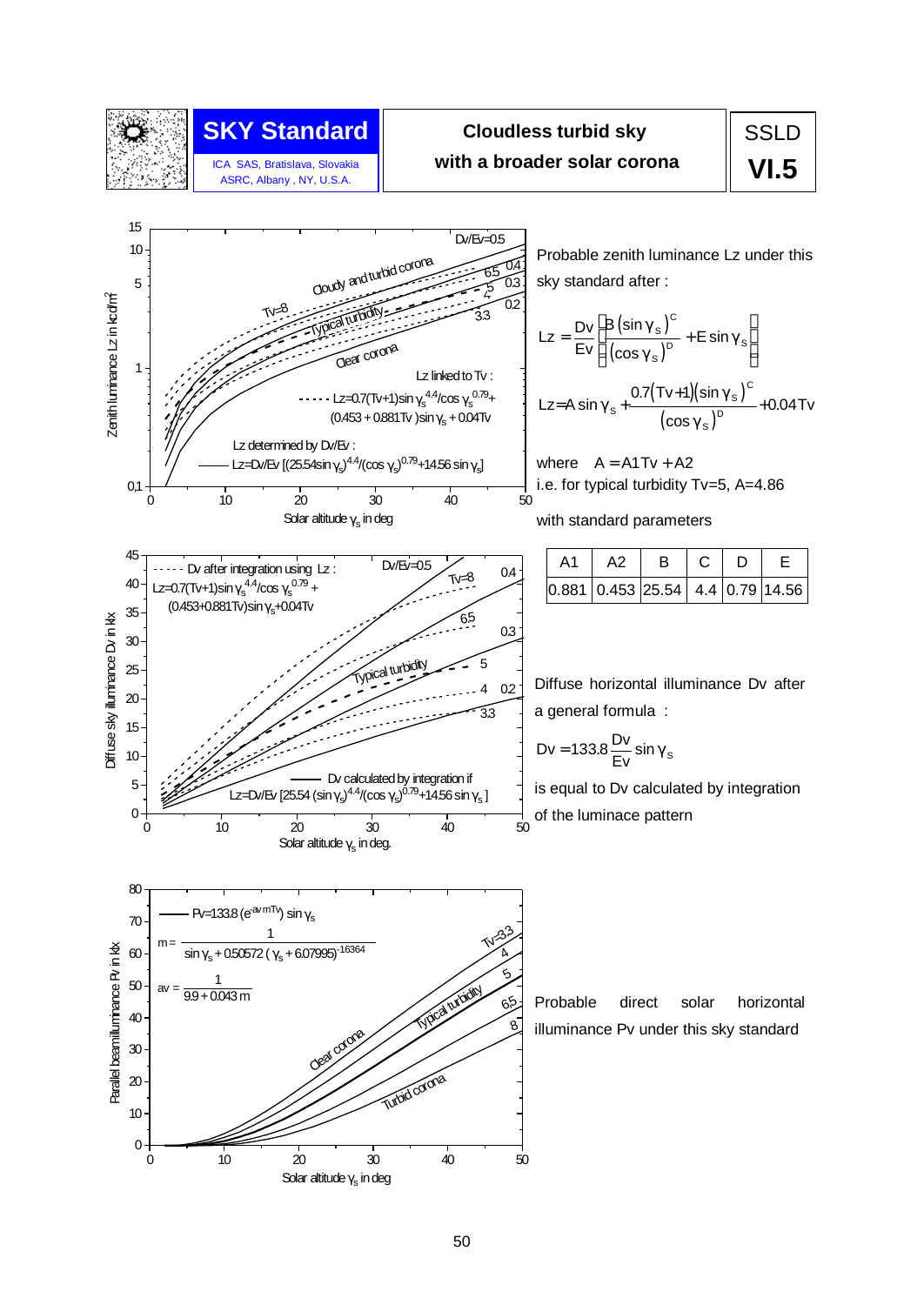# SKY Standard

ICA SAS, Bratislava, Slovakia
ASRC, Albany , NY, U.S.A.

**Cloudless turbid sky with a broader solar corona**

SSLD **VI.5**

Probable zenith luminance Lz under this sky standard after :

$$L_z = \frac{D_v}{E_v}\left[\frac{B\,(\sin\gamma_S)^C}{(\cos\gamma_S)^D} + E\sin\gamma_S\right]$$

$$L_z = A\sin\gamma_S + \frac{0.7(T_v+1)(\sin\gamma_S)^C}{(\cos\gamma_S)^D} + 0.04\,T_v$$

where $A = A1\,T_v + A2$

i.e. for typical turbidity Tv=5, A=4.86

with standard parameters

| A1 | A2 | B | C | D | E |
|---|---|---|---|---|---|
| 0.881 | 0.453 | 25.54 | 4.4 | 0.79 | 14.56 |

Diffuse horizontal illuminance Dv after a general formula :

$$D_v = 133.8\,\frac{D_v}{E_v}\sin\gamma_S$$

is equal to Dv calculated by integration of the luminace pattern

Probable direct solar horizontal illuminance Pv under this sky standard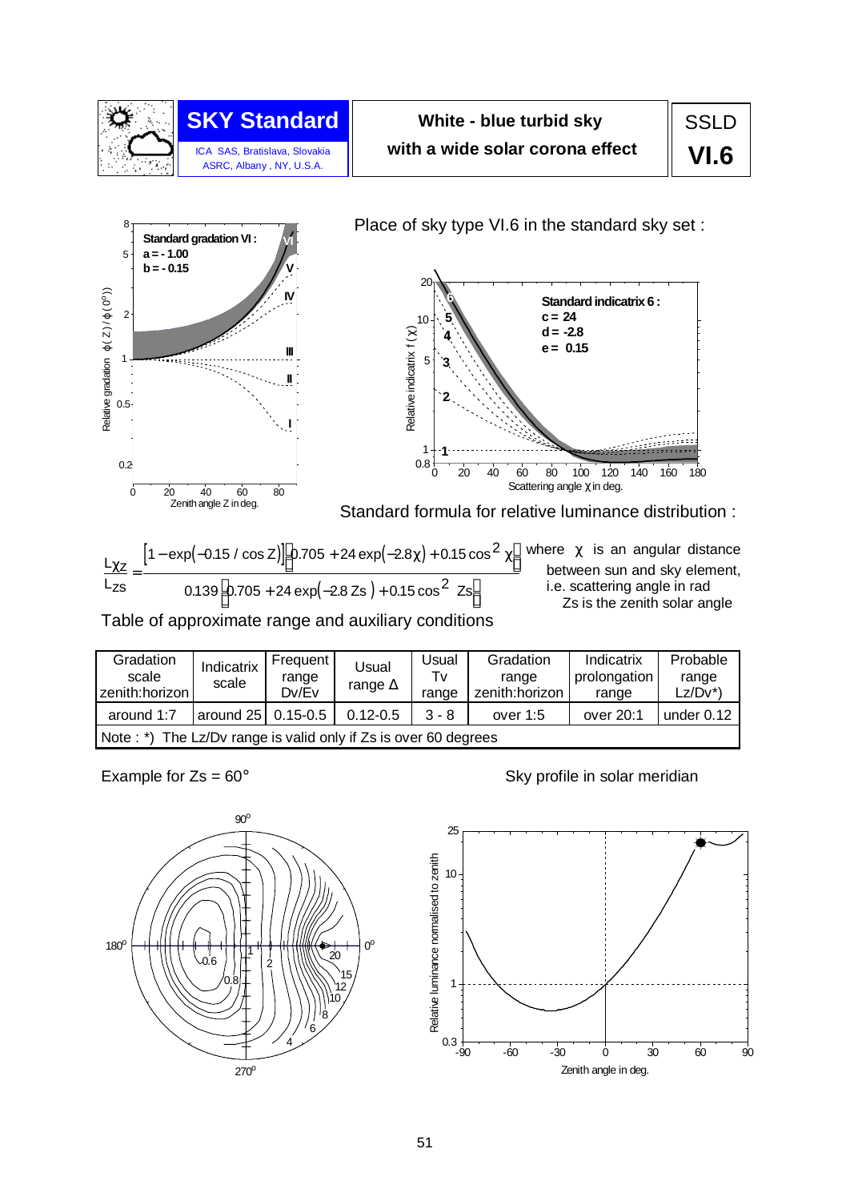**SKY Standard**

ICA SAS, Bratislava, Slovakia
ASRC, Albany, NY, U.S.A.

## White - blue turbid sky with a wide solar corona effect

**SSLD VI.6**

**Standard gradation VI :**
**a = - 1.00**
**b = - 0.15**

Place of sky type VI.6 in the standard sky set :

**Standard indicatrix 6 :**
**c = 24**
**d = -2.8**
**e = 0.15**

Standard formula for relative luminance distribution :

$$\frac{L_{\chi Z}}{L_{ZS}} = \frac{\left[1-\exp(-0.15 / \cos Z)\right]\left[0.705 + 24\exp(-2.8\chi) + 0.15\cos^2\chi\right]}{0.139\left[0.705 + 24\exp(-2.8\,Zs) + 0.15\cos^2 Zs\right]}$$

where $\chi$ is an angular distance between sun and sky element, i.e. scattering angle in rad
Zs is the zenith solar angle

Table of approximate range and auxiliary conditions

| Gradation scale zenith:horizon | Indicatrix scale | Frequent range Dv/Ev | Usual range Δ | Usual Tv range | Gradation range zenith:horizon | Indicatrix prolongation range | Probable range Lz/Dv*) |
|---|---|---|---|---|---|---|---|
| around 1:7 | around 25 | 0.15-0.5 | 0.12-0.5 | 3 - 8 | over 1:5 | over 20:1 | under 0.12 |
| Note : *) The Lz/Dv range is valid only if Zs is over 60 degrees | | | | | | | |

Example for Zs = 60°

Sky profile in solar meridian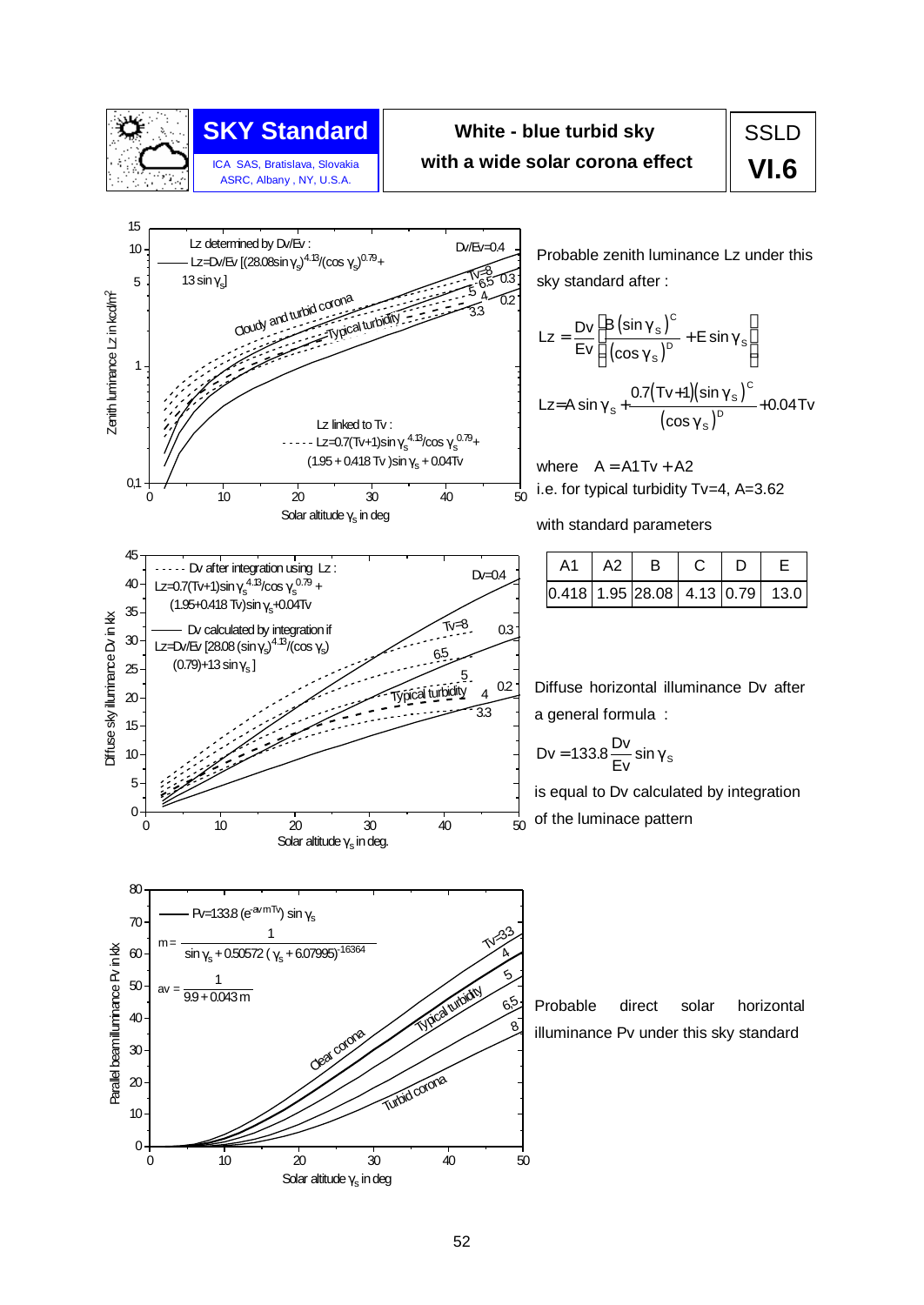# SKY Standard

ICA SAS, Bratislava, Slovakia
ASRC, Albany, NY, U.S.A.

## White - blue turbid sky with a wide solar corona effect

**SSLD VI.6**

Probable zenith luminance Lz under this sky standard after :

$$Lz = \frac{Dv}{Ev}\left[\frac{B(\sin\gamma_S)^C}{(\cos\gamma_S)^D} + E\sin\gamma_S\right]$$

$$Lz = A\sin\gamma_S + \frac{0.7(Tv+1)(\sin\gamma_S)^C}{(\cos\gamma_S)^D} + 0.04\,Tv$$

where $A = A1\,Tv + A2$

i.e. for typical turbidity Tv=4, A=3.62

with standard parameters

| A1 | A2 | B | C | D | E |
|---|---|---|---|---|---|
| 0.418 | 1.95 | 28.08 | 4.13 | 0.79 | 13.0 |

Diffuse horizontal illuminance Dv after a general formula :

$$Dv = 133.8\,\frac{Dv}{Ev}\sin\gamma_S$$

is equal to Dv calculated by integration of the luminace pattern

Probable direct solar horizontal illuminance Pv under this sky standard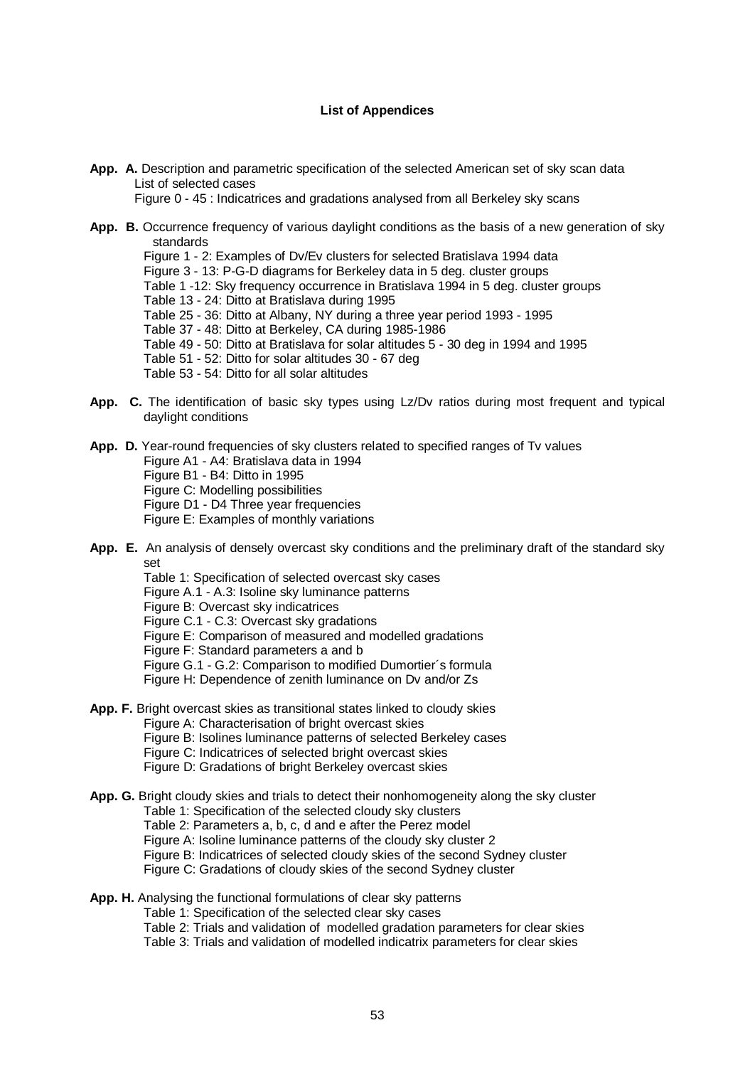**List of Appendices**

**App. A.** Description and parametric specification of the selected American set of sky scan data
List of selected cases
Figure 0 - 45 : Indicatrices and gradations analysed from all Berkeley sky scans

**App. B.** Occurrence frequency of various daylight conditions as the basis of a new generation of sky standards
Figure 1 - 2: Examples of Dv/Ev clusters for selected Bratislava 1994 data
Figure 3 - 13: P-G-D diagrams for Berkeley data in 5 deg. cluster groups
Table 1 -12: Sky frequency occurrence in Bratislava 1994 in 5 deg. cluster groups
Table 13 - 24: Ditto at Bratislava during 1995
Table 25 - 36: Ditto at Albany, NY during a three year period 1993 - 1995
Table 37 - 48: Ditto at Berkeley, CA during 1985-1986
Table 49 - 50: Ditto at Bratislava for solar altitudes 5 - 30 deg in 1994 and 1995
Table 51 - 52: Ditto for solar altitudes 30 - 67 deg
Table 53 - 54: Ditto for all solar altitudes

**App. C.** The identification of basic sky types using Lz/Dv ratios during most frequent and typical daylight conditions

**App. D.** Year-round frequencies of sky clusters related to specified ranges of Tv values
Figure A1 - A4: Bratislava data in 1994
Figure B1 - B4: Ditto in 1995
Figure C: Modelling possibilities
Figure D1 - D4 Three year frequencies
Figure E: Examples of monthly variations

**App. E.** An analysis of densely overcast sky conditions and the preliminary draft of the standard sky set
Table 1: Specification of selected overcast sky cases
Figure A.1 - A.3: Isoline sky luminance patterns
Figure B: Overcast sky indicatrices
Figure C.1 - C.3: Overcast sky gradations
Figure E: Comparison of measured and modelled gradations
Figure F: Standard parameters a and b
Figure G.1 - G.2: Comparison to modified Dumortier´s formula
Figure H: Dependence of zenith luminance on Dv and/or Zs

**App. F.** Bright overcast skies as transitional states linked to cloudy skies
Figure A: Characterisation of bright overcast skies
Figure B: Isolines luminance patterns of selected Berkeley cases
Figure C: Indicatrices of selected bright overcast skies
Figure D: Gradations of bright Berkeley overcast skies

**App. G.** Bright cloudy skies and trials to detect their nonhomogeneity along the sky cluster
Table 1: Specification of the selected cloudy sky clusters
Table 2: Parameters a, b, c, d and e after the Perez model
Figure A: Isoline luminance patterns of the cloudy sky cluster 2
Figure B: Indicatrices of selected cloudy skies of the second Sydney cluster
Figure C: Gradations of cloudy skies of the second Sydney cluster

**App. H.** Analysing the functional formulations of clear sky patterns
Table 1: Specification of the selected clear sky cases
Table 2: Trials and validation of modelled gradation parameters for clear skies
Table 3: Trials and validation of modelled indicatrix parameters for clear skies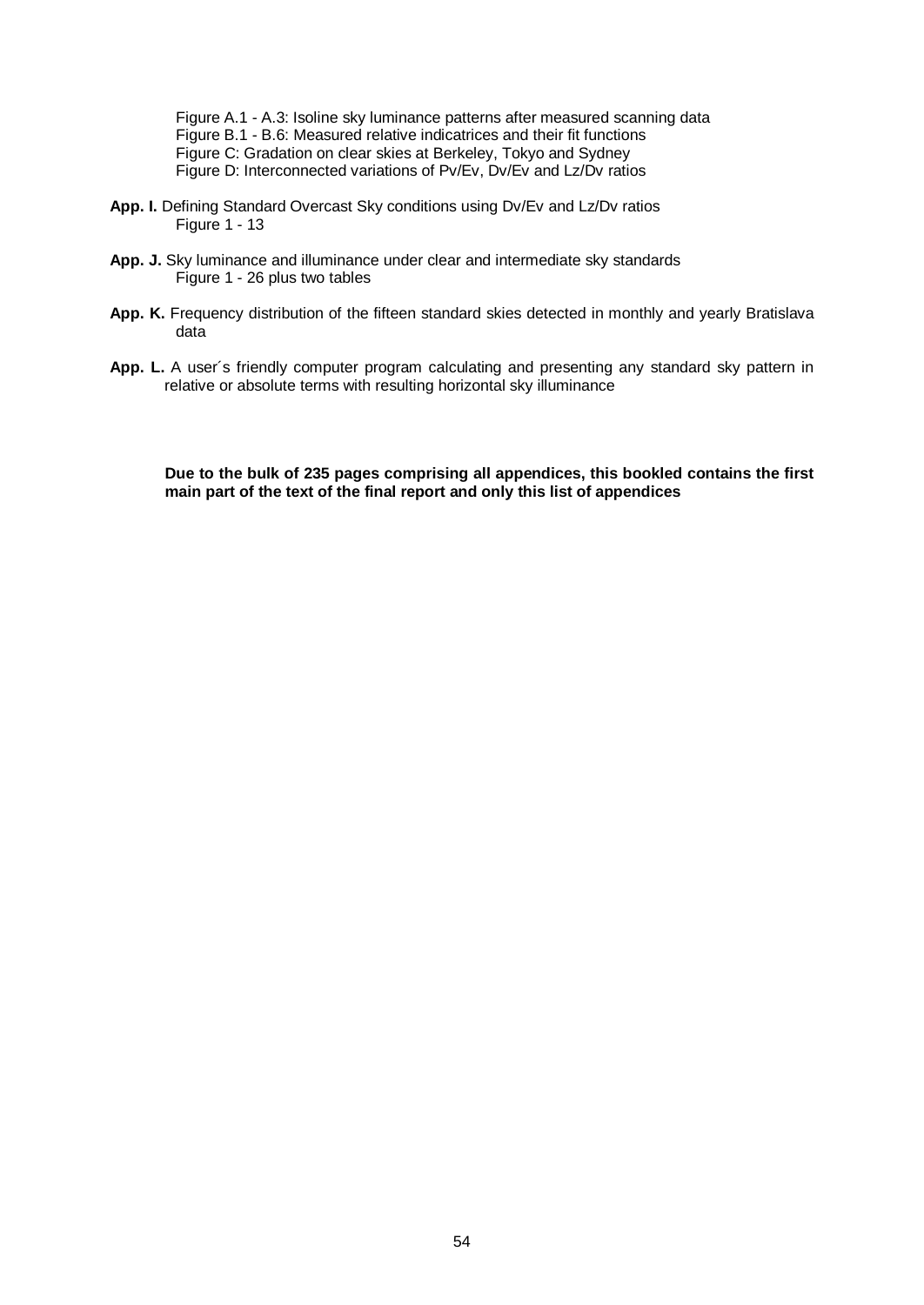Figure A.1 - A.3: Isoline sky luminance patterns after measured scanning data
Figure B.1 - B.6: Measured relative indicatrices and their fit functions
Figure C: Gradation on clear skies at Berkeley, Tokyo and Sydney
Figure D: Interconnected variations of Pv/Ev, Dv/Ev and Lz/Dv ratios

**App. I.** Defining Standard Overcast Sky conditions using Dv/Ev and Lz/Dv ratios
Figure 1 - 13

**App. J.** Sky luminance and illuminance under clear and intermediate sky standards
Figure 1 - 26 plus two tables

**App. K.** Frequency distribution of the fifteen standard skies detected in monthly and yearly Bratislava data

**App. L.** A user´s friendly computer program calculating and presenting any standard sky pattern in relative or absolute terms with resulting horizontal sky illuminance

**Due to the bulk of 235 pages comprising all appendices, this bookled contains the first main part of the text of the final report and only this list of appendices**